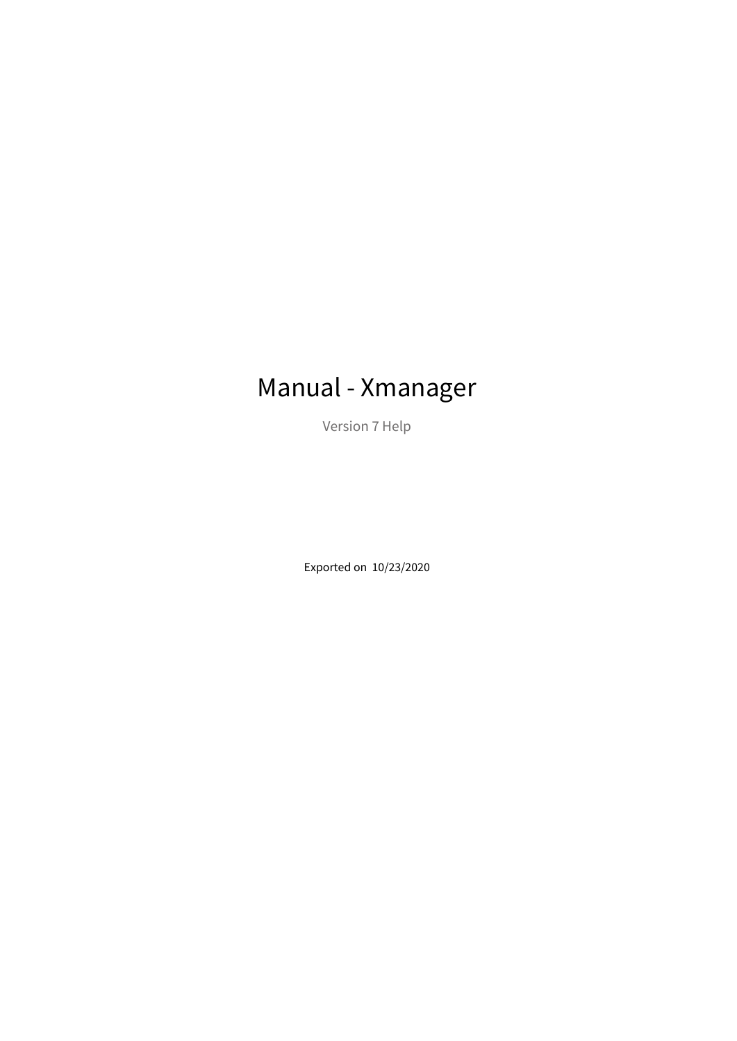# Manual - Xmanager

Version 7 Help

Exported on 10/23/2020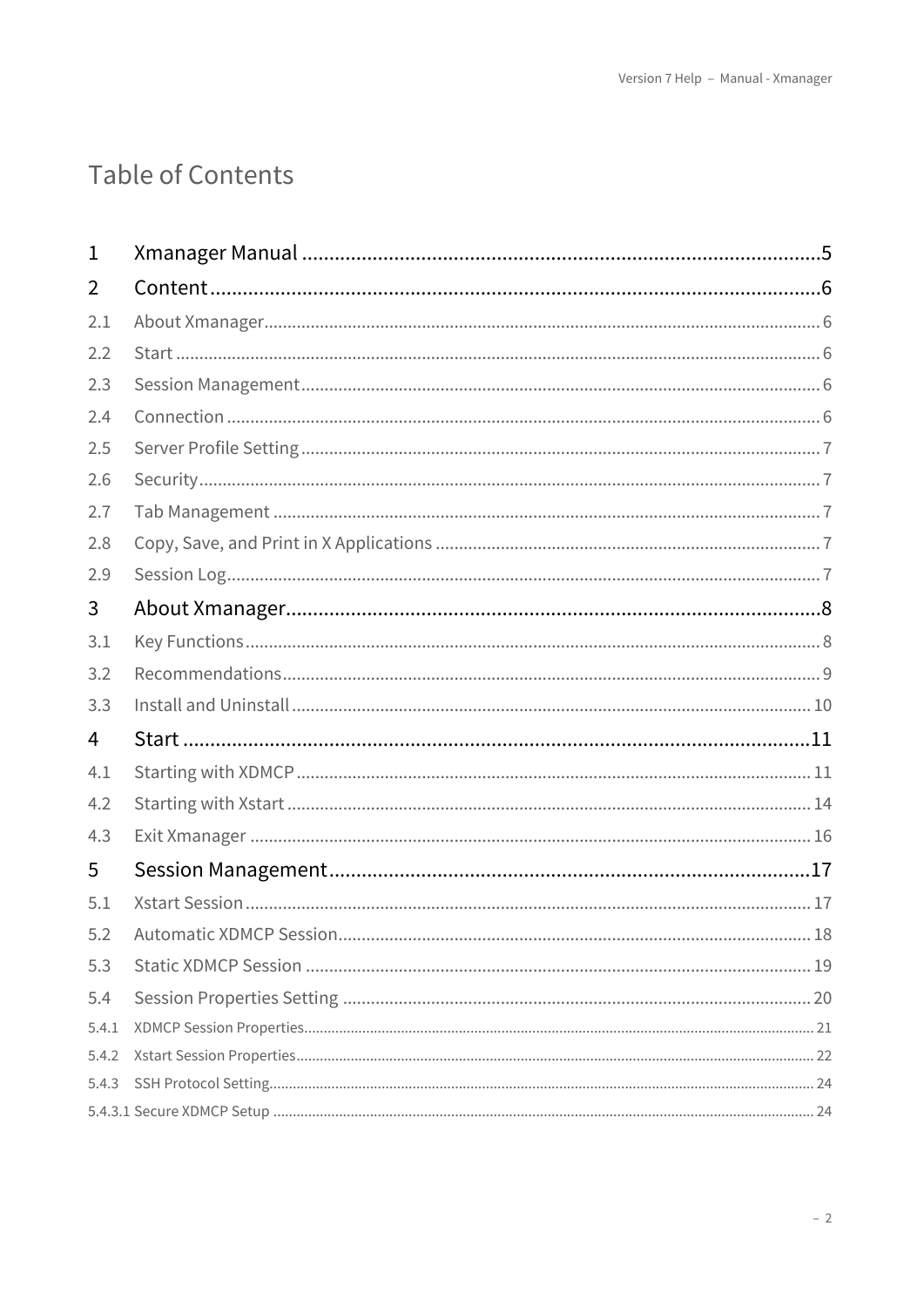# Table of Contents

| | | |
|---|---|---|
| 1 | Xmanager Manual | 5 |
| 2 | Content | 6 |
| 2.1 | About Xmanager | 6 |
| 2.2 | Start | 6 |
| 2.3 | Session Management | 6 |
| 2.4 | Connection | 6 |
| 2.5 | Server Profile Setting | 7 |
| 2.6 | Security | 7 |
| 2.7 | Tab Management | 7 |
| 2.8 | Copy, Save, and Print in X Applications | 7 |
| 2.9 | Session Log | 7 |
| 3 | About Xmanager | 8 |
| 3.1 | Key Functions | 8 |
| 3.2 | Recommendations | 9 |
| 3.3 | Install and Uninstall | 10 |
| 4 | Start | 11 |
| 4.1 | Starting with XDMCP | 11 |
| 4.2 | Starting with Xstart | 14 |
| 4.3 | Exit Xmanager | 16 |
| 5 | Session Management | 17 |
| 5.1 | Xstart Session | 17 |
| 5.2 | Automatic XDMCP Session | 18 |
| 5.3 | Static XDMCP Session | 19 |
| 5.4 | Session Properties Setting | 20 |
| 5.4.1 | XDMCP Session Properties | 21 |
| 5.4.2 | Xstart Session Properties | 22 |
| 5.4.3 | SSH Protocol Setting | 24 |
| 5.4.3.1 | Secure XDMCP Setup | 24 |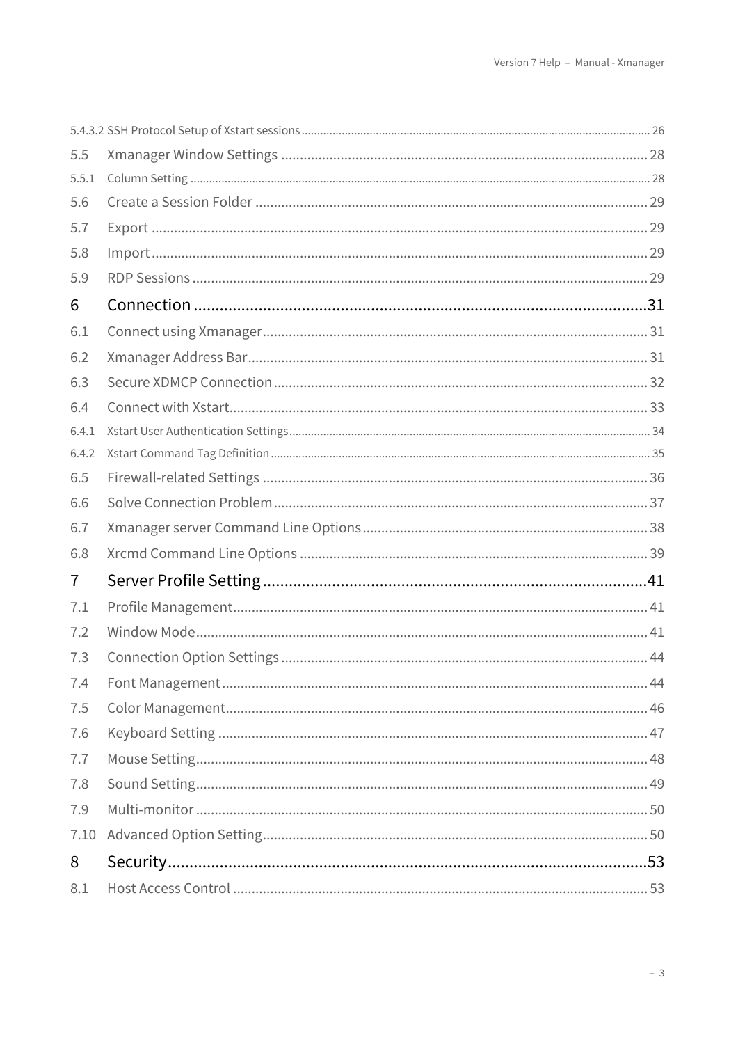5.4.3.2 SSH Protocol Setup of Xstart sessions ..... 26

5.5 Xmanager Window Settings ..... 28

5.5.1 Column Setting ..... 28

5.6 Create a Session Folder ..... 29

5.7 Export ..... 29

5.8 Import ..... 29

5.9 RDP Sessions ..... 29

6 Connection ..... 31

6.1 Connect using Xmanager ..... 31

6.2 Xmanager Address Bar ..... 31

6.3 Secure XDMCP Connection ..... 32

6.4 Connect with Xstart ..... 33

6.4.1 Xstart User Authentication Settings ..... 34

6.4.2 Xstart Command Tag Definition ..... 35

6.5 Firewall-related Settings ..... 36

6.6 Solve Connection Problem ..... 37

6.7 Xmanager server Command Line Options ..... 38

6.8 Xrcmd Command Line Options ..... 39

7 Server Profile Setting ..... 41

7.1 Profile Management ..... 41

7.2 Window Mode ..... 41

7.3 Connection Option Settings ..... 44

7.4 Font Management ..... 44

7.5 Color Management ..... 46

7.6 Keyboard Setting ..... 47

7.7 Mouse Setting ..... 48

7.8 Sound Setting ..... 49

7.9 Multi-monitor ..... 50

7.10 Advanced Option Setting ..... 50

8 Security ..... 53

8.1 Host Access Control ..... 53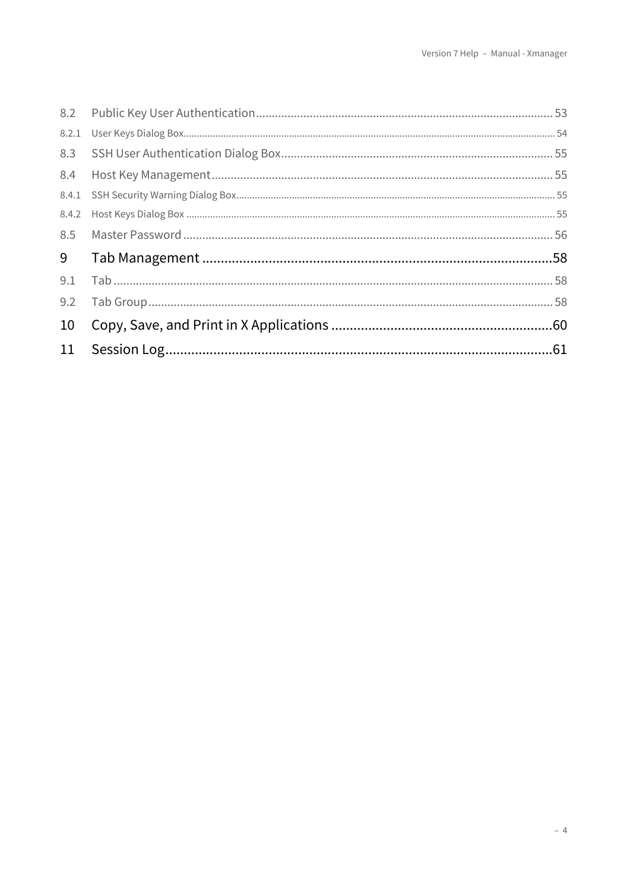8.2 Public Key User Authentication ........ 53

8.2.1 User Keys Dialog Box ........ 54

8.3 SSH User Authentication Dialog Box ........ 55

8.4 Host Key Management ........ 55

8.4.1 SSH Security Warning Dialog Box ........ 55

8.4.2 Host Keys Dialog Box ........ 55

8.5 Master Password ........ 56

9 Tab Management ........ 58

9.1 Tab ........ 58

9.2 Tab Group ........ 58

10 Copy, Save, and Print in X Applications ........ 60

11 Session Log ........ 61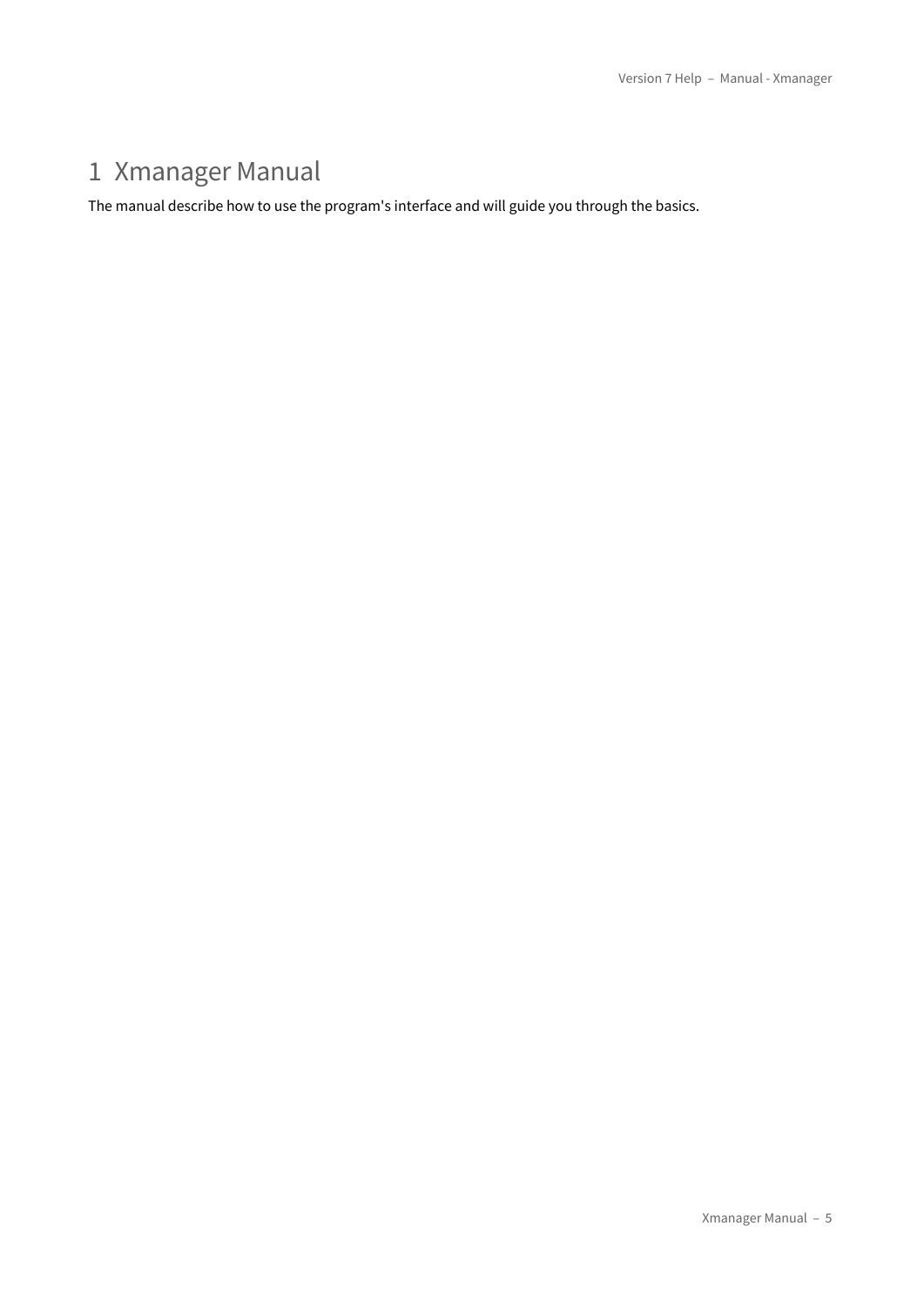# 1 Xmanager Manual

The manual describe how to use the program's interface and will guide you through the basics.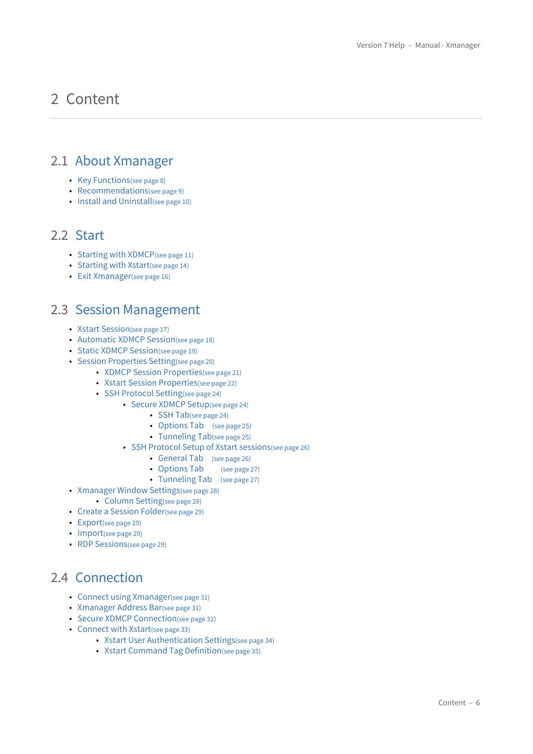# 2 Content

## 2.1 About Xmanager

- Key Functions(see page 8)
- Recommendations(see page 9)
- Install and Uninstall(see page 10)

## 2.2 Start

- Starting with XDMCP(see page 11)
- Starting with Xstart(see page 14)
- Exit Xmanager(see page 16)

## 2.3 Session Management

- Xstart Session(see page 17)
- Automatic XDMCP Session(see page 18)
- Static XDMCP Session(see page 19)
- Session Properties Setting(see page 20)
    - XDMCP Session Properties(see page 21)
    - Xstart Session Properties(see page 22)
    - SSH Protocol Setting(see page 24)
        - Secure XDMCP Setup(see page 24)
            - SSH Tab(see page 24)
            - Options Tab (see page 25)
            - Tunneling Tab(see page 25)
        - SSH Protocol Setup of Xstart sessions(see page 26)
            - General Tab (see page 26)
            - Options Tab (see page 27)
            - Tunneling Tab (see page 27)
- Xmanager Window Settings(see page 28)
    - Column Setting(see page 28)
- Create a Session Folder(see page 29)
- Export(see page 29)
- Import(see page 29)
- RDP Sessions(see page 29)

## 2.4 Connection

- Connect using Xmanager(see page 31)
- Xmanager Address Bar(see page 31)
- Secure XDMCP Connection(see page 32)
- Connect with Xstart(see page 33)
    - Xstart User Authentication Settings(see page 34)
    - Xstart Command Tag Definition(see page 35)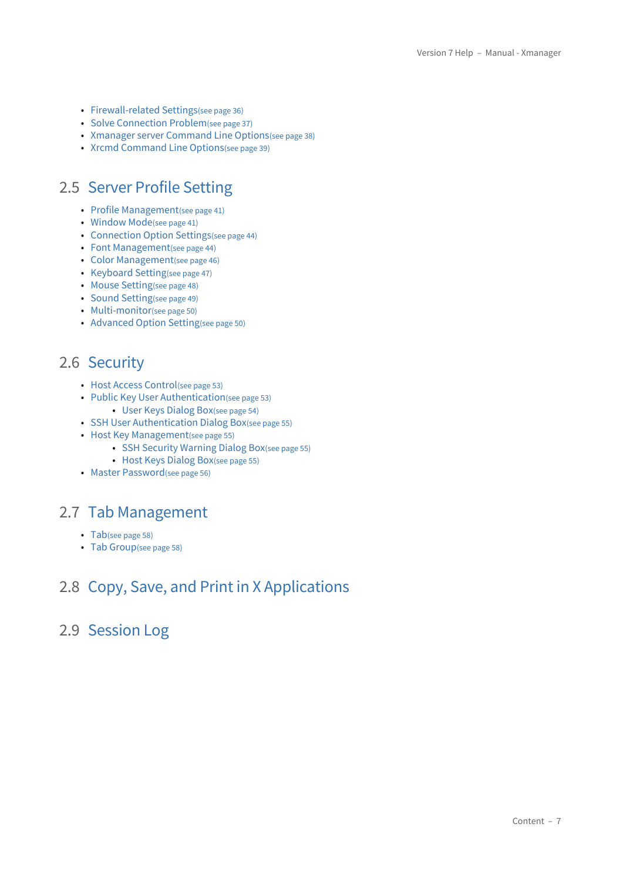- Firewall-related Settings(see page 36)
- Solve Connection Problem(see page 37)
- Xmanager server Command Line Options(see page 38)
- Xrcmd Command Line Options(see page 39)

## 2.5 Server Profile Setting

- Profile Management(see page 41)
- Window Mode(see page 41)
- Connection Option Settings(see page 44)
- Font Management(see page 44)
- Color Management(see page 46)
- Keyboard Setting(see page 47)
- Mouse Setting(see page 48)
- Sound Setting(see page 49)
- Multi-monitor(see page 50)
- Advanced Option Setting(see page 50)

## 2.6 Security

- Host Access Control(see page 53)
- Public Key User Authentication(see page 53)
    - User Keys Dialog Box(see page 54)
- SSH User Authentication Dialog Box(see page 55)
- Host Key Management(see page 55)
    - SSH Security Warning Dialog Box(see page 55)
    - Host Keys Dialog Box(see page 55)
- Master Password(see page 56)

## 2.7 Tab Management

- Tab(see page 58)
- Tab Group(see page 58)

## 2.8 Copy, Save, and Print in X Applications

## 2.9 Session Log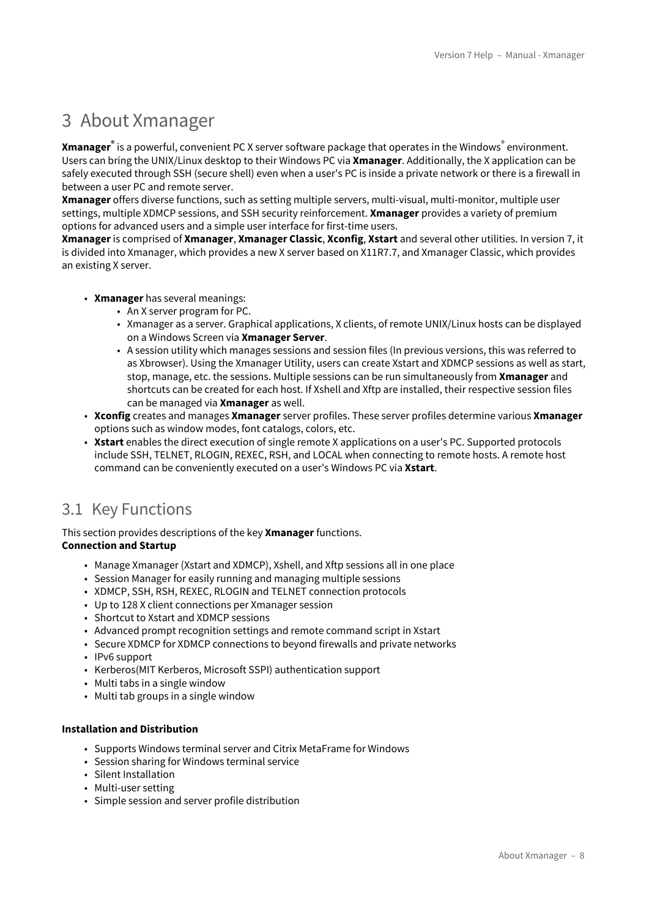# 3 About Xmanager

**Xmanager**® is a powerful, convenient PC X server software package that operates in the Windows® environment. Users can bring the UNIX/Linux desktop to their Windows PC via **Xmanager**. Additionally, the X application can be safely executed through SSH (secure shell) even when a user's PC is inside a private network or there is a firewall in between a user PC and remote server.
**Xmanager** offers diverse functions, such as setting multiple servers, multi-visual, multi-monitor, multiple user settings, multiple XDMCP sessions, and SSH security reinforcement. **Xmanager** provides a variety of premium options for advanced users and a simple user interface for first-time users.
**Xmanager** is comprised of **Xmanager**, **Xmanager Classic**, **Xconfig**, **Xstart** and several other utilities. In version 7, it is divided into Xmanager, which provides a new X server based on X11R7.7, and Xmanager Classic, which provides an existing X server.

- **Xmanager** has several meanings:
  - An X server program for PC.
  - Xmanager as a server. Graphical applications, X clients, of remote UNIX/Linux hosts can be displayed on a Windows Screen via **Xmanager Server**.
  - A session utility which manages sessions and session files (In previous versions, this was referred to as Xbrowser). Using the Xmanager Utility, users can create Xstart and XDMCP sessions as well as start, stop, manage, etc. the sessions. Multiple sessions can be run simultaneously from **Xmanager** and shortcuts can be created for each host. If Xshell and Xftp are installed, their respective session files can be managed via **Xmanager** as well.
- **Xconfig** creates and manages **Xmanager** server profiles. These server profiles determine various **Xmanager** options such as window modes, font catalogs, colors, etc.
- **Xstart** enables the direct execution of single remote X applications on a user's PC. Supported protocols include SSH, TELNET, RLOGIN, REXEC, RSH, and LOCAL when connecting to remote hosts. A remote host command can be conveniently executed on a user's Windows PC via **Xstart**.

## 3.1 Key Functions

This section provides descriptions of the key **Xmanager** functions.
**Connection and Startup**

- Manage Xmanager (Xstart and XDMCP), Xshell, and Xftp sessions all in one place
- Session Manager for easily running and managing multiple sessions
- XDMCP, SSH, RSH, REXEC, RLOGIN and TELNET connection protocols
- Up to 128 X client connections per Xmanager session
- Shortcut to Xstart and XDMCP sessions
- Advanced prompt recognition settings and remote command script in Xstart
- Secure XDMCP for XDMCP connections to beyond firewalls and private networks
- IPv6 support
- Kerberos(MIT Kerberos, Microsoft SSPI) authentication support
- Multi tabs in a single window
- Multi tab groups in a single window

**Installation and Distribution**

- Supports Windows terminal server and Citrix MetaFrame for Windows
- Session sharing for Windows terminal service
- Silent Installation
- Multi-user setting
- Simple session and server profile distribution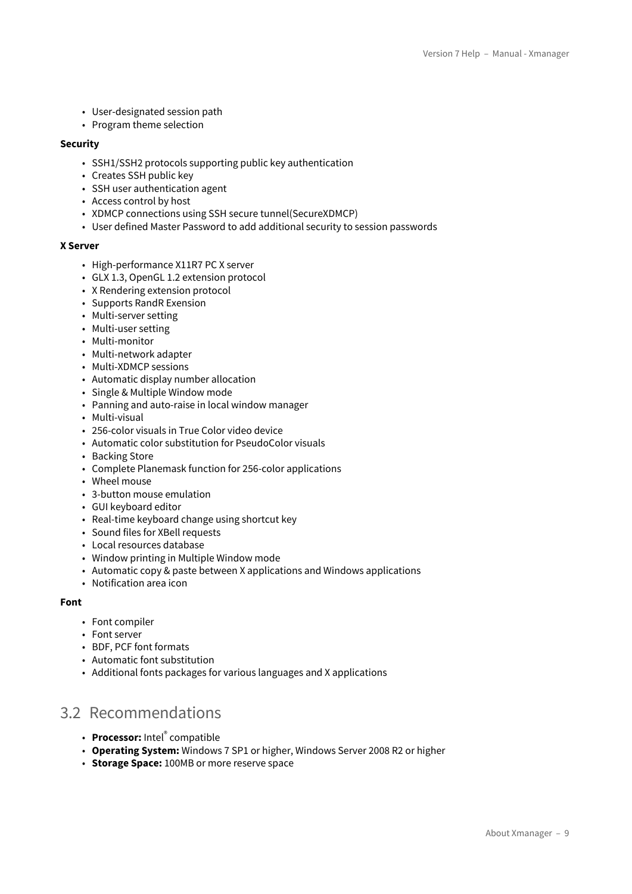- User-designated session path
- Program theme selection

**Security**

- SSH1/SSH2 protocols supporting public key authentication
- Creates SSH public key
- SSH user authentication agent
- Access control by host
- XDMCP connections using SSH secure tunnel(SecureXDMCP)
- User defined Master Password to add additional security to session passwords

**X Server**

- High-performance X11R7 PC X server
- GLX 1.3, OpenGL 1.2 extension protocol
- X Rendering extension protocol
- Supports RandR Exension
- Multi-server setting
- Multi-user setting
- Multi-monitor
- Multi-network adapter
- Multi-XDMCP sessions
- Automatic display number allocation
- Single & Multiple Window mode
- Panning and auto-raise in local window manager
- Multi-visual
- 256-color visuals in True Color video device
- Automatic color substitution for PseudoColor visuals
- Backing Store
- Complete Planemask function for 256-color applications
- Wheel mouse
- 3-button mouse emulation
- GUI keyboard editor
- Real-time keyboard change using shortcut key
- Sound files for XBell requests
- Local resources database
- Window printing in Multiple Window mode
- Automatic copy & paste between X applications and Windows applications
- Notification area icon

**Font**

- Font compiler
- Font server
- BDF, PCF font formats
- Automatic font substitution
- Additional fonts packages for various languages and X applications

## 3.2 Recommendations

- **Processor:** Intel® compatible
- **Operating System:** Windows 7 SP1 or higher, Windows Server 2008 R2 or higher
- **Storage Space:** 100MB or more reserve space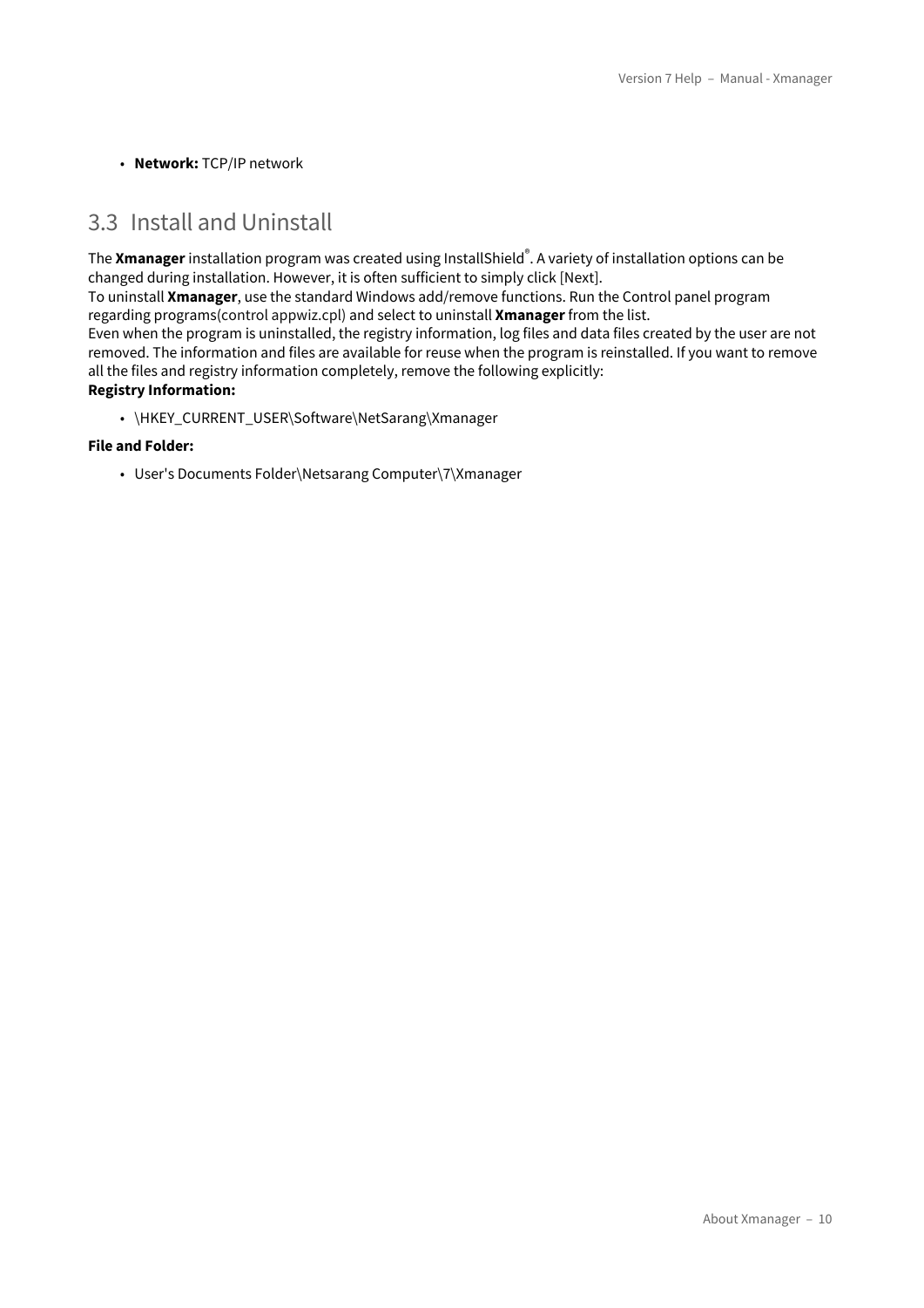- **Network:** TCP/IP network

## 3.3 Install and Uninstall

The **Xmanager** installation program was created using InstallShield®. A variety of installation options can be changed during installation. However, it is often sufficient to simply click [Next].
To uninstall **Xmanager**, use the standard Windows add/remove functions. Run the Control panel program regarding programs(control appwiz.cpl) and select to uninstall **Xmanager** from the list.
Even when the program is uninstalled, the registry information, log files and data files created by the user are not removed. The information and files are available for reuse when the program is reinstalled. If you want to remove all the files and registry information completely, remove the following explicitly:
**Registry Information:**

- \HKEY_CURRENT_USER\Software\NetSarang\Xmanager

**File and Folder:**

- User's Documents Folder\Netsarang Computer\7\Xmanager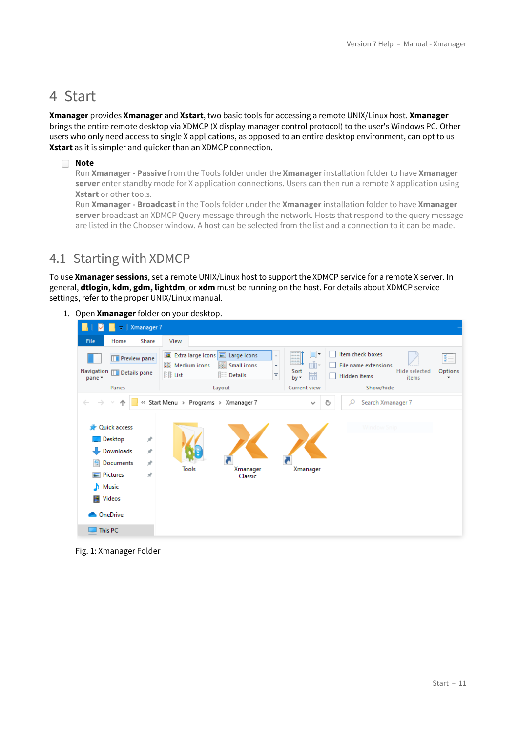# 4 Start

**Xmanager** provides **Xmanager** and **Xstart**, two basic tools for accessing a remote UNIX/Linux host. **Xmanager** brings the entire remote desktop via XDMCP (X display manager control protocol) to the user's Windows PC. Other users who only need access to single X applications, as opposed to an entire desktop environment, can opt to us **Xstart** as it is simpler and quicker than an XDMCP connection.

**Note**

Run **Xmanager - Passive** from the Tools folder under the **Xmanager** installation folder to have **Xmanager server** enter standby mode for X application connections. Users can then run a remote X application using **Xstart** or other tools.

Run **Xmanager - Broadcast** in the Tools folder under the **Xmanager** installation folder to have **Xmanager server** broadcast an XDMCP Query message through the network. Hosts that respond to the query message are listed in the Chooser window. A host can be selected from the list and a connection to it can be made.

## 4.1 Starting with XDMCP

To use **Xmanager sessions**, set a remote UNIX/Linux host to support the XDMCP service for a remote X server. In general, **dtlogin**, **kdm**, **gdm, lightdm**, or **xdm** must be running on the host. For details about XDMCP service settings, refer to the proper UNIX/Linux manual.

1. Open **Xmanager** folder on your desktop.

Fig. 1: Xmanager Folder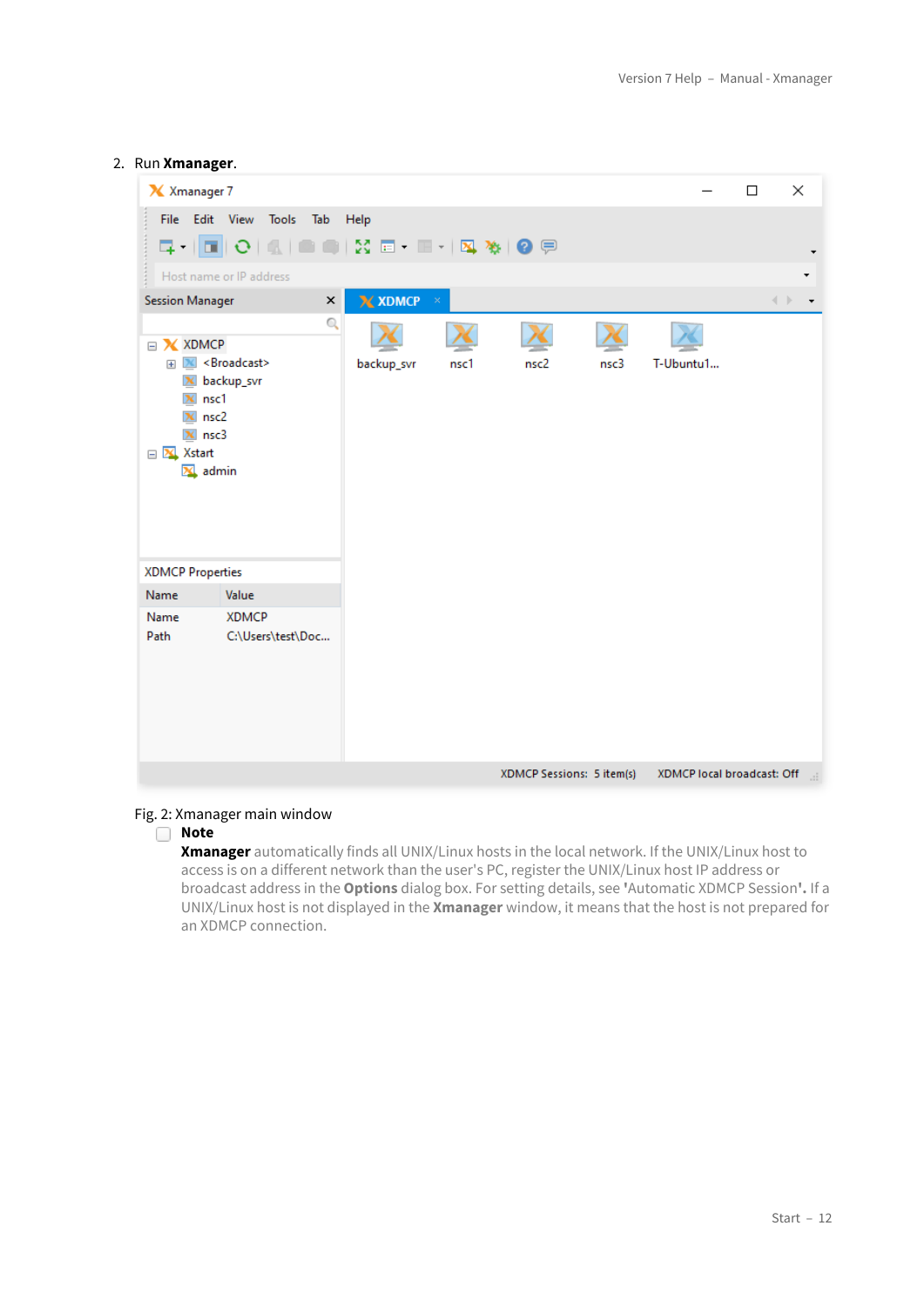2. Run **Xmanager**.

Fig. 2: Xmanager main window

**Note**

**Xmanager** automatically finds all UNIX/Linux hosts in the local network. If the UNIX/Linux host to access is on a different network than the user's PC, register the UNIX/Linux host IP address or broadcast address in the **Options** dialog box. For setting details, see 'Automatic XDMCP Session'. If a UNIX/Linux host is not displayed in the **Xmanager** window, it means that the host is not prepared for an XDMCP connection.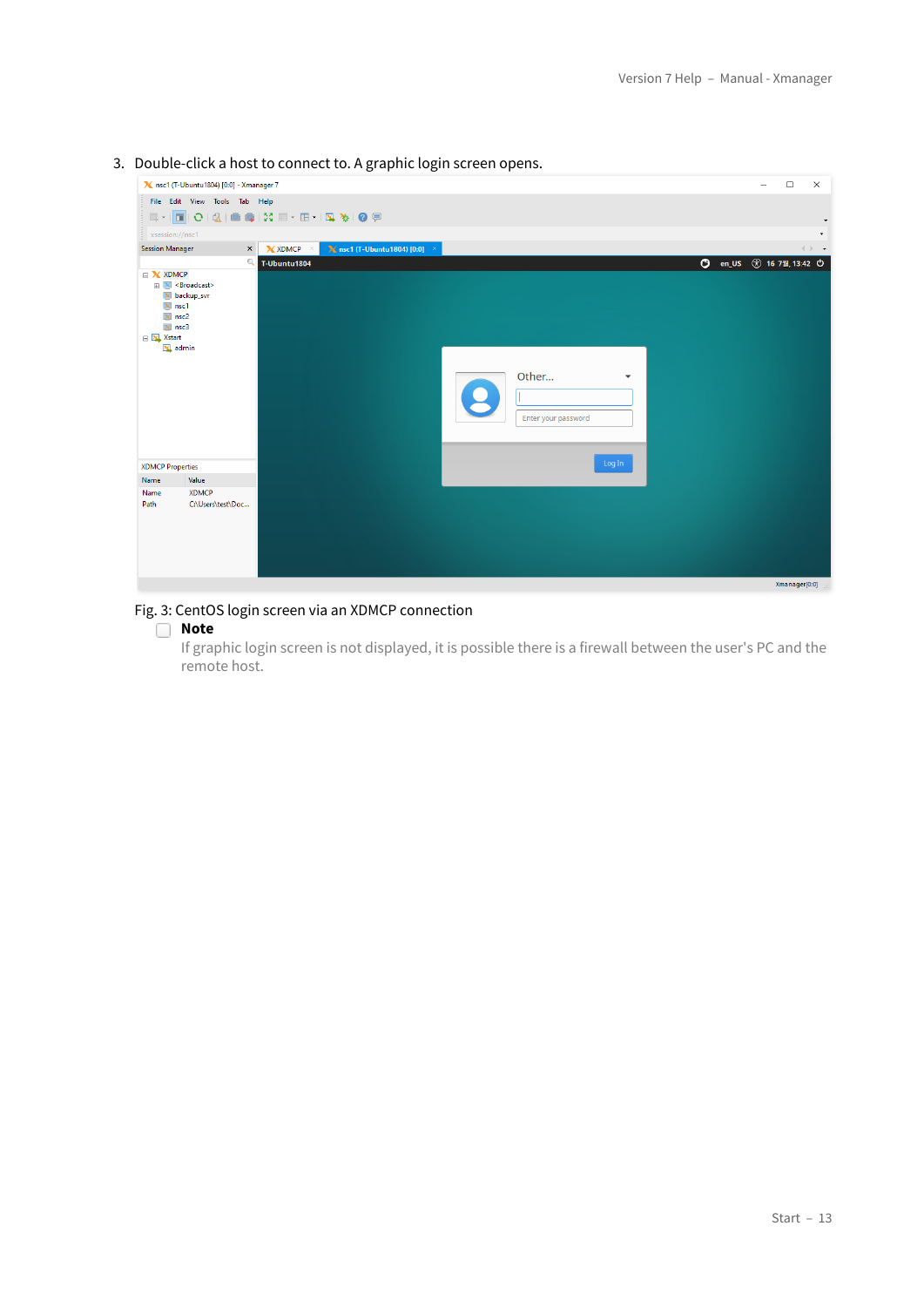3. Double-click a host to connect to. A graphic login screen opens.

Fig. 3: CentOS login screen via an XDMCP connection

**Note**

If graphic login screen is not displayed, it is possible there is a firewall between the user's PC and the remote host.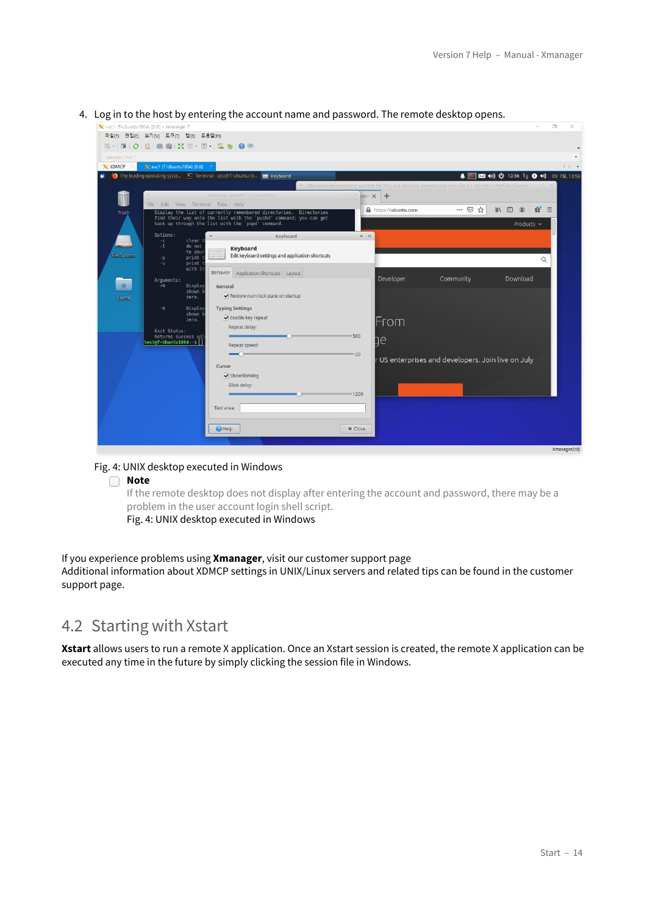4. Log in to the host by entering the account name and password. The remote desktop opens.

Fig. 4: UNIX desktop executed in Windows

**Note**

If the remote desktop does not display after entering the account and password, there may be a problem in the user account login shell script.

Fig. 4: UNIX desktop executed in Windows

If you experience problems using **Xmanager**, visit our customer support page
Additional information about XDMCP settings in UNIX/Linux servers and related tips can be found in the customer support page.

## 4.2 Starting with Xstart

**Xstart** allows users to run a remote X application. Once an Xstart session is created, the remote X application can be executed any time in the future by simply clicking the session file in Windows.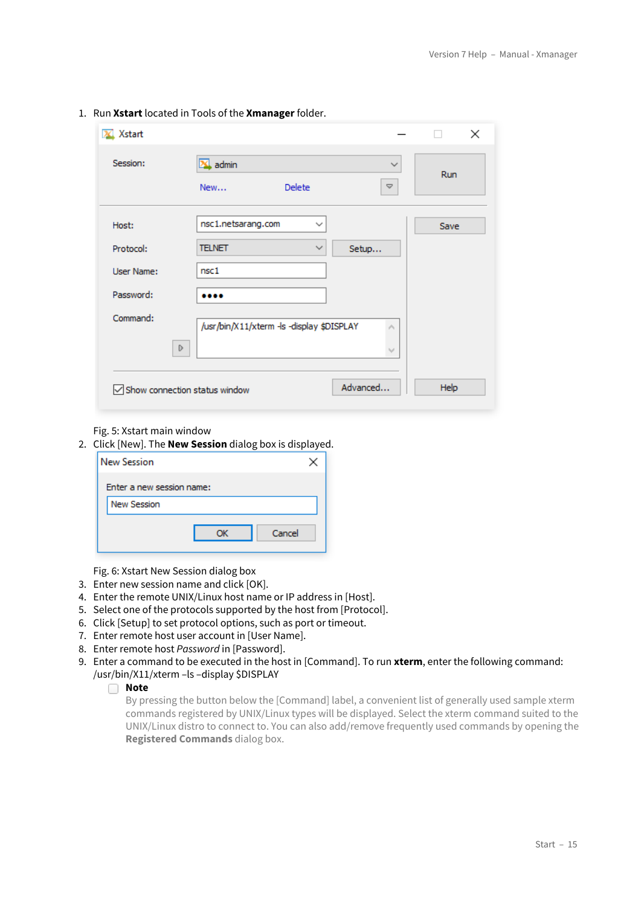1. Run **Xstart** located in Tools of the **Xmanager** folder.

Fig. 5: Xstart main window

2. Click [New]. The **New Session** dialog box is displayed.

Fig. 6: Xstart New Session dialog box

3. Enter new session name and click [OK].
4. Enter the remote UNIX/Linux host name or IP address in [Host].
5. Select one of the protocols supported by the host from [Protocol].
6. Click [Setup] to set protocol options, such as port or timeout.
7. Enter remote host user account in [User Name].
8. Enter remote host *Password* in [Password].
9. Enter a command to be executed in the host in [Command]. To run **xterm**, enter the following command: /usr/bin/X11/xterm –ls –display $DISPLAY

   **Note**

   By pressing the button below the [Command] label, a convenient list of generally used sample xterm commands registered by UNIX/Linux types will be displayed. Select the xterm command suited to the UNIX/Linux distro to connect to. You can also add/remove frequently used commands by opening the **Registered Commands** dialog box.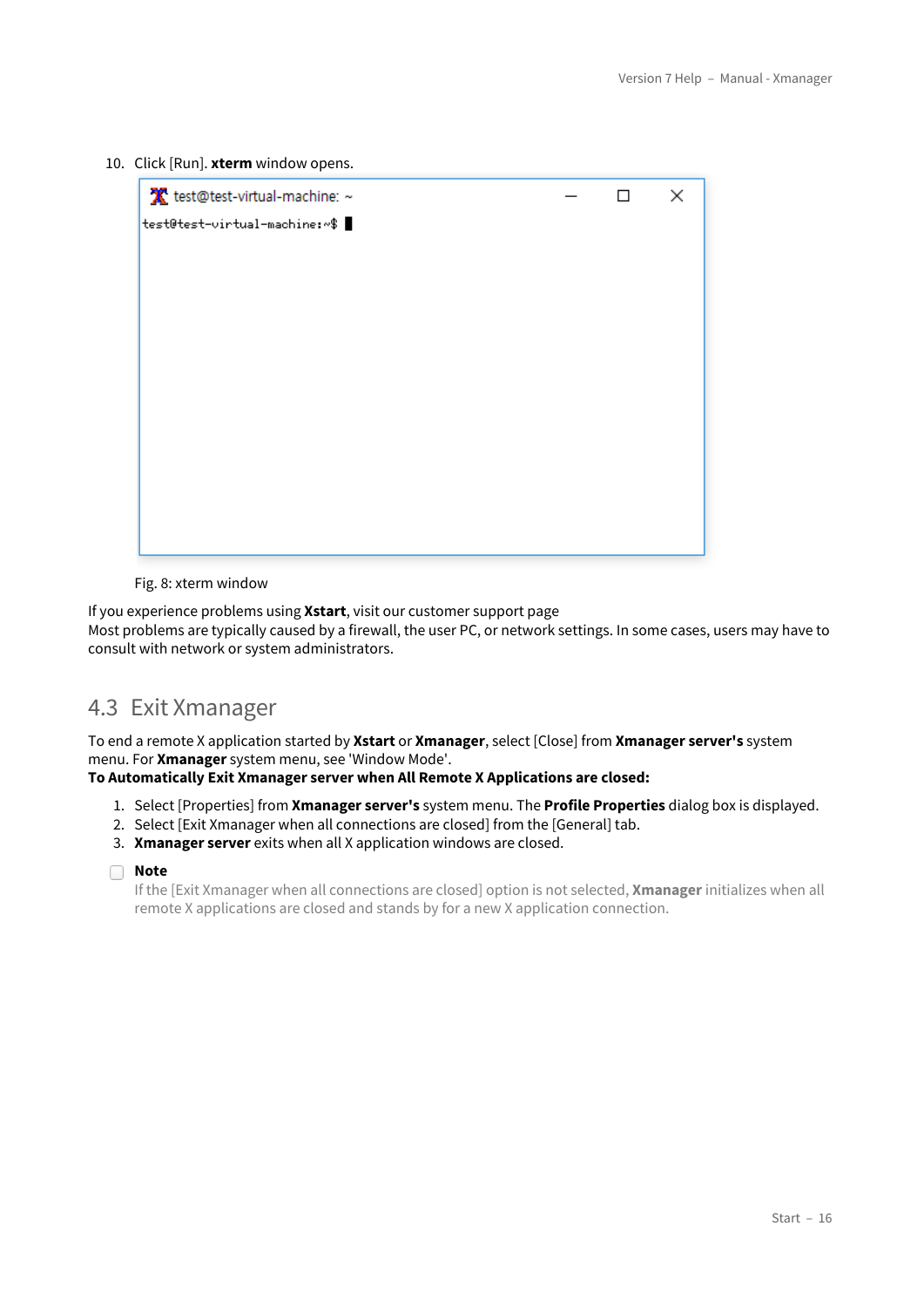10. Click [Run]. **xterm** window opens.

Fig. 8: xterm window

If you experience problems using **Xstart**, visit our customer support page
Most problems are typically caused by a firewall, the user PC, or network settings. In some cases, users may have to consult with network or system administrators.

## 4.3 Exit Xmanager

To end a remote X application started by **Xstart** or **Xmanager**, select [Close] from **Xmanager server's** system menu. For **Xmanager** system menu, see 'Window Mode'.
**To Automatically Exit Xmanager server when All Remote X Applications are closed:**

1. Select [Properties] from **Xmanager server's** system menu. The **Profile Properties** dialog box is displayed.
2. Select [Exit Xmanager when all connections are closed] from the [General] tab.
3. **Xmanager server** exits when all X application windows are closed.

**Note**
If the [Exit Xmanager when all connections are closed] option is not selected, **Xmanager** initializes when all remote X applications are closed and stands by for a new X application connection.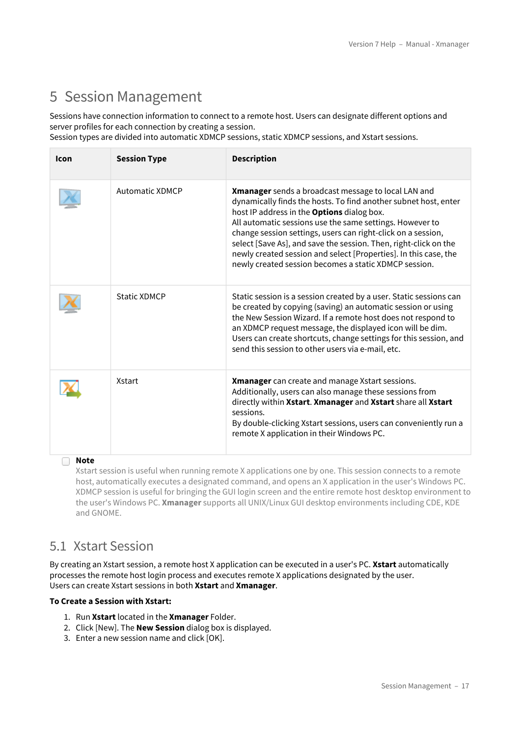# 5 Session Management

Sessions have connection information to connect to a remote host. Users can designate different options and server profiles for each connection by creating a session.
Session types are divided into automatic XDMCP sessions, static XDMCP sessions, and Xstart sessions.

| Icon | Session Type | Description |
| --- | --- | --- |
| | Automatic XDMCP | **Xmanager** sends a broadcast message to local LAN and dynamically finds the hosts. To find another subnet host, enter host IP address in the **Options** dialog box. All automatic sessions use the same settings. However to change session settings, users can right-click on a session, select [Save As], and save the session. Then, right-click on the newly created session and select [Properties]. In this case, the newly created session becomes a static XDMCP session. |
| | Static XDMCP | Static session is a session created by a user. Static sessions can be created by copying (saving) an automatic session or using the New Session Wizard. If a remote host does not respond to an XDMCP request message, the displayed icon will be dim. Users can create shortcuts, change settings for this session, and send this session to other users via e-mail, etc. |
| | Xstart | **Xmanager** can create and manage Xstart sessions. Additionally, users can also manage these sessions from directly within **Xstart**. **Xmanager** and **Xstart** share all **Xstart** sessions. By double-clicking Xstart sessions, users can conveniently run a remote X application in their Windows PC. |

**Note**

Xstart session is useful when running remote X applications one by one. This session connects to a remote host, automatically executes a designated command, and opens an X application in the user's Windows PC. XDMCP session is useful for bringing the GUI login screen and the entire remote host desktop environment to the user's Windows PC. **Xmanager** supports all UNIX/Linux GUI desktop environments including CDE, KDE and GNOME.

## 5.1 Xstart Session

By creating an Xstart session, a remote host X application can be executed in a user's PC. **Xstart** automatically processes the remote host login process and executes remote X applications designated by the user.
Users can create Xstart sessions in both **Xstart** and **Xmanager**.

**To Create a Session with Xstart:**

1. Run **Xstart** located in the **Xmanager** Folder.
2. Click [New]. The **New Session** dialog box is displayed.
3. Enter a new session name and click [OK].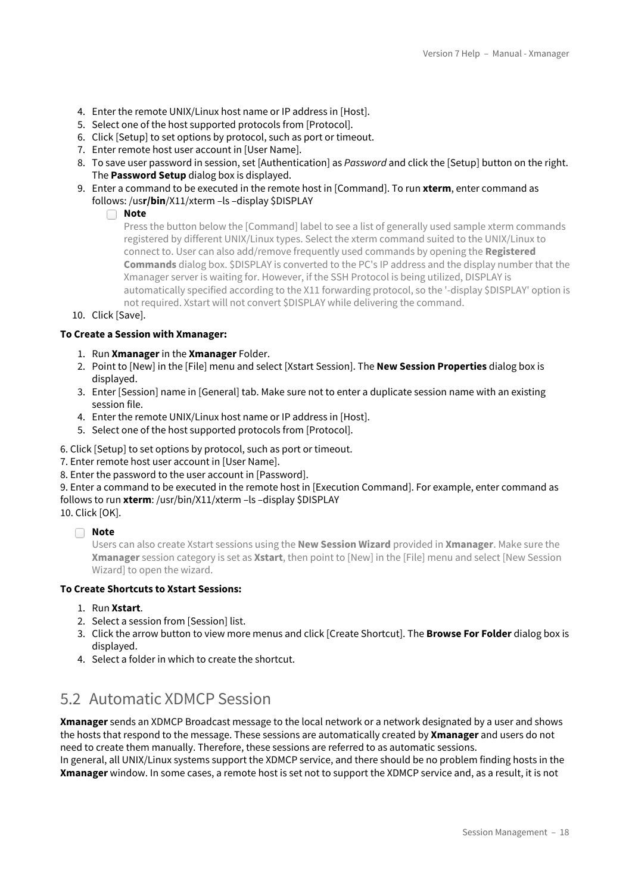4. Enter the remote UNIX/Linux host name or IP address in [Host].
5. Select one of the host supported protocols from [Protocol].
6. Click [Setup] to set options by protocol, such as port or timeout.
7. Enter remote host user account in [User Name].
8. To save user password in session, set [Authentication] as *Password* and click the [Setup] button on the right. The **Password Setup** dialog box is displayed.
9. Enter a command to be executed in the remote host in [Command]. To run **xterm**, enter command as follows: /us**r/bin**/X11/xterm –ls –display $DISPLAY

   **Note**

   Press the button below the [Command] label to see a list of generally used sample xterm commands registered by different UNIX/Linux types. Select the xterm command suited to the UNIX/Linux to connect to. User can also add/remove frequently used commands by opening the **Registered Commands** dialog box. $DISPLAY is converted to the PC's IP address and the display number that the Xmanager server is waiting for. However, if the SSH Protocol is being utilized, DISPLAY is automatically specified according to the X11 forwarding protocol, so the '-display $DISPLAY' option is not required. Xstart will not convert $DISPLAY while delivering the command.
10. Click [Save].

**To Create a Session with Xmanager:**

1. Run **Xmanager** in the **Xmanager** Folder.
2. Point to [New] in the [File] menu and select [Xstart Session]. The **New Session Properties** dialog box is displayed.
3. Enter [Session] name in [General] tab. Make sure not to enter a duplicate session name with an existing session file.
4. Enter the remote UNIX/Linux host name or IP address in [Host].
5. Select one of the host supported protocols from [Protocol].

6. Click [Setup] to set options by protocol, such as port or timeout.
7. Enter remote host user account in [User Name].
8. Enter the password to the user account in [Password].
9. Enter a command to be executed in the remote host in [Execution Command]. For example, enter command as follows to run **xterm**: /usr/bin/X11/xterm –ls –display $DISPLAY
10. Click [OK].

**Note**

Users can also create Xstart sessions using the **New Session Wizard** provided in **Xmanager**. Make sure the **Xmanager** session category is set as **Xstart**, then point to [New] in the [File] menu and select [New Session Wizard] to open the wizard.

**To Create Shortcuts to Xstart Sessions:**

1. Run **Xstart**.
2. Select a session from [Session] list.
3. Click the arrow button to view more menus and click [Create Shortcut]. The **Browse For Folder** dialog box is displayed.
4. Select a folder in which to create the shortcut.

## 5.2 Automatic XDMCP Session

**Xmanager** sends an XDMCP Broadcast message to the local network or a network designated by a user and shows the hosts that respond to the message. These sessions are automatically created by **Xmanager** and users do not need to create them manually. Therefore, these sessions are referred to as automatic sessions.
In general, all UNIX/Linux systems support the XDMCP service, and there should be no problem finding hosts in the **Xmanager** window. In some cases, a remote host is set not to support the XDMCP service and, as a result, it is not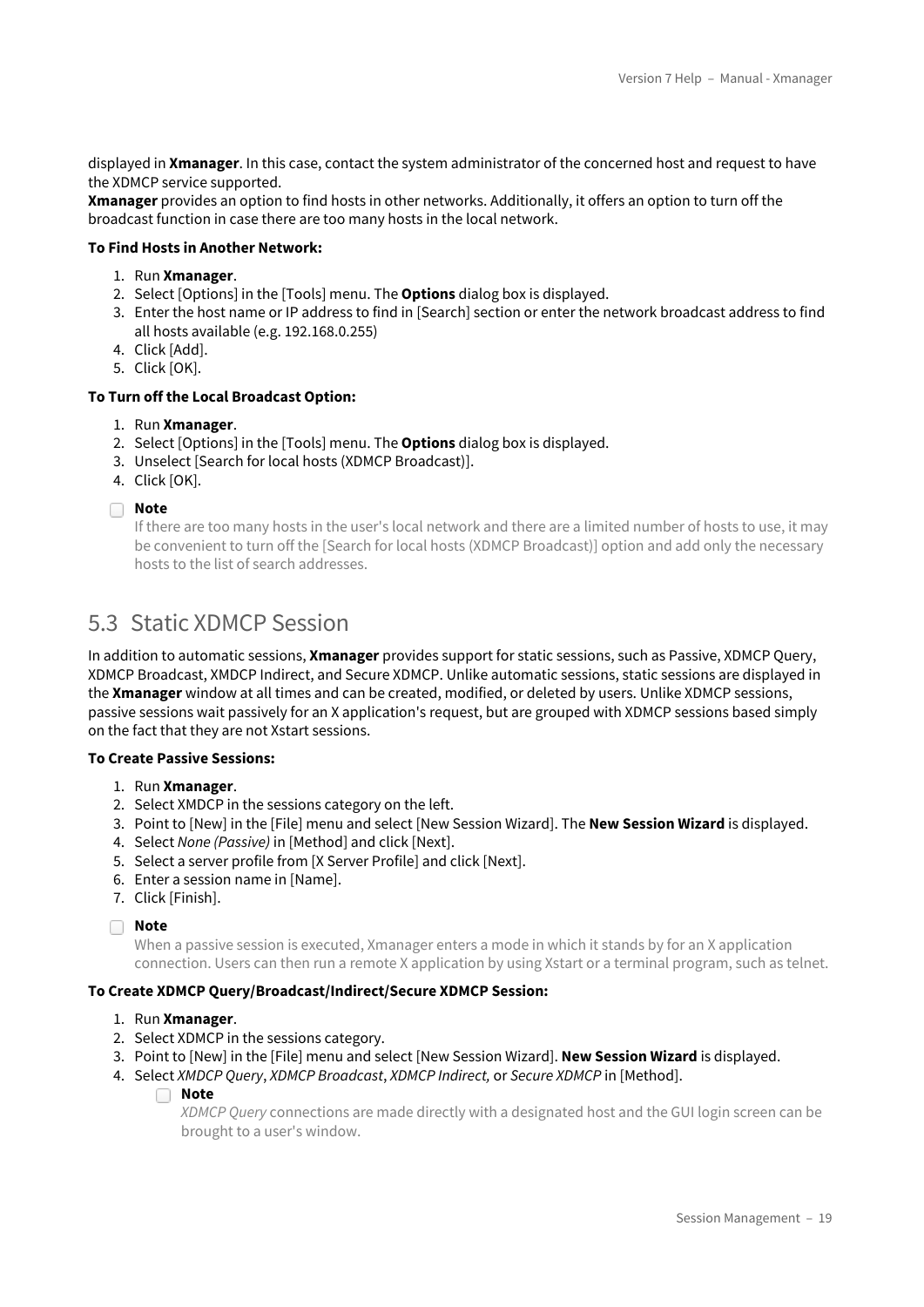displayed in **Xmanager**. In this case, contact the system administrator of the concerned host and request to have the XDMCP service supported.

**Xmanager** provides an option to find hosts in other networks. Additionally, it offers an option to turn off the broadcast function in case there are too many hosts in the local network.

**To Find Hosts in Another Network:**

1. Run **Xmanager**.
2. Select [Options] in the [Tools] menu. The **Options** dialog box is displayed.
3. Enter the host name or IP address to find in [Search] section or enter the network broadcast address to find all hosts available (e.g. 192.168.0.255)
4. Click [Add].
5. Click [OK].

**To Turn off the Local Broadcast Option:**

1. Run **Xmanager**.
2. Select [Options] in the [Tools] menu. The **Options** dialog box is displayed.
3. Unselect [Search for local hosts (XDMCP Broadcast)].
4. Click [OK].

**Note**

If there are too many hosts in the user's local network and there are a limited number of hosts to use, it may be convenient to turn off the [Search for local hosts (XDMCP Broadcast)] option and add only the necessary hosts to the list of search addresses.

## 5.3 Static XDMCP Session

In addition to automatic sessions, **Xmanager** provides support for static sessions, such as Passive, XDMCP Query, XDMCP Broadcast, XMDCP Indirect, and Secure XDMCP. Unlike automatic sessions, static sessions are displayed in the **Xmanager** window at all times and can be created, modified, or deleted by users. Unlike XDMCP sessions, passive sessions wait passively for an X application's request, but are grouped with XDMCP sessions based simply on the fact that they are not Xstart sessions.

**To Create Passive Sessions:**

1. Run **Xmanager**.
2. Select XMDCP in the sessions category on the left.
3. Point to [New] in the [File] menu and select [New Session Wizard]. The **New Session Wizard** is displayed.
4. Select *None (Passive)* in [Method] and click [Next].
5. Select a server profile from [X Server Profile] and click [Next].
6. Enter a session name in [Name].
7. Click [Finish].

**Note**

When a passive session is executed, Xmanager enters a mode in which it stands by for an X application connection. Users can then run a remote X application by using Xstart or a terminal program, such as telnet.

**To Create XDMCP Query/Broadcast/Indirect/Secure XDMCP Session:**

1. Run **Xmanager**.
2. Select XDMCP in the sessions category.
3. Point to [New] in the [File] menu and select [New Session Wizard]. **New Session Wizard** is displayed.
4. Select *XMDCP Query*, *XDMCP Broadcast*, *XDMCP Indirect,* or *Secure XDMCP* in [Method].

   **Note**

   *XDMCP Query* connections are made directly with a designated host and the GUI login screen can be brought to a user's window.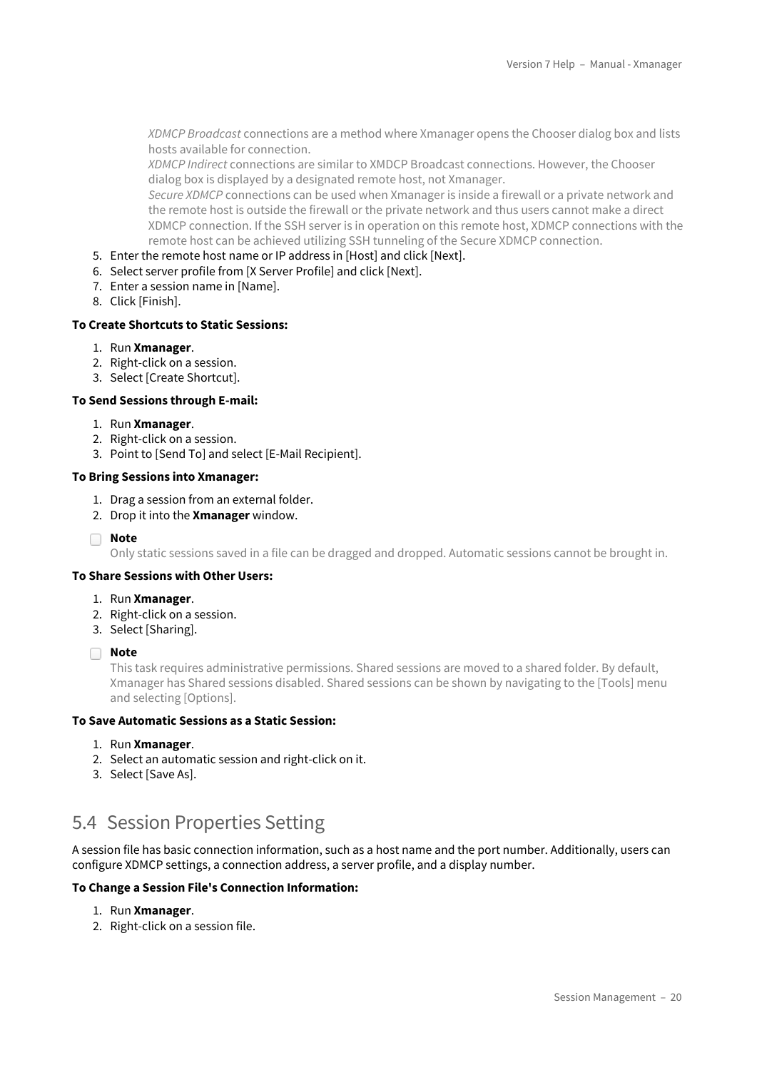*XDMCP Broadcast* connections are a method where Xmanager opens the Chooser dialog box and lists hosts available for connection.
*XDMCP Indirect* connections are similar to XMDCP Broadcast connections. However, the Chooser dialog box is displayed by a designated remote host, not Xmanager.
*Secure XDMCP* connections can be used when Xmanager is inside a firewall or a private network and the remote host is outside the firewall or the private network and thus users cannot make a direct XDMCP connection. If the SSH server is in operation on this remote host, XDMCP connections with the remote host can be achieved utilizing SSH tunneling of the Secure XDMCP connection.

5. Enter the remote host name or IP address in [Host] and click [Next].
6. Select server profile from [X Server Profile] and click [Next].
7. Enter a session name in [Name].
8. Click [Finish].

**To Create Shortcuts to Static Sessions:**

1. Run **Xmanager**.
2. Right-click on a session.
3. Select [Create Shortcut].

**To Send Sessions through E-mail:**

1. Run **Xmanager**.
2. Right-click on a session.
3. Point to [Send To] and select [E-Mail Recipient].

**To Bring Sessions into Xmanager:**

1. Drag a session from an external folder.
2. Drop it into the **Xmanager** window.

> **Note**
> Only static sessions saved in a file can be dragged and dropped. Automatic sessions cannot be brought in.

**To Share Sessions with Other Users:**

1. Run **Xmanager**.
2. Right-click on a session.
3. Select [Sharing].

> **Note**
> This task requires administrative permissions. Shared sessions are moved to a shared folder. By default, Xmanager has Shared sessions disabled. Shared sessions can be shown by navigating to the [Tools] menu and selecting [Options].

**To Save Automatic Sessions as a Static Session:**

1. Run **Xmanager**.
2. Select an automatic session and right-click on it.
3. Select [Save As].

## 5.4 Session Properties Setting

A session file has basic connection information, such as a host name and the port number. Additionally, users can configure XDMCP settings, a connection address, a server profile, and a display number.

**To Change a Session File's Connection Information:**

1. Run **Xmanager**.
2. Right-click on a session file.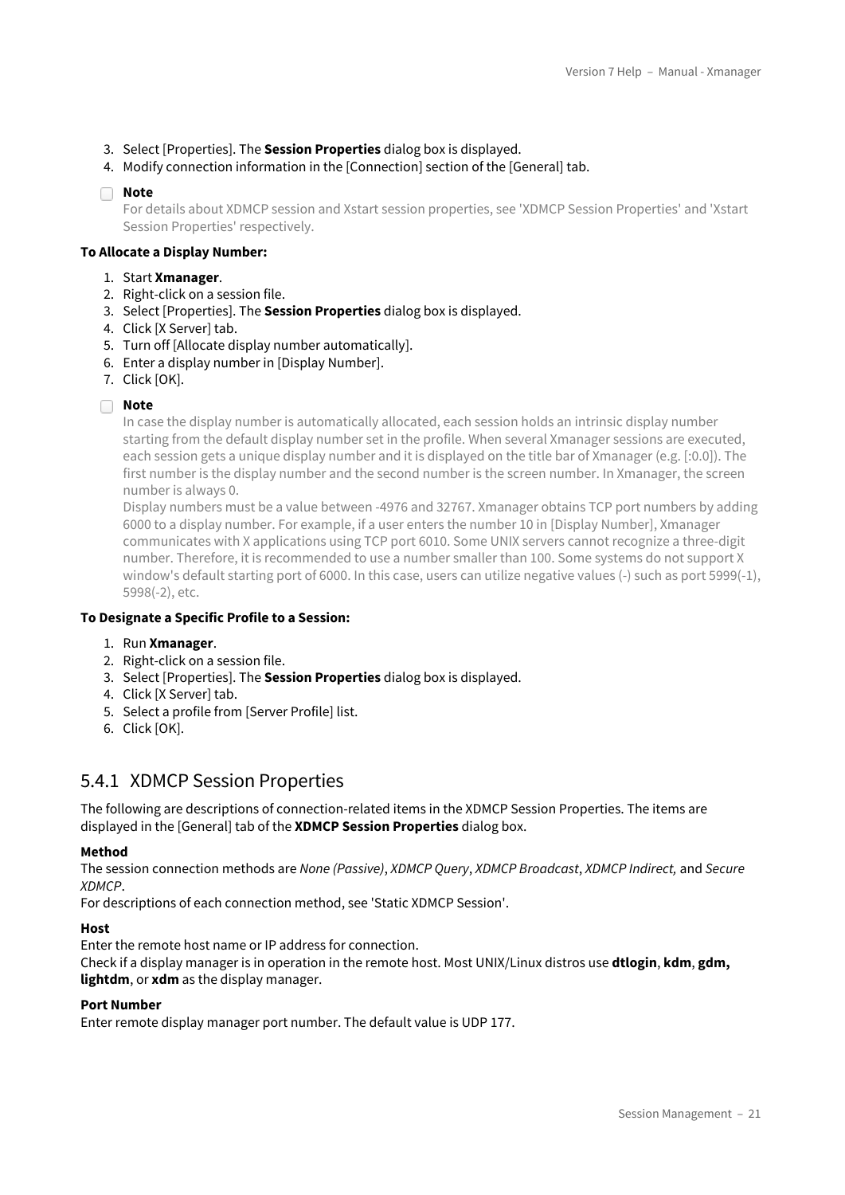3. Select [Properties]. The **Session Properties** dialog box is displayed.
4. Modify connection information in the [Connection] section of the [General] tab.

**Note**
For details about XDMCP session and Xstart session properties, see 'XDMCP Session Properties' and 'Xstart Session Properties' respectively.

**To Allocate a Display Number:**

1. Start **Xmanager**.
2. Right-click on a session file.
3. Select [Properties]. The **Session Properties** dialog box is displayed.
4. Click [X Server] tab.
5. Turn off [Allocate display number automatically].
6. Enter a display number in [Display Number].
7. Click [OK].

**Note**
In case the display number is automatically allocated, each session holds an intrinsic display number starting from the default display number set in the profile. When several Xmanager sessions are executed, each session gets a unique display number and it is displayed on the title bar of Xmanager (e.g. [:0.0]). The first number is the display number and the second number is the screen number. In Xmanager, the screen number is always 0.
Display numbers must be a value between -4976 and 32767. Xmanager obtains TCP port numbers by adding 6000 to a display number. For example, if a user enters the number 10 in [Display Number], Xmanager communicates with X applications using TCP port 6010. Some UNIX servers cannot recognize a three-digit number. Therefore, it is recommended to use a number smaller than 100. Some systems do not support X window's default starting port of 6000. In this case, users can utilize negative values (-) such as port 5999(-1), 5998(-2), etc.

**To Designate a Specific Profile to a Session:**

1. Run **Xmanager**.
2. Right-click on a session file.
3. Select [Properties]. The **Session Properties** dialog box is displayed.
4. Click [X Server] tab.
5. Select a profile from [Server Profile] list.
6. Click [OK].

## 5.4.1 XDMCP Session Properties

The following are descriptions of connection-related items in the XDMCP Session Properties. The items are displayed in the [General] tab of the **XDMCP Session Properties** dialog box.

**Method**
The session connection methods are *None (Passive)*, *XDMCP Query*, *XDMCP Broadcast*, *XDMCP Indirect,* and *Secure XDMCP*.
For descriptions of each connection method, see 'Static XDMCP Session'.

**Host**
Enter the remote host name or IP address for connection.
Check if a display manager is in operation in the remote host. Most UNIX/Linux distros use **dtlogin**, **kdm**, **gdm,** **lightdm**, or **xdm** as the display manager.

**Port Number**
Enter remote display manager port number. The default value is UDP 177.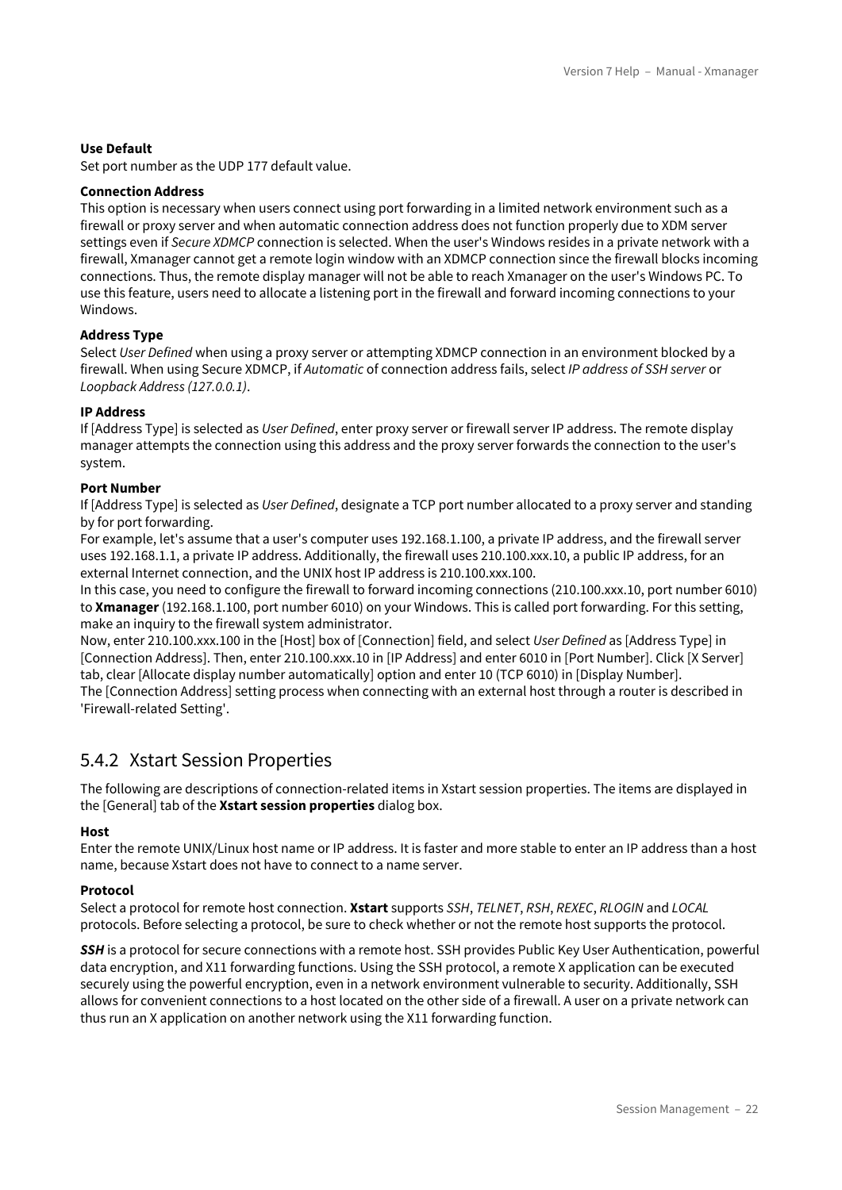**Use Default**
Set port number as the UDP 177 default value.

**Connection Address**
This option is necessary when users connect using port forwarding in a limited network environment such as a firewall or proxy server and when automatic connection address does not function properly due to XDM server settings even if *Secure XDMCP* connection is selected. When the user's Windows resides in a private network with a firewall, Xmanager cannot get a remote login window with an XDMCP connection since the firewall blocks incoming connections. Thus, the remote display manager will not be able to reach Xmanager on the user's Windows PC. To use this feature, users need to allocate a listening port in the firewall and forward incoming connections to your Windows.

**Address Type**
Select *User Defined* when using a proxy server or attempting XDMCP connection in an environment blocked by a firewall. When using Secure XDMCP, if *Automatic* of connection address fails, select *IP address of SSH server* or *Loopback Address (127.0.0.1)*.

**IP Address**
If [Address Type] is selected as *User Defined*, enter proxy server or firewall server IP address. The remote display manager attempts the connection using this address and the proxy server forwards the connection to the user's system.

**Port Number**
If [Address Type] is selected as *User Defined*, designate a TCP port number allocated to a proxy server and standing by for port forwarding.
For example, let's assume that a user's computer uses 192.168.1.100, a private IP address, and the firewall server uses 192.168.1.1, a private IP address. Additionally, the firewall uses 210.100.xxx.10, a public IP address, for an external Internet connection, and the UNIX host IP address is 210.100.xxx.100.
In this case, you need to configure the firewall to forward incoming connections (210.100.xxx.10, port number 6010) to **Xmanager** (192.168.1.100, port number 6010) on your Windows. This is called port forwarding. For this setting, make an inquiry to the firewall system administrator.
Now, enter 210.100.xxx.100 in the [Host] box of [Connection] field, and select *User Defined* as [Address Type] in [Connection Address]. Then, enter 210.100.xxx.10 in [IP Address] and enter 6010 in [Port Number]. Click [X Server] tab, clear [Allocate display number automatically] option and enter 10 (TCP 6010) in [Display Number].
The [Connection Address] setting process when connecting with an external host through a router is described in 'Firewall-related Setting'.

## 5.4.2 Xstart Session Properties

The following are descriptions of connection-related items in Xstart session properties. The items are displayed in the [General] tab of the **Xstart session properties** dialog box.

**Host**
Enter the remote UNIX/Linux host name or IP address. It is faster and more stable to enter an IP address than a host name, because Xstart does not have to connect to a name server.

**Protocol**
Select a protocol for remote host connection. **Xstart** supports *SSH*, *TELNET*, *RSH*, *REXEC*, *RLOGIN* and *LOCAL* protocols. Before selecting a protocol, be sure to check whether or not the remote host supports the protocol.

***SSH*** is a protocol for secure connections with a remote host. SSH provides Public Key User Authentication, powerful data encryption, and X11 forwarding functions. Using the SSH protocol, a remote X application can be executed securely using the powerful encryption, even in a network environment vulnerable to security. Additionally, SSH allows for convenient connections to a host located on the other side of a firewall. A user on a private network can thus run an X application on another network using the X11 forwarding function.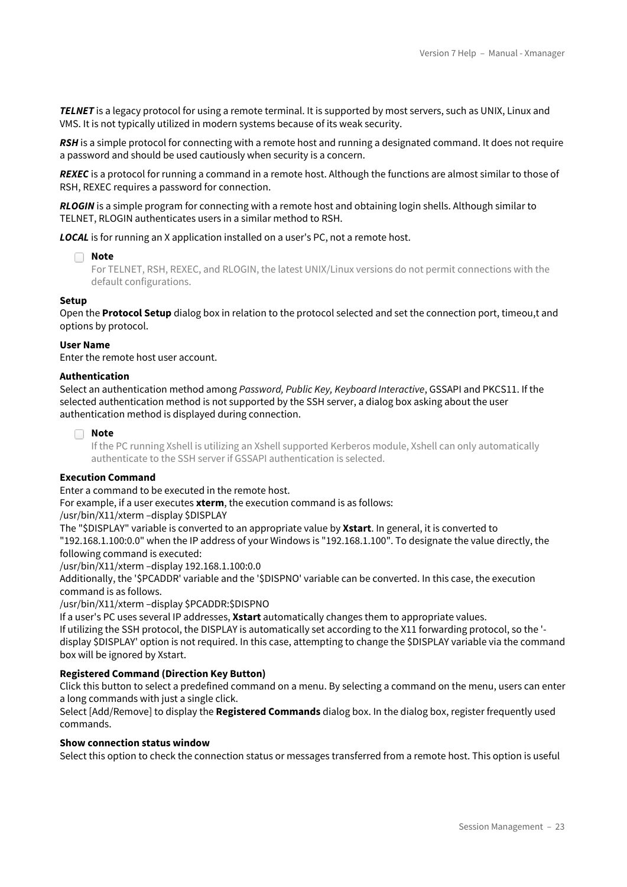***TELNET*** is a legacy protocol for using a remote terminal. It is supported by most servers, such as UNIX, Linux and VMS. It is not typically utilized in modern systems because of its weak security.

***RSH*** is a simple protocol for connecting with a remote host and running a designated command. It does not require a password and should be used cautiously when security is a concern.

***REXEC*** is a protocol for running a command in a remote host. Although the functions are almost similar to those of RSH, REXEC requires a password for connection.

***RLOGIN*** is a simple program for connecting with a remote host and obtaining login shells. Although similar to TELNET, RLOGIN authenticates users in a similar method to RSH.

***LOCAL*** is for running an X application installed on a user's PC, not a remote host.

> **Note**
> For TELNET, RSH, REXEC, and RLOGIN, the latest UNIX/Linux versions do not permit connections with the default configurations.

**Setup**
Open the **Protocol Setup** dialog box in relation to the protocol selected and set the connection port, timeou,t and options by protocol.

**User Name**
Enter the remote host user account.

**Authentication**
Select an authentication method among *Password, Public Key, Keyboard Interactive*, GSSAPI and PKCS11. If the selected authentication method is not supported by the SSH server, a dialog box asking about the user authentication method is displayed during connection.

> **Note**
> If the PC running Xshell is utilizing an Xshell supported Kerberos module, Xshell can only automatically authenticate to the SSH server if GSSAPI authentication is selected.

**Execution Command**
Enter a command to be executed in the remote host.
For example, if a user executes **xterm**, the execution command is as follows:
/usr/bin/X11/xterm –display $DISPLAY
The "$DISPLAY" variable is converted to an appropriate value by **Xstart**. In general, it is converted to "192.168.1.100:0.0" when the IP address of your Windows is "192.168.1.100". To designate the value directly, the following command is executed:
/usr/bin/X11/xterm –display 192.168.1.100:0.0
Additionally, the '$PCADDR' variable and the '$DISPNO' variable can be converted. In this case, the execution command is as follows.
/usr/bin/X11/xterm –display $PCADDR:$DISPNO
If a user's PC uses several IP addresses, **Xstart** automatically changes them to appropriate values.
If utilizing the SSH protocol, the DISPLAY is automatically set according to the X11 forwarding protocol, so the '-display $DISPLAY' option is not required. In this case, attempting to change the $DISPLAY variable via the command box will be ignored by Xstart.

**Registered Command (Direction Key Button)**
Click this button to select a predefined command on a menu. By selecting a command on the menu, users can enter a long commands with just a single click.
Select [Add/Remove] to display the **Registered Commands** dialog box. In the dialog box, register frequently used commands.

**Show connection status window**
Select this option to check the connection status or messages transferred from a remote host. This option is useful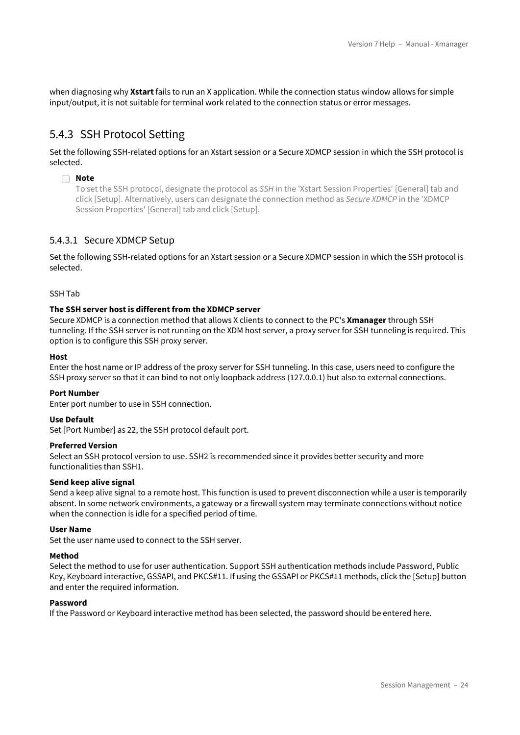when diagnosing why **Xstart** fails to run an X application. While the connection status window allows for simple input/output, it is not suitable for terminal work related to the connection status or error messages.

## 5.4.3 SSH Protocol Setting

Set the following SSH-related options for an Xstart session or a Secure XDMCP session in which the SSH protocol is selected.

> **Note**
> To set the SSH protocol, designate the protocol as *SSH* in the 'Xstart Session Properties' [General] tab and click [Setup]. Alternatively, users can designate the connection method as *Secure XDMCP* in the 'XDMCP Session Properties' [General] tab and click [Setup].

### 5.4.3.1 Secure XDMCP Setup

Set the following SSH-related options for an Xstart session or a Secure XDMCP session in which the SSH protocol is selected.

SSH Tab

**The SSH server host is different from the XDMCP server**
Secure XDMCP is a connection method that allows X clients to connect to the PC's **Xmanager** through SSH tunneling. If the SSH server is not running on the XDM host server, a proxy server for SSH tunneling is required. This option is to configure this SSH proxy server.

**Host**
Enter the host name or IP address of the proxy server for SSH tunneling. In this case, users need to configure the SSH proxy server so that it can bind to not only loopback address (127.0.0.1) but also to external connections.

**Port Number**
Enter port number to use in SSH connection.

**Use Default**
Set [Port Number] as 22, the SSH protocol default port.

**Preferred Version**
Select an SSH protocol version to use. SSH2 is recommended since it provides better security and more functionalities than SSH1.

**Send keep alive signal**
Send a keep alive signal to a remote host. This function is used to prevent disconnection while a user is temporarily absent. In some network environments, a gateway or a firewall system may terminate connections without notice when the connection is idle for a specified period of time.

**User Name**
Set the user name used to connect to the SSH server.

**Method**
Select the method to use for user authentication. Support SSH authentication methods include Password, Public Key, Keyboard interactive, GSSAPI, and PKCS#11. If using the GSSAPI or PKCS#11 methods, click the [Setup] button and enter the required information.

**Password**
If the Password or Keyboard interactive method has been selected, the password should be entered here.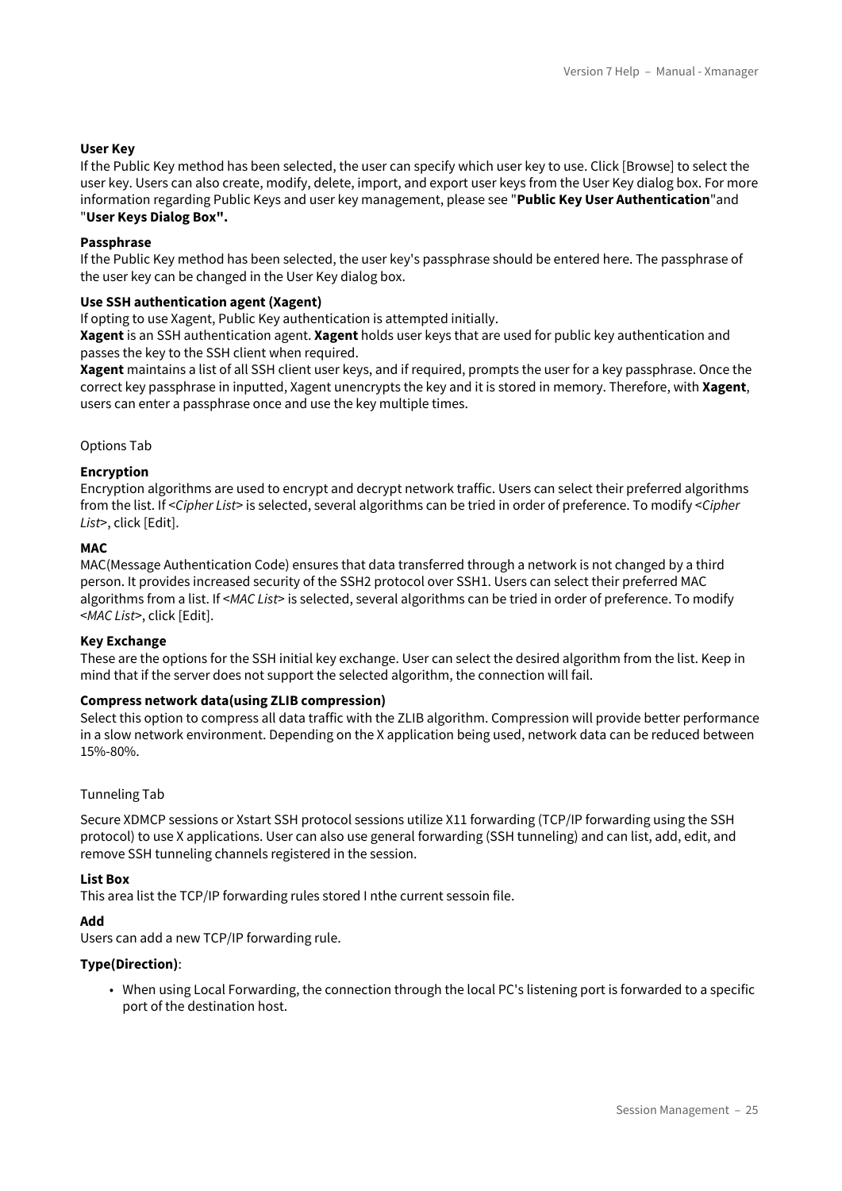**User Key**
If the Public Key method has been selected, the user can specify which user key to use. Click [Browse] to select the user key. Users can also create, modify, delete, import, and export user keys from the User Key dialog box. For more information regarding Public Keys and user key management, please see "**Public Key User Authentication**"and "**User Keys Dialog Box".**

**Passphrase**
If the Public Key method has been selected, the user key's passphrase should be entered here. The passphrase of the user key can be changed in the User Key dialog box.

**Use SSH authentication agent (Xagent)**
If opting to use Xagent, Public Key authentication is attempted initially.
**Xagent** is an SSH authentication agent. **Xagent** holds user keys that are used for public key authentication and passes the key to the SSH client when required.
**Xagent** maintains a list of all SSH client user keys, and if required, prompts the user for a key passphrase. Once the correct key passphrase in inputted, Xagent unencrypts the key and it is stored in memory. Therefore, with **Xagent**, users can enter a passphrase once and use the key multiple times.

Options Tab

**Encryption**
Encryption algorithms are used to encrypt and decrypt network traffic. Users can select their preferred algorithms from the list. If <*Cipher List*> is selected, several algorithms can be tried in order of preference. To modify <*Cipher List*>, click [Edit].

**MAC**
MAC(Message Authentication Code) ensures that data transferred through a network is not changed by a third person. It provides increased security of the SSH2 protocol over SSH1. Users can select their preferred MAC algorithms from a list. If <*MAC List*> is selected, several algorithms can be tried in order of preference. To modify <*MAC List*>, click [Edit].

**Key Exchange**
These are the options for the SSH initial key exchange. User can select the desired algorithm from the list. Keep in mind that if the server does not support the selected algorithm, the connection will fail.

**Compress network data(using ZLIB compression)**
Select this option to compress all data traffic with the ZLIB algorithm. Compression will provide better performance in a slow network environment. Depending on the X application being used, network data can be reduced between 15%-80%.

Tunneling Tab

Secure XDMCP sessions or Xstart SSH protocol sessions utilize X11 forwarding (TCP/IP forwarding using the SSH protocol) to use X applications. User can also use general forwarding (SSH tunneling) and can list, add, edit, and remove SSH tunneling channels registered in the session.

**List Box**
This area list the TCP/IP forwarding rules stored I nthe current sessoin file.

**Add**
Users can add a new TCP/IP forwarding rule.

**Type(Direction)**:

- When using Local Forwarding, the connection through the local PC's listening port is forwarded to a specific port of the destination host.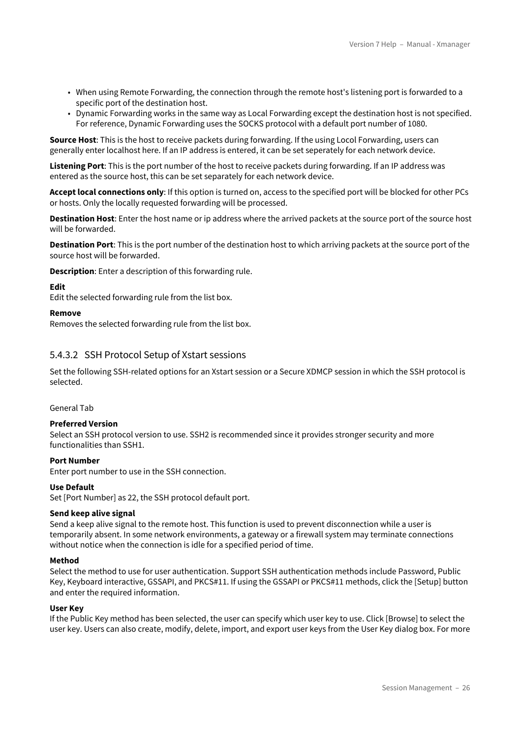- When using Remote Forwarding, the connection through the remote host's listening port is forwarded to a specific port of the destination host.
- Dynamic Forwarding works in the same way as Local Forwarding except the destination host is not specified. For reference, Dynamic Forwarding uses the SOCKS protocol with a default port number of 1080.

**Source Host**: This is the host to receive packets during forwarding. If the using Locol Forwarding, users can generally enter localhost here. If an IP address is entered, it can be set seperately for each network device.

**Listening Port**: This is the port number of the host to receive packets during forwarding. If an IP address was entered as the source host, this can be set separately for each network device.

**Accept local connections only**: If this option is turned on, access to the specified port will be blocked for other PCs or hosts. Only the locally requested forwarding will be processed.

**Destination Host**: Enter the host name or ip address where the arrived packets at the source port of the source host will be forwarded.

**Destination Port**: This is the port number of the destination host to which arriving packets at the source port of the source host will be forwarded.

**Description**: Enter a description of this forwarding rule.

**Edit**
Edit the selected forwarding rule from the list box.

**Remove**
Removes the selected forwarding rule from the list box.

### 5.4.3.2 SSH Protocol Setup of Xstart sessions

Set the following SSH-related options for an Xstart session or a Secure XDMCP session in which the SSH protocol is selected.

General Tab

**Preferred Version**
Select an SSH protocol version to use. SSH2 is recommended since it provides stronger security and more functionalities than SSH1.

**Port Number**
Enter port number to use in the SSH connection.

**Use Default**
Set [Port Number] as 22, the SSH protocol default port.

**Send keep alive signal**
Send a keep alive signal to the remote host. This function is used to prevent disconnection while a user is temporarily absent. In some network environments, a gateway or a firewall system may terminate connections without notice when the connection is idle for a specified period of time.

**Method**
Select the method to use for user authentication. Support SSH authentication methods include Password, Public Key, Keyboard interactive, GSSAPI, and PKCS#11. If using the GSSAPI or PKCS#11 methods, click the [Setup] button and enter the required information.

**User Key**
If the Public Key method has been selected, the user can specify which user key to use. Click [Browse] to select the user key. Users can also create, modify, delete, import, and export user keys from the User Key dialog box. For more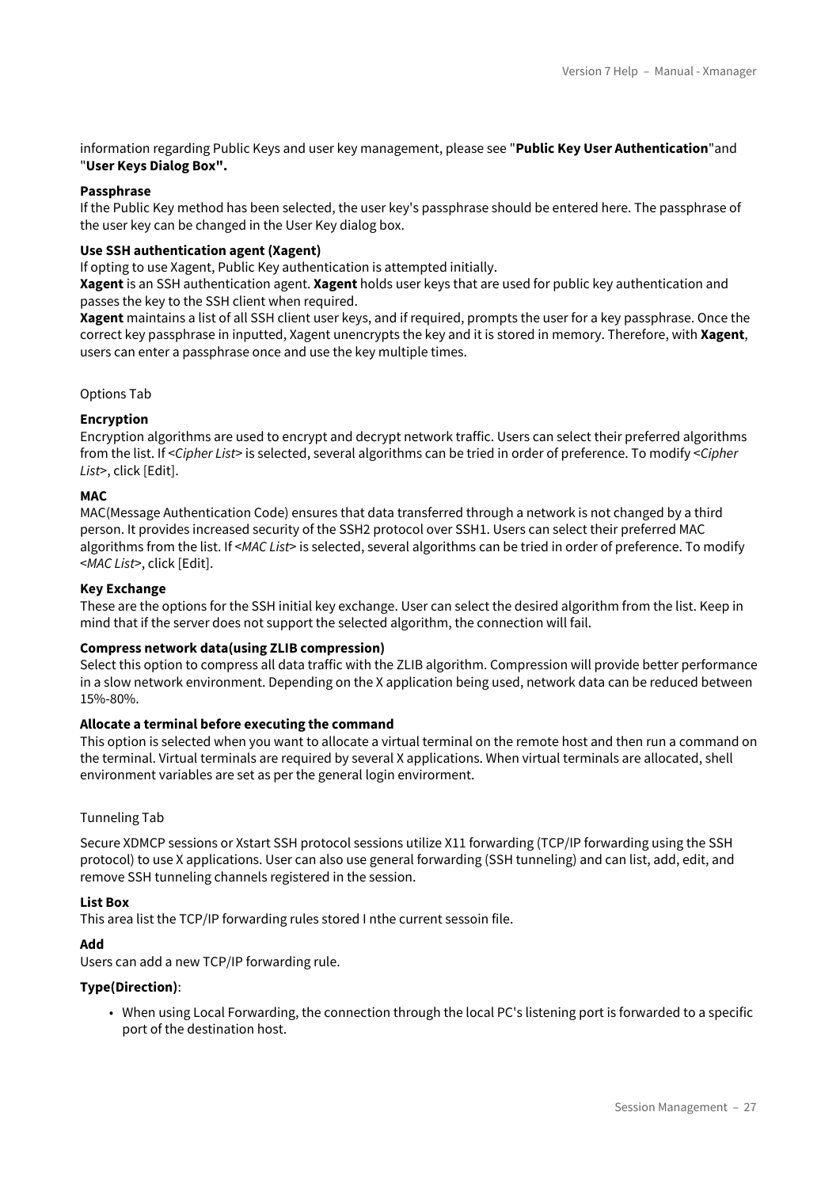information regarding Public Keys and user key management, please see "**Public Key User Authentication**"and "**User Keys Dialog Box".**

**Passphrase**

If the Public Key method has been selected, the user key's passphrase should be entered here. The passphrase of the user key can be changed in the User Key dialog box.

**Use SSH authentication agent (Xagent)**

If opting to use Xagent, Public Key authentication is attempted initially.

**Xagent** is an SSH authentication agent. **Xagent** holds user keys that are used for public key authentication and passes the key to the SSH client when required.

**Xagent** maintains a list of all SSH client user keys, and if required, prompts the user for a key passphrase. Once the correct key passphrase in inputted, Xagent unencrypts the key and it is stored in memory. Therefore, with **Xagent**, users can enter a passphrase once and use the key multiple times.

Options Tab

**Encryption**

Encryption algorithms are used to encrypt and decrypt network traffic. Users can select their preferred algorithms from the list. If <*Cipher List*> is selected, several algorithms can be tried in order of preference. To modify <*Cipher List*>, click [Edit].

**MAC**

MAC(Message Authentication Code) ensures that data transferred through a network is not changed by a third person. It provides increased security of the SSH2 protocol over SSH1. Users can select their preferred MAC algorithms from the list. If <*MAC List*> is selected, several algorithms can be tried in order of preference. To modify <*MAC List*>, click [Edit].

**Key Exchange**

These are the options for the SSH initial key exchange. User can select the desired algorithm from the list. Keep in mind that if the server does not support the selected algorithm, the connection will fail.

**Compress network data(using ZLIB compression)**

Select this option to compress all data traffic with the ZLIB algorithm. Compression will provide better performance in a slow network environment. Depending on the X application being used, network data can be reduced between 15%-80%.

**Allocate a terminal before executing the command**

This option is selected when you want to allocate a virtual terminal on the remote host and then run a command on the terminal. Virtual terminals are required by several X applications. When virtual terminals are allocated, shell environment variables are set as per the general login envirorment.

Tunneling Tab

Secure XDMCP sessions or Xstart SSH protocol sessions utilize X11 forwarding (TCP/IP forwarding using the SSH protocol) to use X applications. User can also use general forwarding (SSH tunneling) and can list, add, edit, and remove SSH tunneling channels registered in the session.

**List Box**

This area list the TCP/IP forwarding rules stored I nthe current sessoin file.

**Add**

Users can add a new TCP/IP forwarding rule.

**Type(Direction)**:

- When using Local Forwarding, the connection through the local PC's listening port is forwarded to a specific port of the destination host.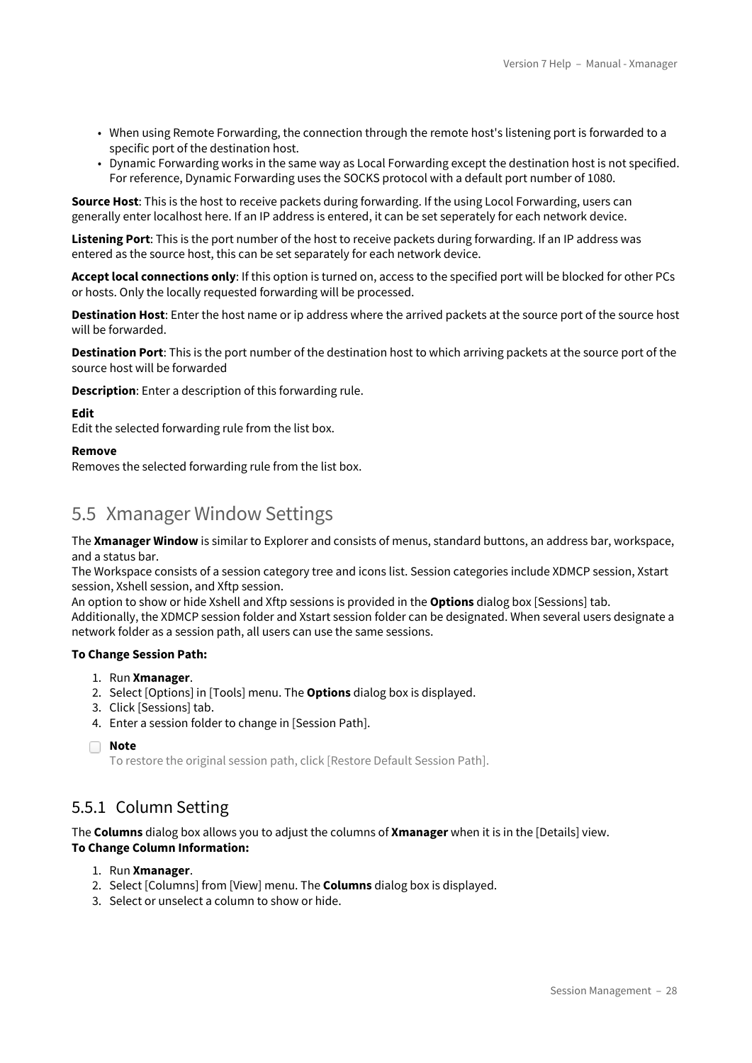- When using Remote Forwarding, the connection through the remote host's listening port is forwarded to a specific port of the destination host.
- Dynamic Forwarding works in the same way as Local Forwarding except the destination host is not specified. For reference, Dynamic Forwarding uses the SOCKS protocol with a default port number of 1080.

**Source Host**: This is the host to receive packets during forwarding. If the using Locol Forwarding, users can generally enter localhost here. If an IP address is entered, it can be set seperately for each network device.

**Listening Port**: This is the port number of the host to receive packets during forwarding. If an IP address was entered as the source host, this can be set separately for each network device.

**Accept local connections only**: If this option is turned on, access to the specified port will be blocked for other PCs or hosts. Only the locally requested forwarding will be processed.

**Destination Host**: Enter the host name or ip address where the arrived packets at the source port of the source host will be forwarded.

**Destination Port**: This is the port number of the destination host to which arriving packets at the source port of the source host will be forwarded

**Description**: Enter a description of this forwarding rule.

**Edit**
Edit the selected forwarding rule from the list box.

**Remove**
Removes the selected forwarding rule from the list box.

## 5.5 Xmanager Window Settings

The **Xmanager Window** is similar to Explorer and consists of menus, standard buttons, an address bar, workspace, and a status bar.
The Workspace consists of a session category tree and icons list. Session categories include XDMCP session, Xstart session, Xshell session, and Xftp session.
An option to show or hide Xshell and Xftp sessions is provided in the **Options** dialog box [Sessions] tab.
Additionally, the XDMCP session folder and Xstart session folder can be designated. When several users designate a network folder as a session path, all users can use the same sessions.

**To Change Session Path:**

1. Run **Xmanager**.
2. Select [Options] in [Tools] menu. The **Options** dialog box is displayed.
3. Click [Sessions] tab.
4. Enter a session folder to change in [Session Path].

> **Note**
> To restore the original session path, click [Restore Default Session Path].

### 5.5.1 Column Setting

The **Columns** dialog box allows you to adjust the columns of **Xmanager** when it is in the [Details] view.
**To Change Column Information:**

1. Run **Xmanager**.
2. Select [Columns] from [View] menu. The **Columns** dialog box is displayed.
3. Select or unselect a column to show or hide.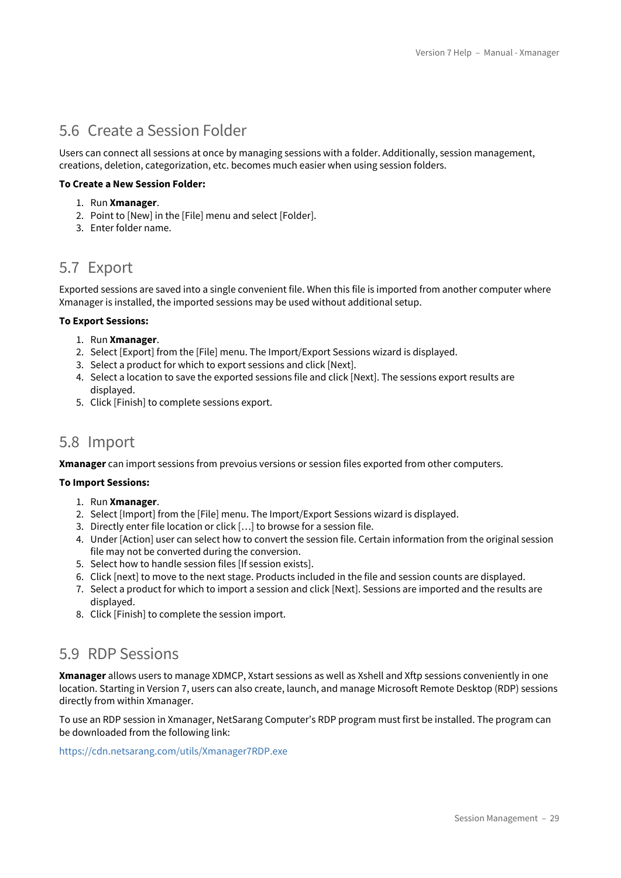## 5.6 Create a Session Folder

Users can connect all sessions at once by managing sessions with a folder. Additionally, session management, creations, deletion, categorization, etc. becomes much easier when using session folders.

**To Create a New Session Folder:**

1. Run **Xmanager**.
2. Point to [New] in the [File] menu and select [Folder].
3. Enter folder name.

## 5.7 Export

Exported sessions are saved into a single convenient file. When this file is imported from another computer where Xmanager is installed, the imported sessions may be used without additional setup.

**To Export Sessions:**

1. Run **Xmanager**.
2. Select [Export] from the [File] menu. The Import/Export Sessions wizard is displayed.
3. Select a product for which to export sessions and click [Next].
4. Select a location to save the exported sessions file and click [Next]. The sessions export results are displayed.
5. Click [Finish] to complete sessions export.

## 5.8 Import

**Xmanager** can import sessions from prevoius versions or session files exported from other computers.

**To Import Sessions:**

1. Run **Xmanager**.
2. Select [Import] from the [File] menu. The Import/Export Sessions wizard is displayed.
3. Directly enter file location or click […] to browse for a session file.
4. Under [Action] user can select how to convert the session file. Certain information from the original session file may not be converted during the conversion.
5. Select how to handle session files [If session exists].
6. Click [next] to move to the next stage. Products included in the file and session counts are displayed.
7. Select a product for which to import a session and click [Next]. Sessions are imported and the results are displayed.
8. Click [Finish] to complete the session import.

## 5.9 RDP Sessions

**Xmanager** allows users to manage XDMCP, Xstart sessions as well as Xshell and Xftp sessions conveniently in one location. Starting in Version 7, users can also create, launch, and manage Microsoft Remote Desktop (RDP) sessions directly from within Xmanager.

To use an RDP session in Xmanager, NetSarang Computer's RDP program must first be installed. The program can be downloaded from the following link:

https://cdn.netsarang.com/utils/Xmanager7RDP.exe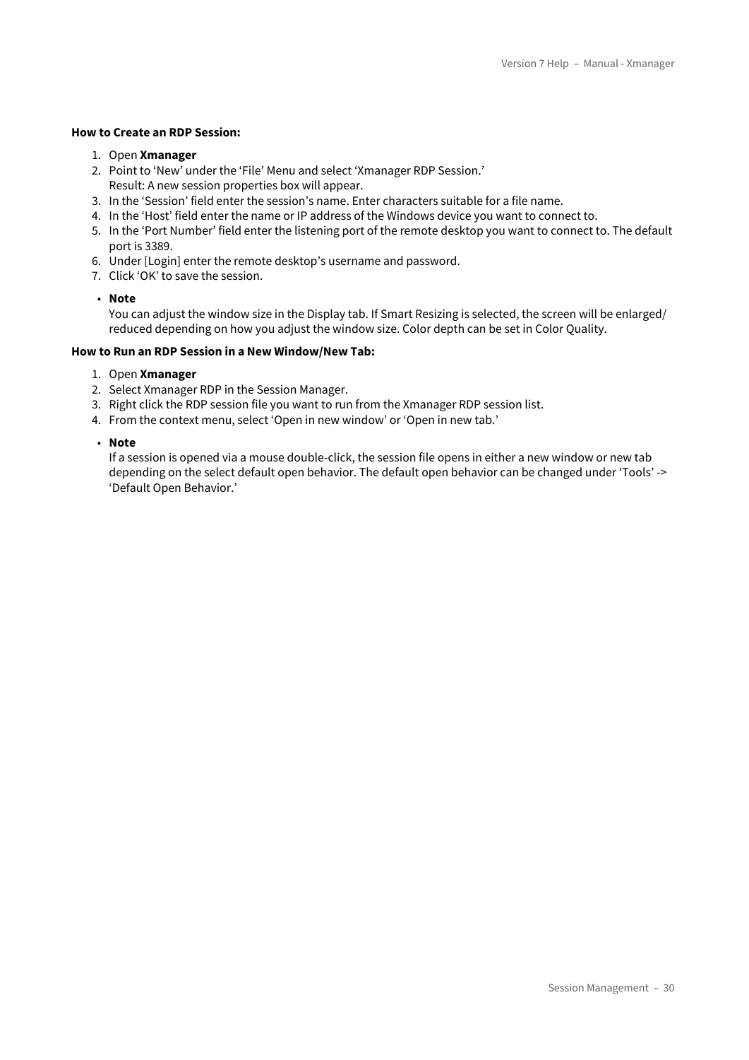**How to Create an RDP Session:**

1. Open **Xmanager**
2. Point to 'New' under the 'File' Menu and select 'Xmanager RDP Session.'
   Result: A new session properties box will appear.
3. In the 'Session' field enter the session's name. Enter characters suitable for a file name.
4. In the 'Host' field enter the name or IP address of the Windows device you want to connect to.
5. In the 'Port Number' field enter the listening port of the remote desktop you want to connect to. The default port is 3389.
6. Under [Login] enter the remote desktop's username and password.
7. Click 'OK' to save the session.

- **Note**
  You can adjust the window size in the Display tab. If Smart Resizing is selected, the screen will be enlarged/reduced depending on how you adjust the window size. Color depth can be set in Color Quality.

**How to Run an RDP Session in a New Window/New Tab:**

1. Open **Xmanager**
2. Select Xmanager RDP in the Session Manager.
3. Right click the RDP session file you want to run from the Xmanager RDP session list.
4. From the context menu, select 'Open in new window' or 'Open in new tab.'

- **Note**
  If a session is opened via a mouse double-click, the session file opens in either a new window or new tab depending on the select default open behavior. The default open behavior can be changed under 'Tools' -> 'Default Open Behavior.'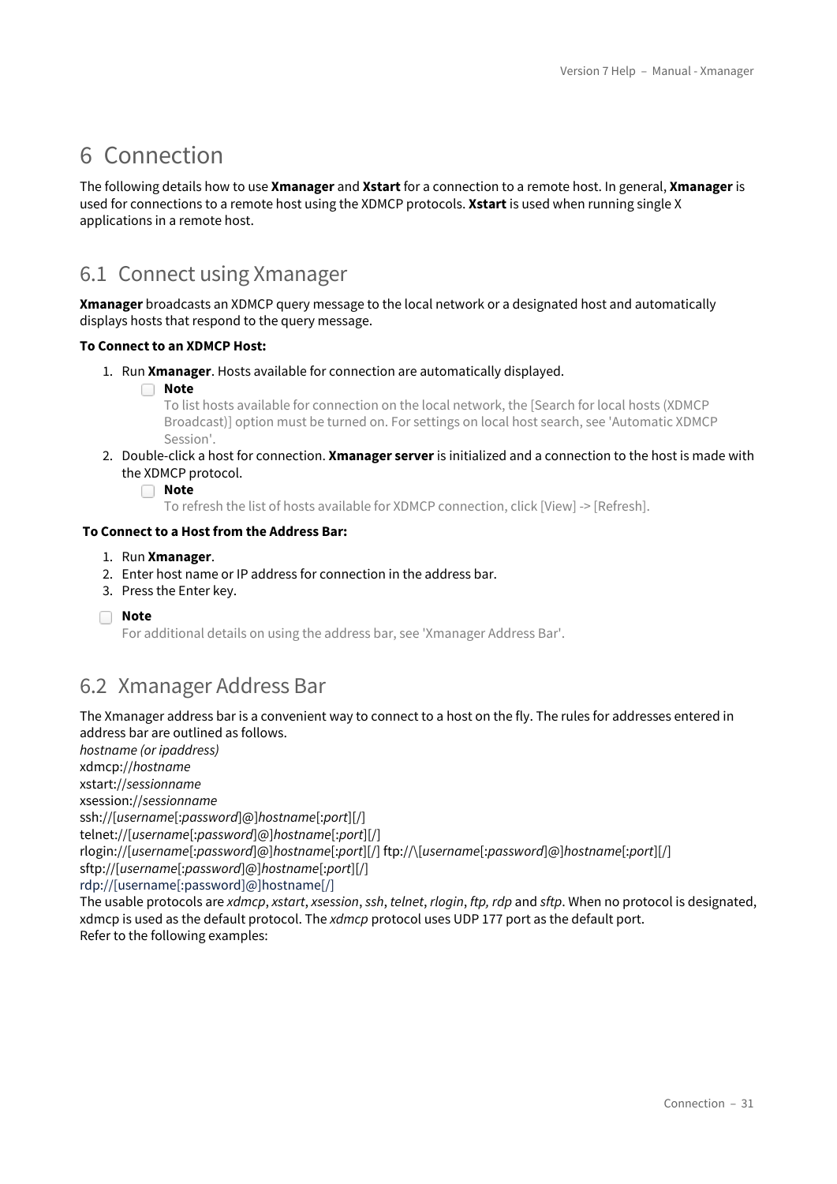# 6 Connection

The following details how to use **Xmanager** and **Xstart** for a connection to a remote host. In general, **Xmanager** is used for connections to a remote host using the XDMCP protocols. **Xstart** is used when running single X applications in a remote host.

## 6.1 Connect using Xmanager

**Xmanager** broadcasts an XDMCP query message to the local network or a designated host and automatically displays hosts that respond to the query message.

**To Connect to an XDMCP Host:**

1. Run **Xmanager**. Hosts available for connection are automatically displayed.
   - **Note**
     To list hosts available for connection on the local network, the [Search for local hosts (XDMCP Broadcast)] option must be turned on. For settings on local host search, see 'Automatic XDMCP Session'.
2. Double-click a host for connection. **Xmanager server** is initialized and a connection to the host is made with the XDMCP protocol.
   - **Note**
     To refresh the list of hosts available for XDMCP connection, click [View] -> [Refresh].

**To Connect to a Host from the Address Bar:**

1. Run **Xmanager**.
2. Enter host name or IP address for connection in the address bar.
3. Press the Enter key.

- **Note**
  For additional details on using the address bar, see 'Xmanager Address Bar'.

## 6.2 Xmanager Address Bar

The Xmanager address bar is a convenient way to connect to a host on the fly. The rules for addresses entered in address bar are outlined as follows.
*hostname (or ipaddress)*
xdmcp://*hostname*
xstart://*sessionname*
xsession://*sessionname*
ssh://[*username*[:*password*]@]*hostname*[:*port*][/]
telnet://[*username*[:*password*]@]*hostname*[:*port*][/]
rlogin://[*username*[:*password*]@]*hostname*[:*port*][/] ftp://\[*username*[:*password*]@]*hostname*[:*port*][/]
sftp://[*username*[:*password*]@]*hostname*[:*port*][/]
rdp://[username[:password]@]hostname[/]
The usable protocols are *xdmcp*, *xstart*, *xsession*, *ssh*, *telnet*, *rlogin*, *ftp, rdp* and *sftp*. When no protocol is designated, xdmcp is used as the default protocol. The *xdmcp* protocol uses UDP 177 port as the default port.
Refer to the following examples: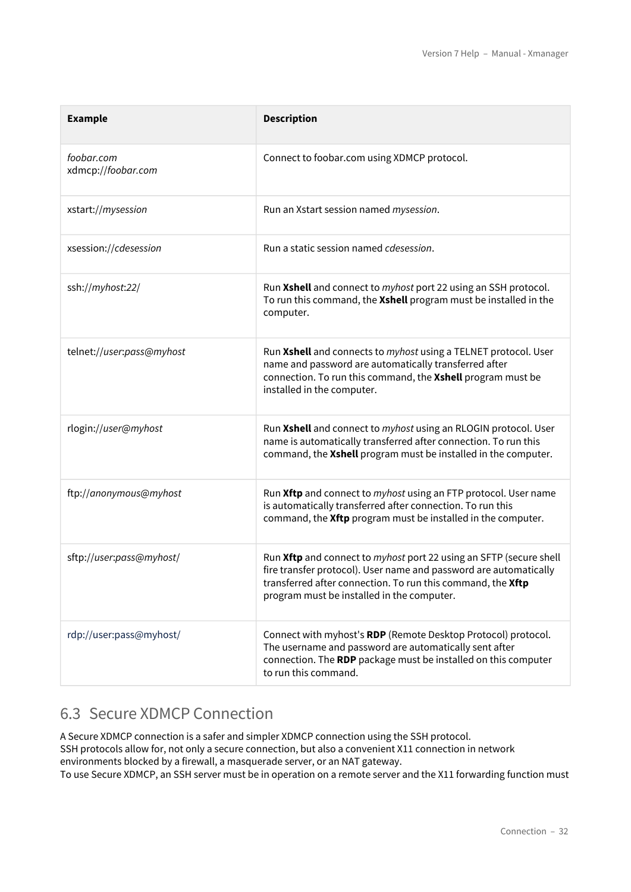| Example | Description |
| --- | --- |
| *foobar.com*<br>xdmcp://*foobar.com* | Connect to foobar.com using XDMCP protocol. |
| xstart://*mysession* | Run an Xstart session named *mysession*. |
| xsession://*cdesession* | Run a static session named *cdesession*. |
| ssh://*myhost*:*22*/ | Run **Xshell** and connect to *myhost* port 22 using an SSH protocol. To run this command, the **Xshell** program must be installed in the computer. |
| telnet://*user*:*pass*@*myhost* | Run **Xshell** and connects to *myhost* using a TELNET protocol. User name and password are automatically transferred after connection. To run this command, the **Xshell** program must be installed in the computer. |
| rlogin://*user*@*myhost* | Run **Xshell** and connect to *myhost* using an RLOGIN protocol. User name is automatically transferred after connection. To run this command, the **Xshell** program must be installed in the computer. |
| ftp://*anonymous*@*myhost* | Run **Xftp** and connect to *myhost* using an FTP protocol. User name is automatically transferred after connection. To run this command, the **Xftp** program must be installed in the computer. |
| sftp://*user*:*pass*@*myhost*/ | Run **Xftp** and connect to *myhost* port 22 using an SFTP (secure shell fire transfer protocol). User name and password are automatically transferred after connection. To run this command, the **Xftp** program must be installed in the computer. |
| rdp://user:pass@myhost/ | Connect with myhost's **RDP** (Remote Desktop Protocol) protocol. The username and password are automatically sent after connection. The **RDP** package must be installed on this computer to run this command. |

## 6.3 Secure XDMCP Connection

A Secure XDMCP connection is a safer and simpler XDMCP connection using the SSH protocol.
SSH protocols allow for, not only a secure connection, but also a convenient X11 connection in network environments blocked by a firewall, a masquerade server, or an NAT gateway.
To use Secure XDMCP, an SSH server must be in operation on a remote server and the X11 forwarding function must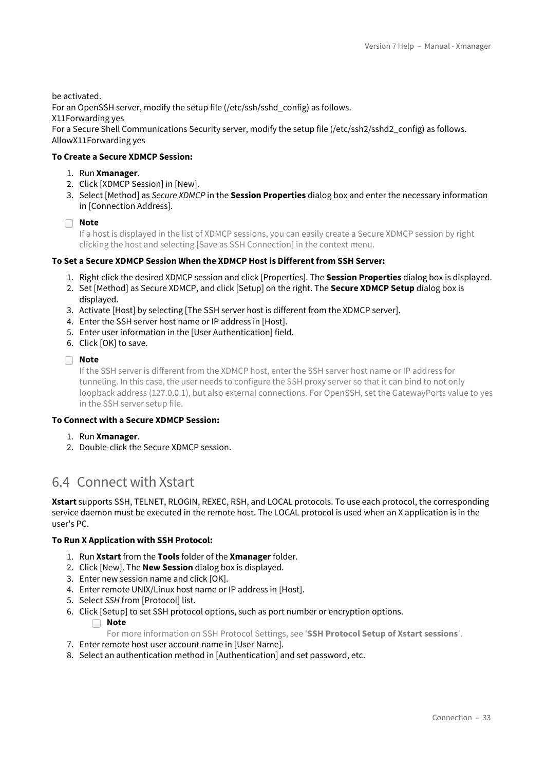be activated.
For an OpenSSH server, modify the setup file (/etc/ssh/sshd_config) as follows.
X11Forwarding yes
For a Secure Shell Communications Security server, modify the setup file (/etc/ssh2/sshd2_config) as follows.
AllowX11Forwarding yes

**To Create a Secure XDMCP Session:**

1. Run **Xmanager**.
2. Click [XDMCP Session] in [New].
3. Select [Method] as *Secure XDMCP* in the **Session Properties** dialog box and enter the necessary information in [Connection Address].

> **Note**
> If a host is displayed in the list of XDMCP sessions, you can easily create a Secure XDMCP session by right clicking the host and selecting [Save as SSH Connection] in the context menu.

**To Set a Secure XDMCP Session When the XDMCP Host is Different from SSH Server:**

1. Right click the desired XDMCP session and click [Properties]. The **Session Properties** dialog box is displayed.
2. Set [Method] as Secure XDMCP, and click [Setup] on the right. The **Secure XDMCP Setup** dialog box is displayed.
3. Activate [Host] by selecting [The SSH server host is different from the XDMCP server].
4. Enter the SSH server host name or IP address in [Host].
5. Enter user information in the [User Authentication] field.
6. Click [OK] to save.

> **Note**
> If the SSH server is different from the XDMCP host, enter the SSH server host name or IP address for tunneling. In this case, the user needs to configure the SSH proxy server so that it can bind to not only loopback address (127.0.0.1), but also external connections. For OpenSSH, set the GatewayPorts value to yes in the SSH server setup file.

**To Connect with a Secure XDMCP Session:**

1. Run **Xmanager**.
2. Double-click the Secure XDMCP session.

## 6.4 Connect with Xstart

**Xstart** supports SSH, TELNET, RLOGIN, REXEC, RSH, and LOCAL protocols. To use each protocol, the corresponding service daemon must be executed in the remote host. The LOCAL protocol is used when an X application is in the user's PC.

**To Run X Application with SSH Protocol:**

1. Run **Xstart** from the **Tools** folder of the **Xmanager** folder.
2. Click [New]. The **New Session** dialog box is displayed.
3. Enter new session name and click [OK].
4. Enter remote UNIX/Linux host name or IP address in [Host].
5. Select *SSH* from [Protocol] list.
6. Click [Setup] to set SSH protocol options, such as port number or encryption options.
   > **Note**
   > For more information on SSH Protocol Settings, see '**SSH Protocol Setup of Xstart sessions**'.
7. Enter remote host user account name in [User Name].
8. Select an authentication method in [Authentication] and set password, etc.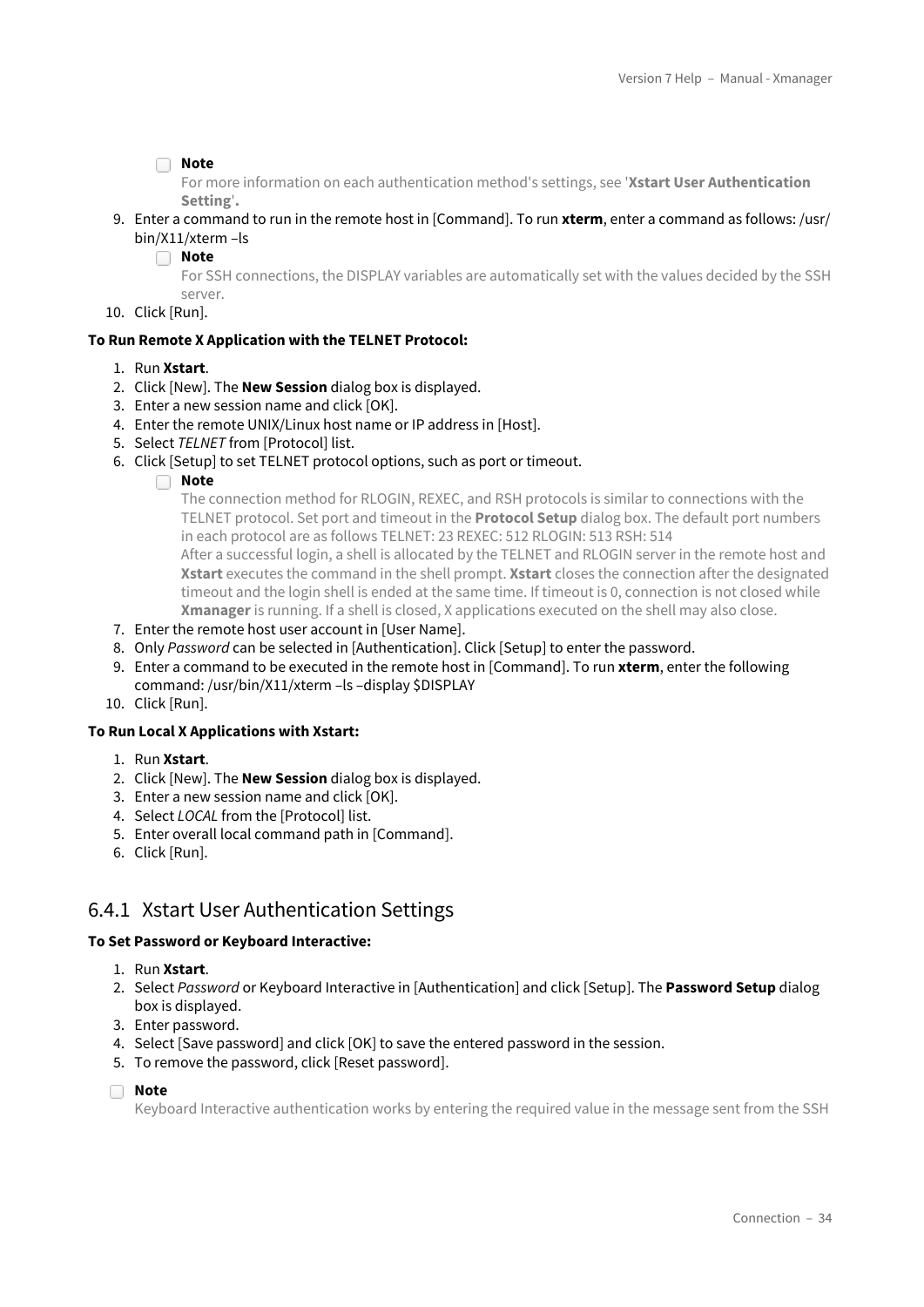- **Note**
  For more information on each authentication method's settings, see '**Xstart User Authentication Setting**'.

9. Enter a command to run in the remote host in [Command]. To run **xterm**, enter a command as follows: /usr/bin/X11/xterm –ls
   - **Note**
     For SSH connections, the DISPLAY variables are automatically set with the values decided by the SSH server.
10. Click [Run].

**To Run Remote X Application with the TELNET Protocol:**

1. Run **Xstart**.
2. Click [New]. The **New Session** dialog box is displayed.
3. Enter a new session name and click [OK].
4. Enter the remote UNIX/Linux host name or IP address in [Host].
5. Select *TELNET* from [Protocol] list.
6. Click [Setup] to set TELNET protocol options, such as port or timeout.
   - **Note**
     The connection method for RLOGIN, REXEC, and RSH protocols is similar to connections with the TELNET protocol. Set port and timeout in the **Protocol Setup** dialog box. The default port numbers in each protocol are as follows TELNET: 23 REXEC: 512 RLOGIN: 513 RSH: 514
     After a successful login, a shell is allocated by the TELNET and RLOGIN server in the remote host and **Xstart** executes the command in the shell prompt. **Xstart** closes the connection after the designated timeout and the login shell is ended at the same time. If timeout is 0, connection is not closed while **Xmanager** is running. If a shell is closed, X applications executed on the shell may also close.
7. Enter the remote host user account in [User Name].
8. Only *Password* can be selected in [Authentication]. Click [Setup] to enter the password.
9. Enter a command to be executed in the remote host in [Command]. To run **xterm**, enter the following command: /usr/bin/X11/xterm –ls –display $DISPLAY
10. Click [Run].

**To Run Local X Applications with Xstart:**

1. Run **Xstart**.
2. Click [New]. The **New Session** dialog box is displayed.
3. Enter a new session name and click [OK].
4. Select *LOCAL* from the [Protocol] list.
5. Enter overall local command path in [Command].
6. Click [Run].

## 6.4.1 Xstart User Authentication Settings

**To Set Password or Keyboard Interactive:**

1. Run **Xstart**.
2. Select *Password* or Keyboard Interactive in [Authentication] and click [Setup]. The **Password Setup** dialog box is displayed.
3. Enter password.
4. Select [Save password] and click [OK] to save the entered password in the session.
5. To remove the password, click [Reset password].

- **Note**
  Keyboard Interactive authentication works by entering the required value in the message sent from the SSH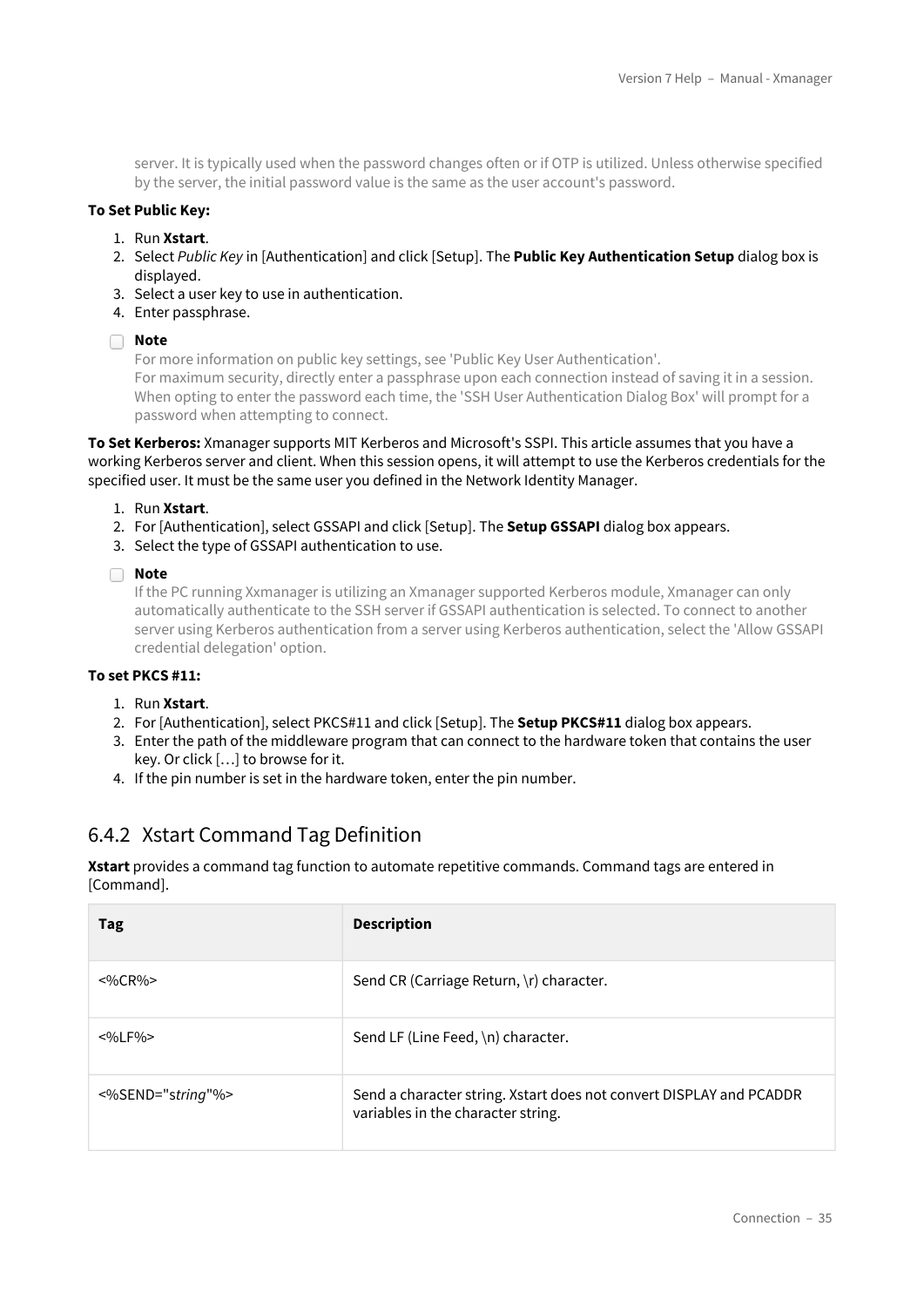server. It is typically used when the password changes often or if OTP is utilized. Unless otherwise specified by the server, the initial password value is the same as the user account's password.

**To Set Public Key:**

1. Run **Xstart**.
2. Select *Public Key* in [Authentication] and click [Setup]. The **Public Key Authentication Setup** dialog box is displayed.
3. Select a user key to use in authentication.
4. Enter passphrase.

**Note**
For more information on public key settings, see 'Public Key User Authentication'.
For maximum security, directly enter a passphrase upon each connection instead of saving it in a session. When opting to enter the password each time, the 'SSH User Authentication Dialog Box' will prompt for a password when attempting to connect.

**To Set Kerberos:** Xmanager supports MIT Kerberos and Microsoft's SSPI. This article assumes that you have a working Kerberos server and client. When this session opens, it will attempt to use the Kerberos credentials for the specified user. It must be the same user you defined in the Network Identity Manager.

1. Run **Xstart**.
2. For [Authentication], select GSSAPI and click [Setup]. The **Setup GSSAPI** dialog box appears.
3. Select the type of GSSAPI authentication to use.

**Note**
If the PC running Xxmanager is utilizing an Xmanager supported Kerberos module, Xmanager can only automatically authenticate to the SSH server if GSSAPI authentication is selected. To connect to another server using Kerberos authentication from a server using Kerberos authentication, select the 'Allow GSSAPI credential delegation' option.

**To set PKCS #11:**

1. Run **Xstart**.
2. For [Authentication], select PKCS#11 and click [Setup]. The **Setup PKCS#11** dialog box appears.
3. Enter the path of the middleware program that can connect to the hardware token that contains the user key. Or click […] to browse for it.
4. If the pin number is set in the hardware token, enter the pin number.

## 6.4.2 Xstart Command Tag Definition

**Xstart** provides a command tag function to automate repetitive commands. Command tags are entered in [Command].

| Tag | Description |
| --- | --- |
| <%CR%> | Send CR (Carriage Return, \r) character. |
| <%LF%> | Send LF (Line Feed, \n) character. |
| <%SEND="*string*"%> | Send a character string. Xstart does not convert DISPLAY and PCADDR variables in the character string. |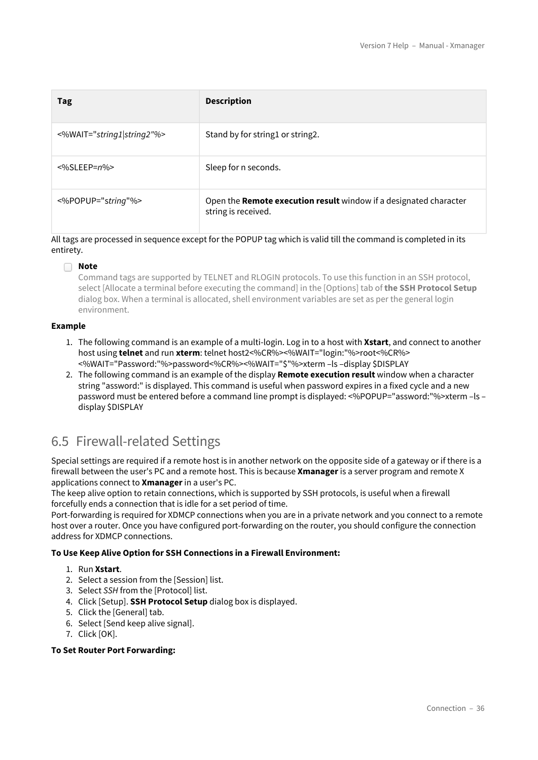| Tag | Description |
| --- | --- |
| <%WAIT="*string1*\|*string2*"%> | Stand by for string1 or string2. |
| <%SLEEP=*n*%> | Sleep for n seconds. |
| <%POPUP="*string*"%> | Open the **Remote execution result** window if a designated character string is received. |

All tags are processed in sequence except for the POPUP tag which is valid till the command is completed in its entirety.

**Note**
Command tags are supported by TELNET and RLOGIN protocols. To use this function in an SSH protocol, select [Allocate a terminal before executing the command] in the [Options] tab of **the SSH Protocol Setup** dialog box. When a terminal is allocated, shell environment variables are set as per the general login environment.

**Example**

1. The following command is an example of a multi-login. Log in to a host with **Xstart**, and connect to another host using **telnet** and run **xterm**: telnet host2<%CR%><%WAIT="login:"%>root<%CR%><%WAIT="Password:"%>password<%CR%><%WAIT="$"%>xterm –ls –display $DISPLAY
2. The following command is an example of the display **Remote execution result** window when a character string "assword:" is displayed. This command is useful when password expires in a fixed cycle and a new password must be entered before a command line prompt is displayed: <%POPUP="assword:"%>xterm –ls –display $DISPLAY

## 6.5 Firewall-related Settings

Special settings are required if a remote host is in another network on the opposite side of a gateway or if there is a firewall between the user's PC and a remote host. This is because **Xmanager** is a server program and remote X applications connect to **Xmanager** in a user's PC.
The keep alive option to retain connections, which is supported by SSH protocols, is useful when a firewall forcefully ends a connection that is idle for a set period of time.
Port-forwarding is required for XDMCP connections when you are in a private network and you connect to a remote host over a router. Once you have configured port-forwarding on the router, you should configure the connection address for XDMCP connections.

**To Use Keep Alive Option for SSH Connections in a Firewall Environment:**

1. Run **Xstart**.
2. Select a session from the [Session] list.
3. Select *SSH* from the [Protocol] list.
4. Click [Setup]. **SSH Protocol Setup** dialog box is displayed.
5. Click the [General] tab.
6. Select [Send keep alive signal].
7. Click [OK].

**To Set Router Port Forwarding:**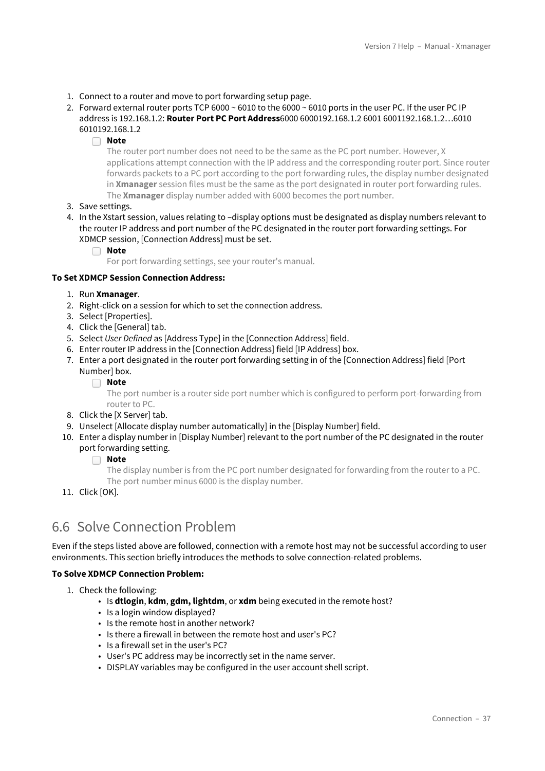1. Connect to a router and move to port forwarding setup page.
2. Forward external router ports TCP 6000 ~ 6010 to the 6000 ~ 6010 ports in the user PC. If the user PC IP address is 192.168.1.2: **Router Port PC Port Address**6000 6000192.168.1.2 6001 6001192.168.1.2…6010 6010192.168.1.2

   **Note**

   The router port number does not need to be the same as the PC port number. However, X applications attempt connection with the IP address and the corresponding router port. Since router forwards packets to a PC port according to the port forwarding rules, the display number designated in **Xmanager** session files must be the same as the port designated in router port forwarding rules. The **Xmanager** display number added with 6000 becomes the port number.

3. Save settings.
4. In the Xstart session, values relating to –display options must be designated as display numbers relevant to the router IP address and port number of the PC designated in the router port forwarding settings. For XDMCP session, [Connection Address] must be set.

   **Note**

   For port forwarding settings, see your router's manual.

**To Set XDMCP Session Connection Address:**

1. Run **Xmanager**.
2. Right-click on a session for which to set the connection address.
3. Select [Properties].
4. Click the [General] tab.
5. Select *User Defined* as [Address Type] in the [Connection Address] field.
6. Enter router IP address in the [Connection Address] field [IP Address] box.
7. Enter a port designated in the router port forwarding setting in of the [Connection Address] field [Port Number] box.

   **Note**

   The port number is a router side port number which is configured to perform port-forwarding from router to PC.

8. Click the [X Server] tab.
9. Unselect [Allocate display number automatically] in the [Display Number] field.
10. Enter a display number in [Display Number] relevant to the port number of the PC designated in the router port forwarding setting.

    **Note**

    The display number is from the PC port number designated for forwarding from the router to a PC. The port number minus 6000 is the display number.

11. Click [OK].

## 6.6 Solve Connection Problem

Even if the steps listed above are followed, connection with a remote host may not be successful according to user environments. This section briefly introduces the methods to solve connection-related problems.

**To Solve XDMCP Connection Problem:**

1. Check the following:
   - Is **dtlogin**, **kdm**, **gdm, lightdm**, or **xdm** being executed in the remote host?
   - Is a login window displayed?
   - Is the remote host in another network?
   - Is there a firewall in between the remote host and user's PC?
   - Is a firewall set in the user's PC?
   - User's PC address may be incorrectly set in the name server.
   - DISPLAY variables may be configured in the user account shell script.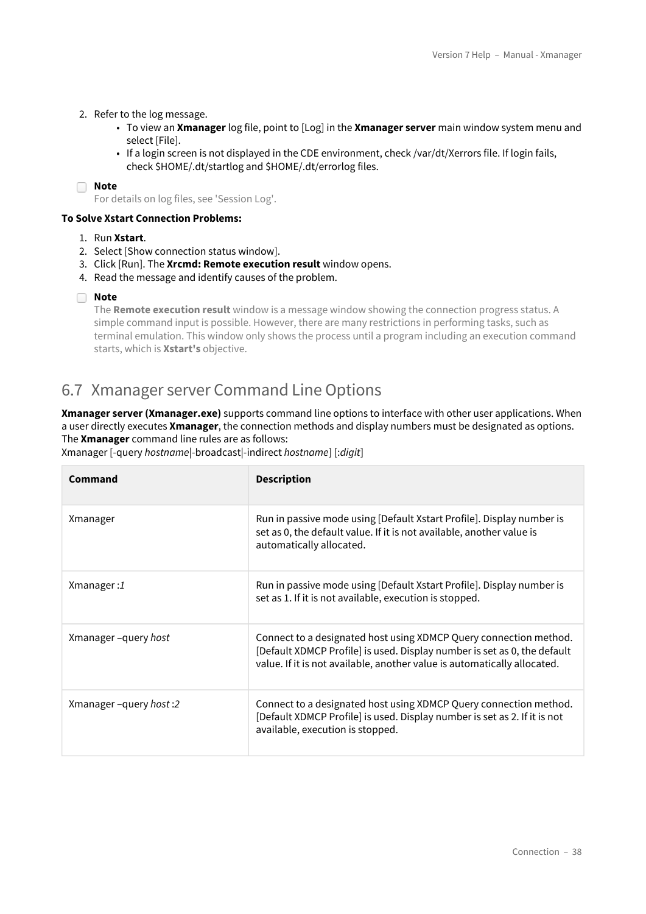2. Refer to the log message.
    - To view an **Xmanager** log file, point to [Log] in the **Xmanager server** main window system menu and select [File].
    - If a login screen is not displayed in the CDE environment, check /var/dt/Xerrors file. If login fails, check $HOME/.dt/startlog and $HOME/.dt/errorlog files.

**Note**
For details on log files, see 'Session Log'.

**To Solve Xstart Connection Problems:**

1. Run **Xstart**.
2. Select [Show connection status window].
3. Click [Run]. The **Xrcmd: Remote execution result** window opens.
4. Read the message and identify causes of the problem.

**Note**
The **Remote execution result** window is a message window showing the connection progress status. A simple command input is possible. However, there are many restrictions in performing tasks, such as terminal emulation. This window only shows the process until a program including an execution command starts, which is **Xstart's** objective.

## 6.7 Xmanager server Command Line Options

**Xmanager server (Xmanager.exe)** supports command line options to interface with other user applications. When a user directly executes **Xmanager**, the connection methods and display numbers must be designated as options. The **Xmanager** command line rules are as follows:
Xmanager [-query *hostname*|-broadcast|-indirect *hostname*] [:*digit*]

| Command | Description |
| --- | --- |
| Xmanager | Run in passive mode using [Default Xstart Profile]. Display number is set as 0, the default value. If it is not available, another value is automatically allocated. |
| Xmanager :*1* | Run in passive mode using [Default Xstart Profile]. Display number is set as 1. If it is not available, execution is stopped. |
| Xmanager –query *host* | Connect to a designated host using XDMCP Query connection method. [Default XDMCP Profile] is used. Display number is set as 0, the default value. If it is not available, another value is automatically allocated. |
| Xmanager –query *host :2* | Connect to a designated host using XDMCP Query connection method. [Default XDMCP Profile] is used. Display number is set as 2. If it is not available, execution is stopped. |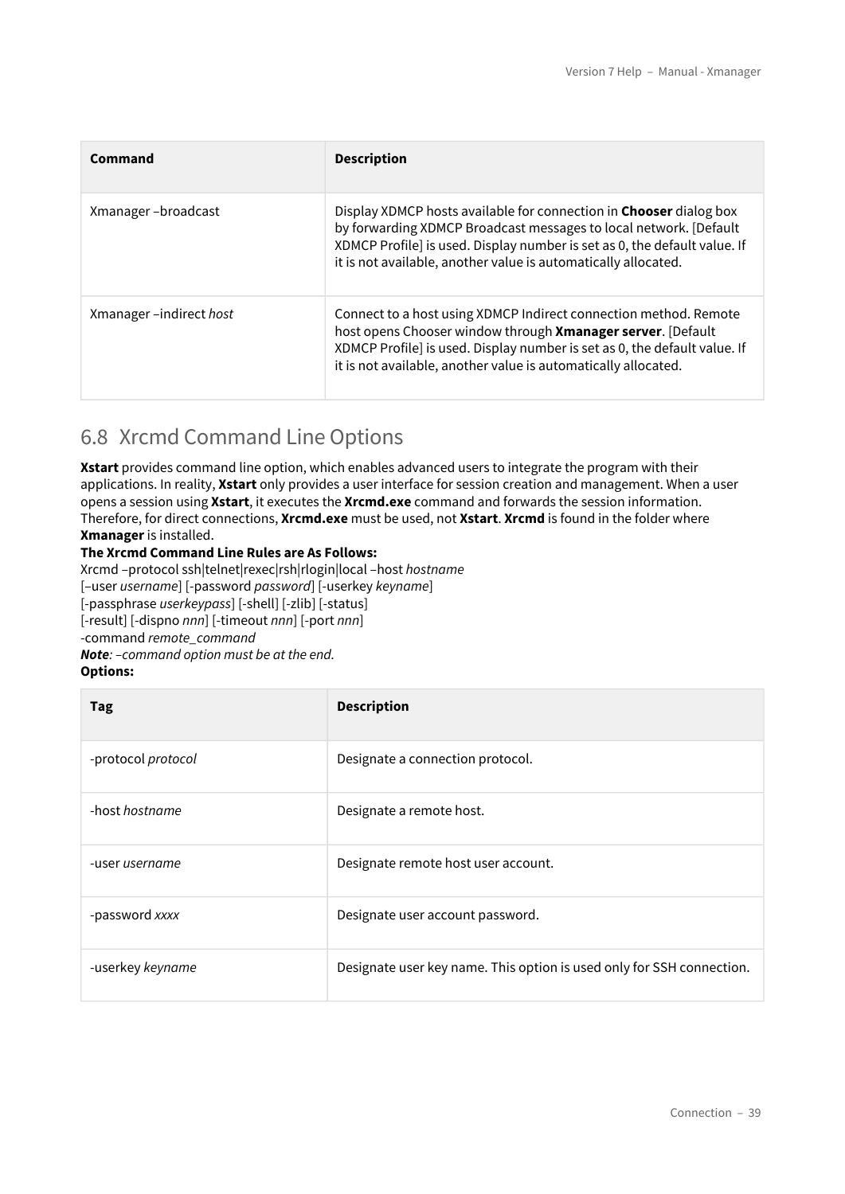| Command | Description |
| --- | --- |
| Xmanager –broadcast | Display XDMCP hosts available for connection in **Chooser** dialog box by forwarding XDMCP Broadcast messages to local network. [Default XDMCP Profile] is used. Display number is set as 0, the default value. If it is not available, another value is automatically allocated. |
| Xmanager –indirect *host* | Connect to a host using XDMCP Indirect connection method. Remote host opens Chooser window through **Xmanager server**. [Default XDMCP Profile] is used. Display number is set as 0, the default value. If it is not available, another value is automatically allocated. |

## 6.8 Xrcmd Command Line Options

**Xstart** provides command line option, which enables advanced users to integrate the program with their applications. In reality, **Xstart** only provides a user interface for session creation and management. When a user opens a session using **Xstart**, it executes the **Xrcmd.exe** command and forwards the session information. Therefore, for direct connections, **Xrcmd.exe** must be used, not **Xstart**. **Xrcmd** is found in the folder where **Xmanager** is installed.

**The Xrcmd Command Line Rules are As Follows:**

Xrcmd –protocol ssh|telnet|rexec|rsh|rlogin|local –host *hostname*
[–user *username*] [-password *password*] [-userkey *keyname*]
[-passphrase *userkeypass*] [-shell] [-zlib] [-status]
[-result] [-dispno *nnn*] [-timeout *nnn*] [-port *nnn*]
-command *remote_command*

***Note**: –command option must be at the end.*

**Options:**

| Tag | Description |
| --- | --- |
| -protocol *protocol* | Designate a connection protocol. |
| -host *hostname* | Designate a remote host. |
| -user *username* | Designate remote host user account. |
| -password *xxxx* | Designate user account password. |
| -userkey *keyname* | Designate user key name. This option is used only for SSH connection. |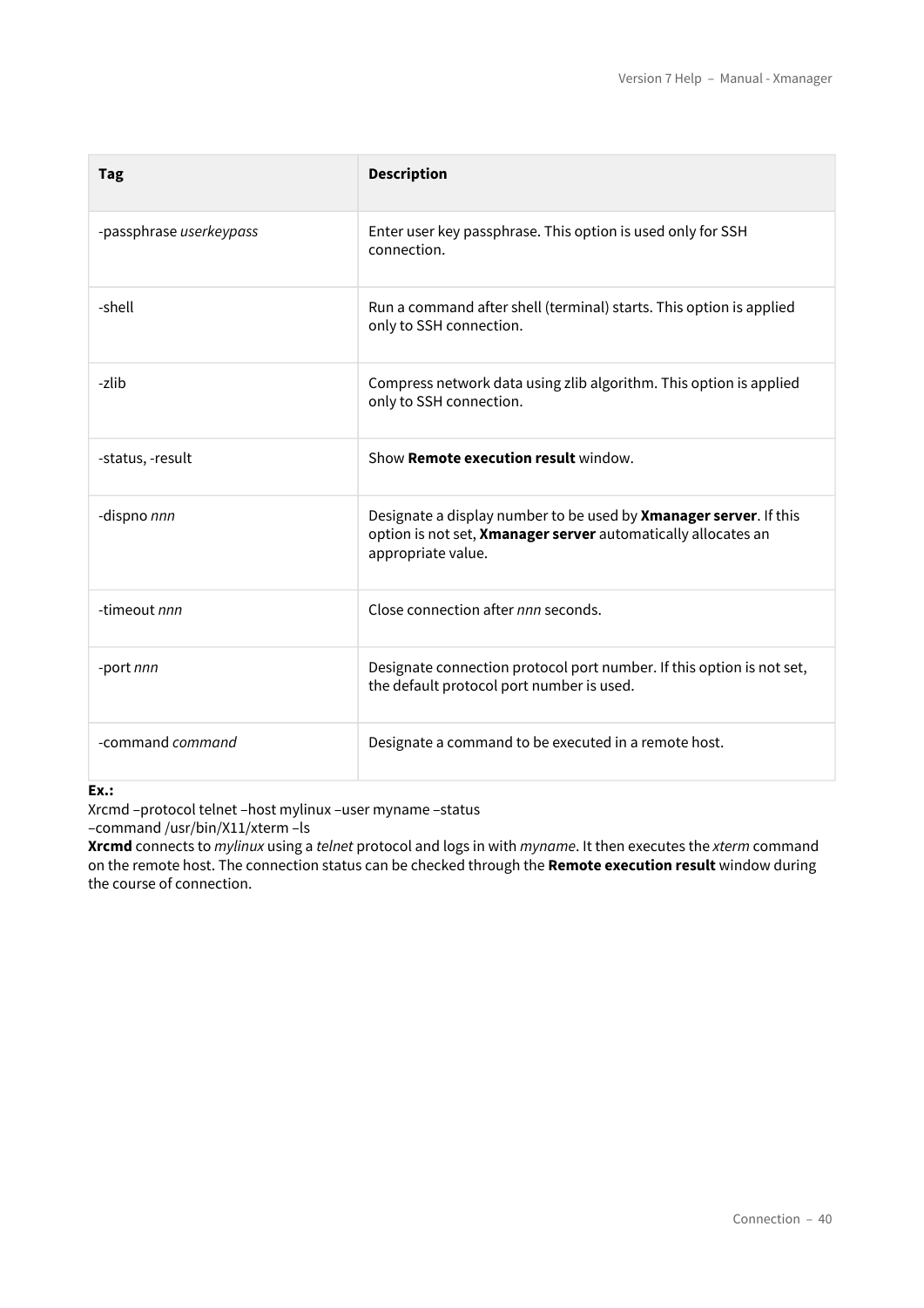| Tag | Description |
| --- | --- |
| -passphrase *userkeypass* | Enter user key passphrase. This option is used only for SSH connection. |
| -shell | Run a command after shell (terminal) starts. This option is applied only to SSH connection. |
| -zlib | Compress network data using zlib algorithm. This option is applied only to SSH connection. |
| -status, -result | Show **Remote execution result** window. |
| -dispno *nnn* | Designate a display number to be used by **Xmanager server**. If this option is not set, **Xmanager server** automatically allocates an appropriate value. |
| -timeout *nnn* | Close connection after *nnn* seconds. |
| -port *nnn* | Designate connection protocol port number. If this option is not set, the default protocol port number is used. |
| -command *command* | Designate a command to be executed in a remote host. |

**Ex.:**

Xrcmd –protocol telnet –host mylinux –user myname –status
–command /usr/bin/X11/xterm –ls

**Xrcmd** connects to *mylinux* using a *telnet* protocol and logs in with *myname*. It then executes the *xterm* command on the remote host. The connection status can be checked through the **Remote execution result** window during the course of connection.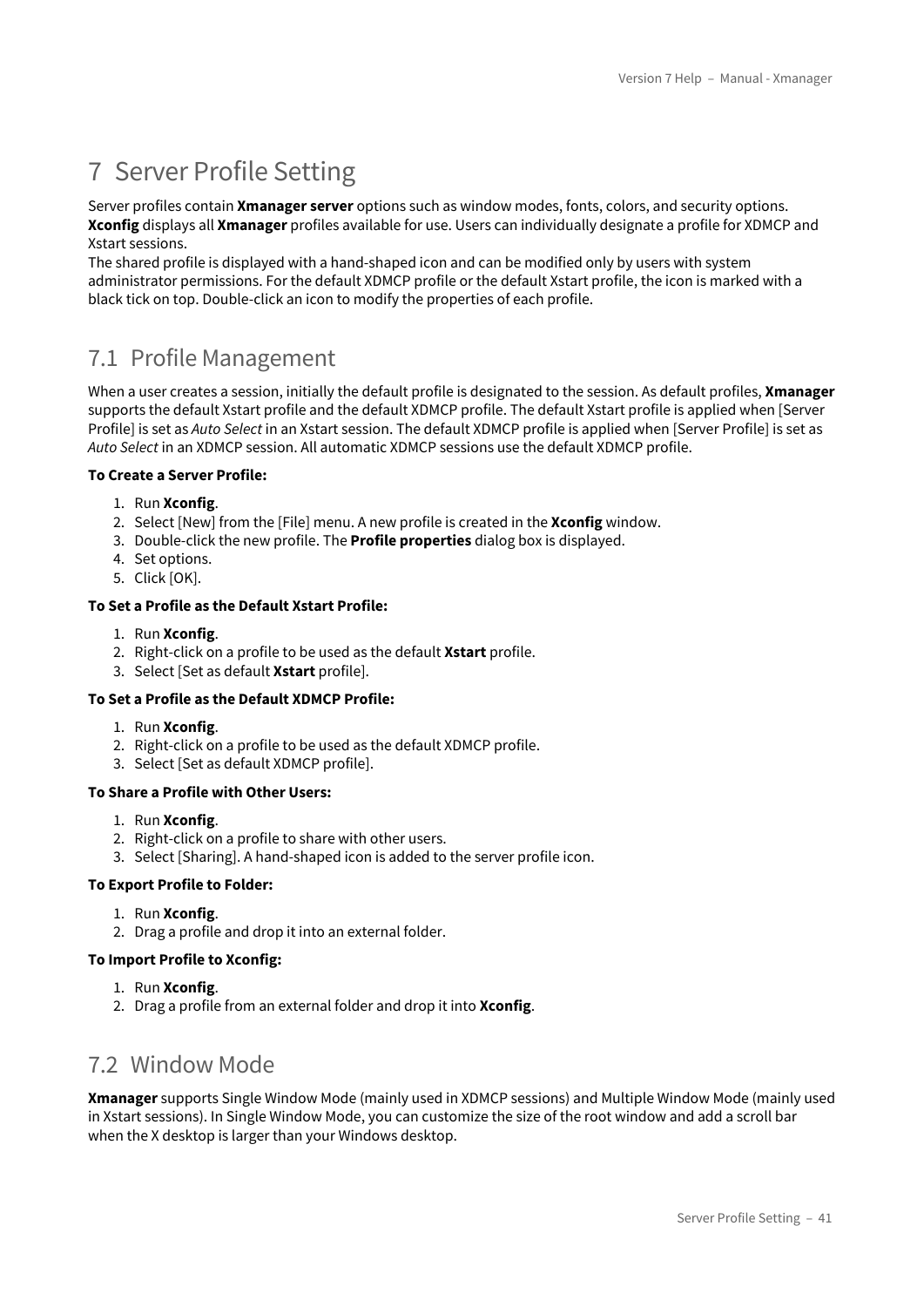# 7 Server Profile Setting

Server profiles contain **Xmanager server** options such as window modes, fonts, colors, and security options. **Xconfig** displays all **Xmanager** profiles available for use. Users can individually designate a profile for XDMCP and Xstart sessions.
The shared profile is displayed with a hand-shaped icon and can be modified only by users with system administrator permissions. For the default XDMCP profile or the default Xstart profile, the icon is marked with a black tick on top. Double-click an icon to modify the properties of each profile.

## 7.1 Profile Management

When a user creates a session, initially the default profile is designated to the session. As default profiles, **Xmanager** supports the default Xstart profile and the default XDMCP profile. The default Xstart profile is applied when [Server Profile] is set as *Auto Select* in an Xstart session. The default XDMCP profile is applied when [Server Profile] is set as *Auto Select* in an XDMCP session. All automatic XDMCP sessions use the default XDMCP profile.

**To Create a Server Profile:**

1. Run **Xconfig**.
2. Select [New] from the [File] menu. A new profile is created in the **Xconfig** window.
3. Double-click the new profile. The **Profile properties** dialog box is displayed.
4. Set options.
5. Click [OK].

**To Set a Profile as the Default Xstart Profile:**

1. Run **Xconfig**.
2. Right-click on a profile to be used as the default **Xstart** profile.
3. Select [Set as default **Xstart** profile].

**To Set a Profile as the Default XDMCP Profile:**

1. Run **Xconfig**.
2. Right-click on a profile to be used as the default XDMCP profile.
3. Select [Set as default XDMCP profile].

**To Share a Profile with Other Users:**

1. Run **Xconfig**.
2. Right-click on a profile to share with other users.
3. Select [Sharing]. A hand-shaped icon is added to the server profile icon.

**To Export Profile to Folder:**

1. Run **Xconfig**.
2. Drag a profile and drop it into an external folder.

**To Import Profile to Xconfig:**

1. Run **Xconfig**.
2. Drag a profile from an external folder and drop it into **Xconfig**.

## 7.2 Window Mode

**Xmanager** supports Single Window Mode (mainly used in XDMCP sessions) and Multiple Window Mode (mainly used in Xstart sessions). In Single Window Mode, you can customize the size of the root window and add a scroll bar when the X desktop is larger than your Windows desktop.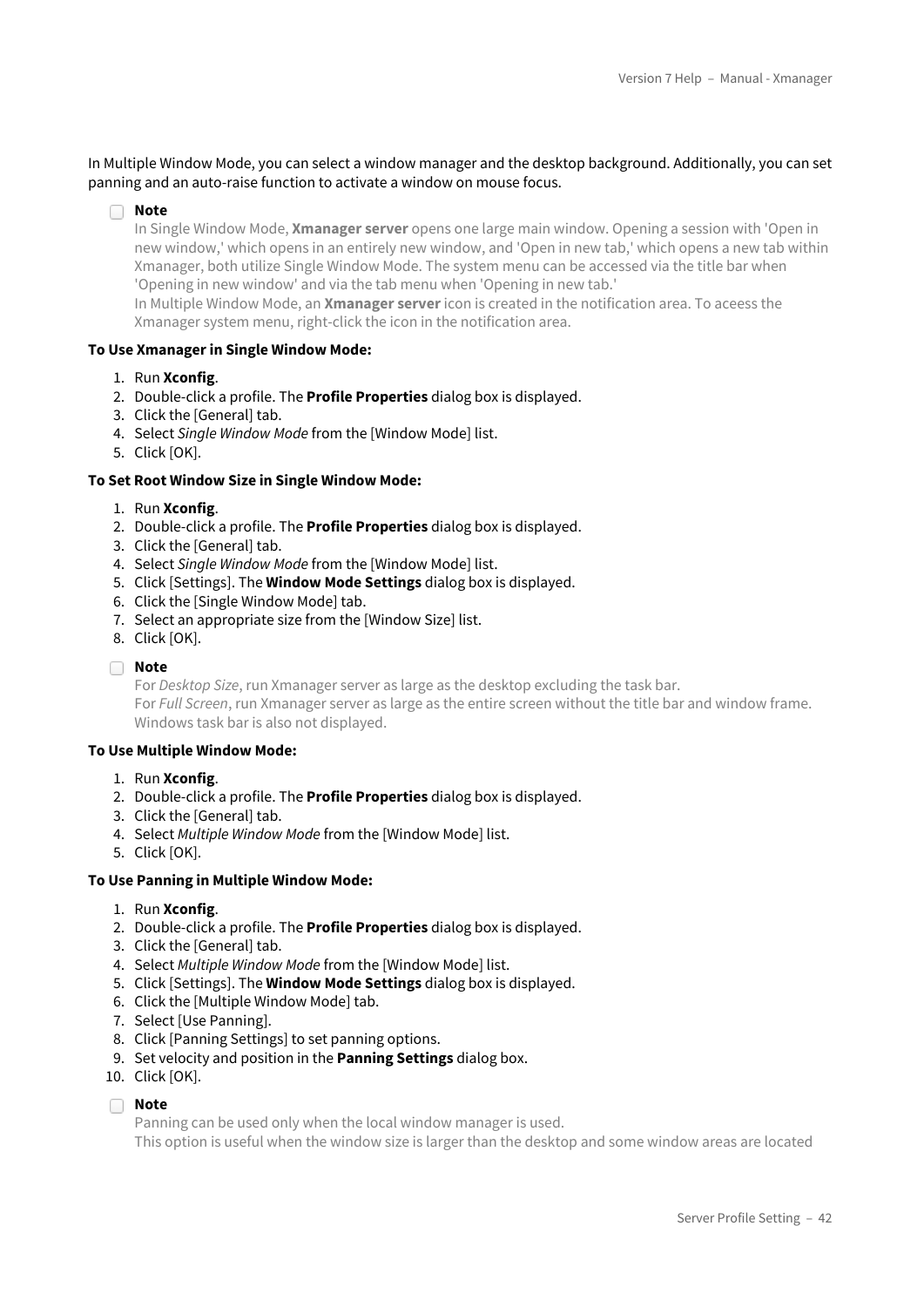In Multiple Window Mode, you can select a window manager and the desktop background. Additionally, you can set panning and an auto-raise function to activate a window on mouse focus.

**Note**

In Single Window Mode, **Xmanager server** opens one large main window. Opening a session with 'Open in new window,' which opens in an entirely new window, and 'Open in new tab,' which opens a new tab within Xmanager, both utilize Single Window Mode. The system menu can be accessed via the title bar when 'Opening in new window' and via the tab menu when 'Opening in new tab.'
In Multiple Window Mode, an **Xmanager server** icon is created in the notification area. To aceess the Xmanager system menu, right-click the icon in the notification area.

**To Use Xmanager in Single Window Mode:**

1. Run **Xconfig**.
2. Double-click a profile. The **Profile Properties** dialog box is displayed.
3. Click the [General] tab.
4. Select *Single Window Mode* from the [Window Mode] list.
5. Click [OK].

**To Set Root Window Size in Single Window Mode:**

1. Run **Xconfig**.
2. Double-click a profile. The **Profile Properties** dialog box is displayed.
3. Click the [General] tab.
4. Select *Single Window Mode* from the [Window Mode] list.
5. Click [Settings]. The **Window Mode Settings** dialog box is displayed.
6. Click the [Single Window Mode] tab.
7. Select an appropriate size from the [Window Size] list.
8. Click [OK].

**Note**

For *Desktop Size*, run Xmanager server as large as the desktop excluding the task bar.
For *Full Screen*, run Xmanager server as large as the entire screen without the title bar and window frame. Windows task bar is also not displayed.

**To Use Multiple Window Mode:**

1. Run **Xconfig**.
2. Double-click a profile. The **Profile Properties** dialog box is displayed.
3. Click the [General] tab.
4. Select *Multiple Window Mode* from the [Window Mode] list.
5. Click [OK].

**To Use Panning in Multiple Window Mode:**

1. Run **Xconfig**.
2. Double-click a profile. The **Profile Properties** dialog box is displayed.
3. Click the [General] tab.
4. Select *Multiple Window Mode* from the [Window Mode] list.
5. Click [Settings]. The **Window Mode Settings** dialog box is displayed.
6. Click the [Multiple Window Mode] tab.
7. Select [Use Panning].
8. Click [Panning Settings] to set panning options.
9. Set velocity and position in the **Panning Settings** dialog box.
10. Click [OK].

**Note**

Panning can be used only when the local window manager is used.
This option is useful when the window size is larger than the desktop and some window areas are located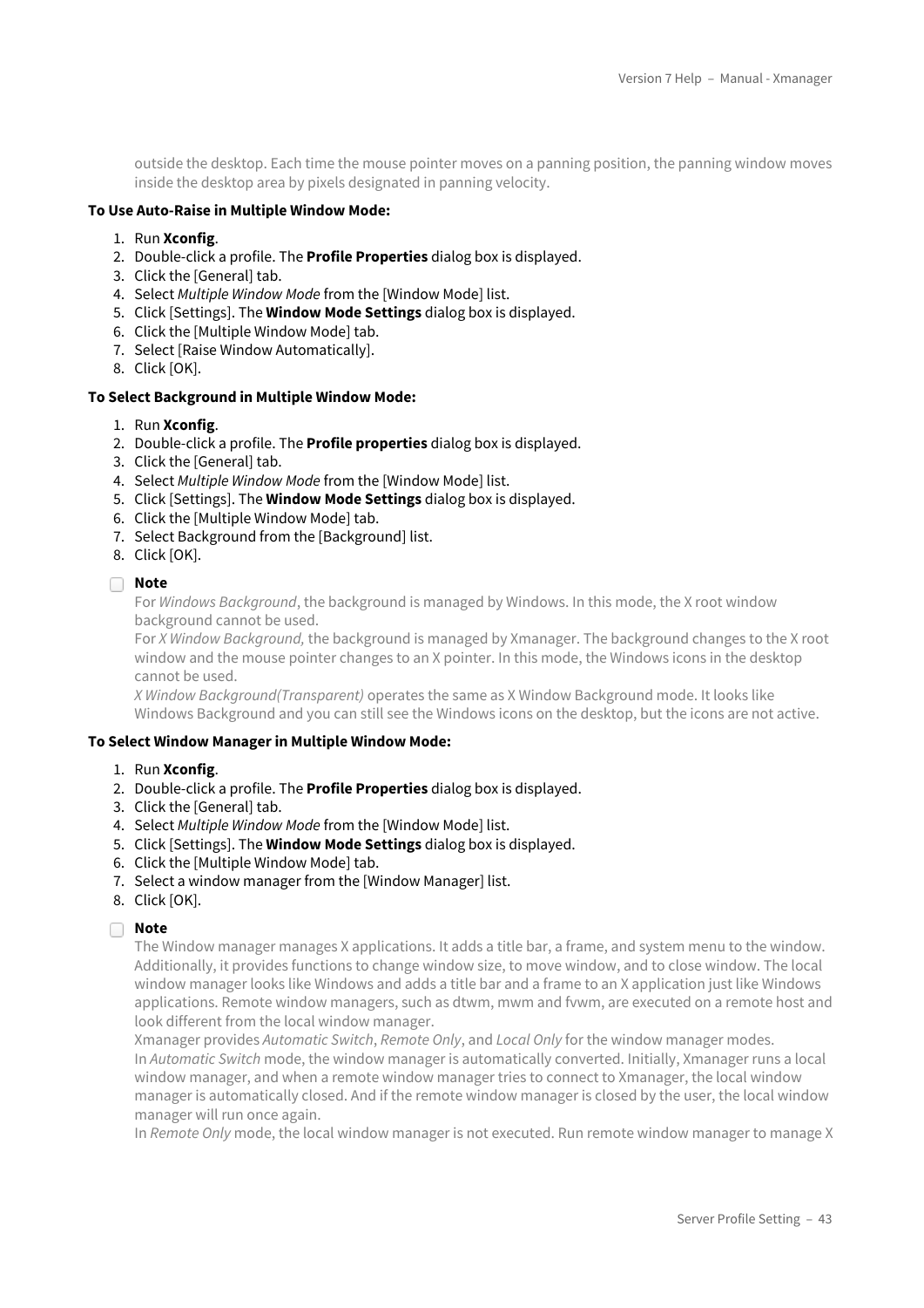outside the desktop. Each time the mouse pointer moves on a panning position, the panning window moves inside the desktop area by pixels designated in panning velocity.

**To Use Auto-Raise in Multiple Window Mode:**

1. Run **Xconfig**.
2. Double-click a profile. The **Profile Properties** dialog box is displayed.
3. Click the [General] tab.
4. Select *Multiple Window Mode* from the [Window Mode] list.
5. Click [Settings]. The **Window Mode Settings** dialog box is displayed.
6. Click the [Multiple Window Mode] tab.
7. Select [Raise Window Automatically].
8. Click [OK].

**To Select Background in Multiple Window Mode:**

1. Run **Xconfig**.
2. Double-click a profile. The **Profile properties** dialog box is displayed.
3. Click the [General] tab.
4. Select *Multiple Window Mode* from the [Window Mode] list.
5. Click [Settings]. The **Window Mode Settings** dialog box is displayed.
6. Click the [Multiple Window Mode] tab.
7. Select Background from the [Background] list.
8. Click [OK].

**Note**

For *Windows Background*, the background is managed by Windows. In this mode, the X root window background cannot be used.
For *X Window Background,* the background is managed by Xmanager. The background changes to the X root window and the mouse pointer changes to an X pointer. In this mode, the Windows icons in the desktop cannot be used.
*X Window Background(Transparent)* operates the same as X Window Background mode. It looks like Windows Background and you can still see the Windows icons on the desktop, but the icons are not active.

**To Select Window Manager in Multiple Window Mode:**

1. Run **Xconfig**.
2. Double-click a profile. The **Profile Properties** dialog box is displayed.
3. Click the [General] tab.
4. Select *Multiple Window Mode* from the [Window Mode] list.
5. Click [Settings]. The **Window Mode Settings** dialog box is displayed.
6. Click the [Multiple Window Mode] tab.
7. Select a window manager from the [Window Manager] list.
8. Click [OK].

**Note**

The Window manager manages X applications. It adds a title bar, a frame, and system menu to the window. Additionally, it provides functions to change window size, to move window, and to close window. The local window manager looks like Windows and adds a title bar and a frame to an X application just like Windows applications. Remote window managers, such as dtwm, mwm and fvwm, are executed on a remote host and look different from the local window manager.
Xmanager provides *Automatic Switch*, *Remote Only*, and *Local Only* for the window manager modes.
In *Automatic Switch* mode, the window manager is automatically converted. Initially, Xmanager runs a local window manager, and when a remote window manager tries to connect to Xmanager, the local window manager is automatically closed. And if the remote window manager is closed by the user, the local window manager will run once again.
In *Remote Only* mode, the local window manager is not executed. Run remote window manager to manage X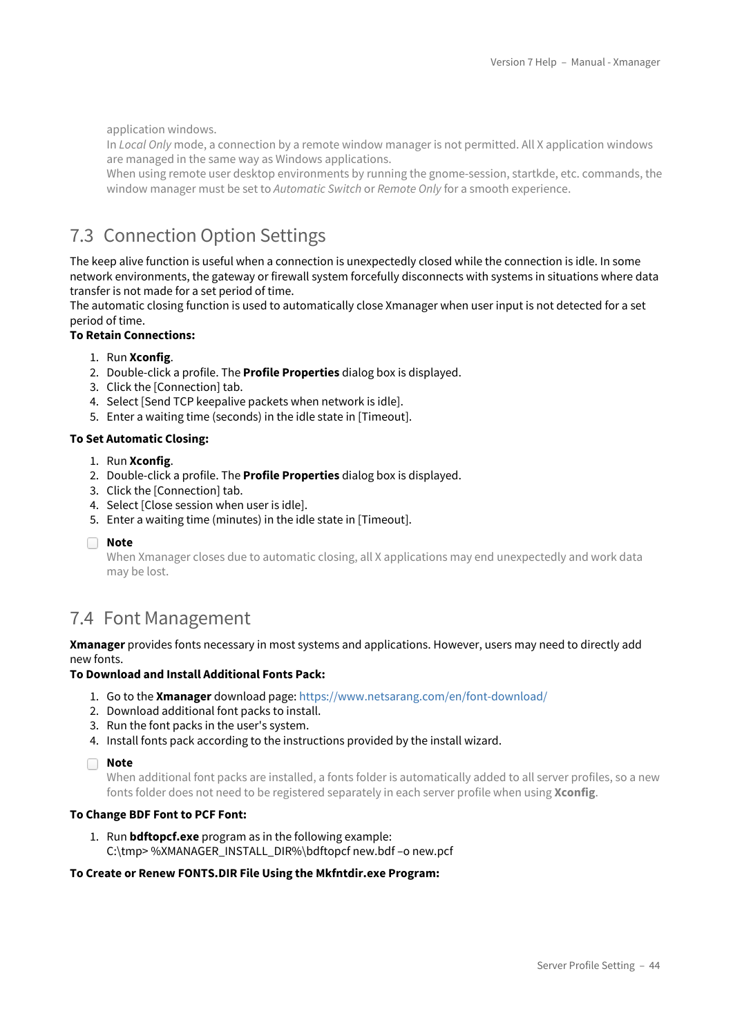application windows.
In *Local Only* mode, a connection by a remote window manager is not permitted. All X application windows are managed in the same way as Windows applications.
When using remote user desktop environments by running the gnome-session, startkde, etc. commands, the window manager must be set to *Automatic Switch* or *Remote Only* for a smooth experience.

## 7.3 Connection Option Settings

The keep alive function is useful when a connection is unexpectedly closed while the connection is idle. In some network environments, the gateway or firewall system forcefully disconnects with systems in situations where data transfer is not made for a set period of time.
The automatic closing function is used to automatically close Xmanager when user input is not detected for a set period of time.

**To Retain Connections:**

1. Run **Xconfig**.
2. Double-click a profile. The **Profile Properties** dialog box is displayed.
3. Click the [Connection] tab.
4. Select [Send TCP keepalive packets when network is idle].
5. Enter a waiting time (seconds) in the idle state in [Timeout].

**To Set Automatic Closing:**

1. Run **Xconfig**.
2. Double-click a profile. The **Profile Properties** dialog box is displayed.
3. Click the [Connection] tab.
4. Select [Close session when user is idle].
5. Enter a waiting time (minutes) in the idle state in [Timeout].

**Note**
When Xmanager closes due to automatic closing, all X applications may end unexpectedly and work data may be lost.

## 7.4 Font Management

**Xmanager** provides fonts necessary in most systems and applications. However, users may need to directly add new fonts.

**To Download and Install Additional Fonts Pack:**

1. Go to the **Xmanager** download page: https://www.netsarang.com/en/font-download/
2. Download additional font packs to install.
3. Run the font packs in the user's system.
4. Install fonts pack according to the instructions provided by the install wizard.

**Note**
When additional font packs are installed, a fonts folder is automatically added to all server profiles, so a new fonts folder does not need to be registered separately in each server profile when using **Xconfig**.

**To Change BDF Font to PCF Font:**

1. Run **bdftopcf.exe** program as in the following example:
C:\tmp> %XMANAGER_INSTALL_DIR%\bdftopcf new.bdf –o new.pcf

**To Create or Renew FONTS.DIR File Using the Mkfntdir.exe Program:**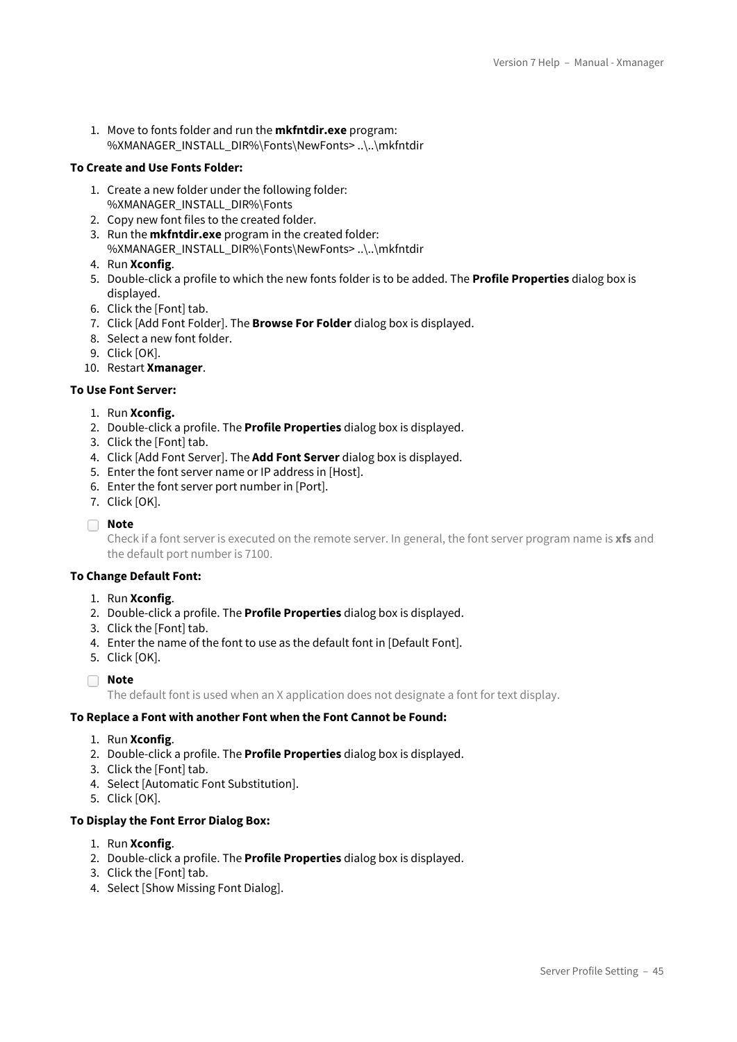1. Move to fonts folder and run the **mkfntdir.exe** program:
   %XMANAGER_INSTALL_DIR%\Fonts\NewFonts> ..\..\mkfntdir

**To Create and Use Fonts Folder:**

1. Create a new folder under the following folder:
   %XMANAGER_INSTALL_DIR%\Fonts
2. Copy new font files to the created folder.
3. Run the **mkfntdir.exe** program in the created folder:
   %XMANAGER_INSTALL_DIR%\Fonts\NewFonts> ..\..\mkfntdir
4. Run **Xconfig**.
5. Double-click a profile to which the new fonts folder is to be added. The **Profile Properties** dialog box is displayed.
6. Click the [Font] tab.
7. Click [Add Font Folder]. The **Browse For Folder** dialog box is displayed.
8. Select a new font folder.
9. Click [OK].
10. Restart **Xmanager**.

**To Use Font Server:**

1. Run **Xconfig.**
2. Double-click a profile. The **Profile Properties** dialog box is displayed.
3. Click the [Font] tab.
4. Click [Add Font Server]. The **Add Font Server** dialog box is displayed.
5. Enter the font server name or IP address in [Host].
6. Enter the font server port number in [Port].
7. Click [OK].

**Note**
Check if a font server is executed on the remote server. In general, the font server program name is **xfs** and the default port number is 7100.

**To Change Default Font:**

1. Run **Xconfig**.
2. Double-click a profile. The **Profile Properties** dialog box is displayed.
3. Click the [Font] tab.
4. Enter the name of the font to use as the default font in [Default Font].
5. Click [OK].

**Note**
The default font is used when an X application does not designate a font for text display.

**To Replace a Font with another Font when the Font Cannot be Found:**

1. Run **Xconfig**.
2. Double-click a profile. The **Profile Properties** dialog box is displayed.
3. Click the [Font] tab.
4. Select [Automatic Font Substitution].
5. Click [OK].

**To Display the Font Error Dialog Box:**

1. Run **Xconfig**.
2. Double-click a profile. The **Profile Properties** dialog box is displayed.
3. Click the [Font] tab.
4. Select [Show Missing Font Dialog].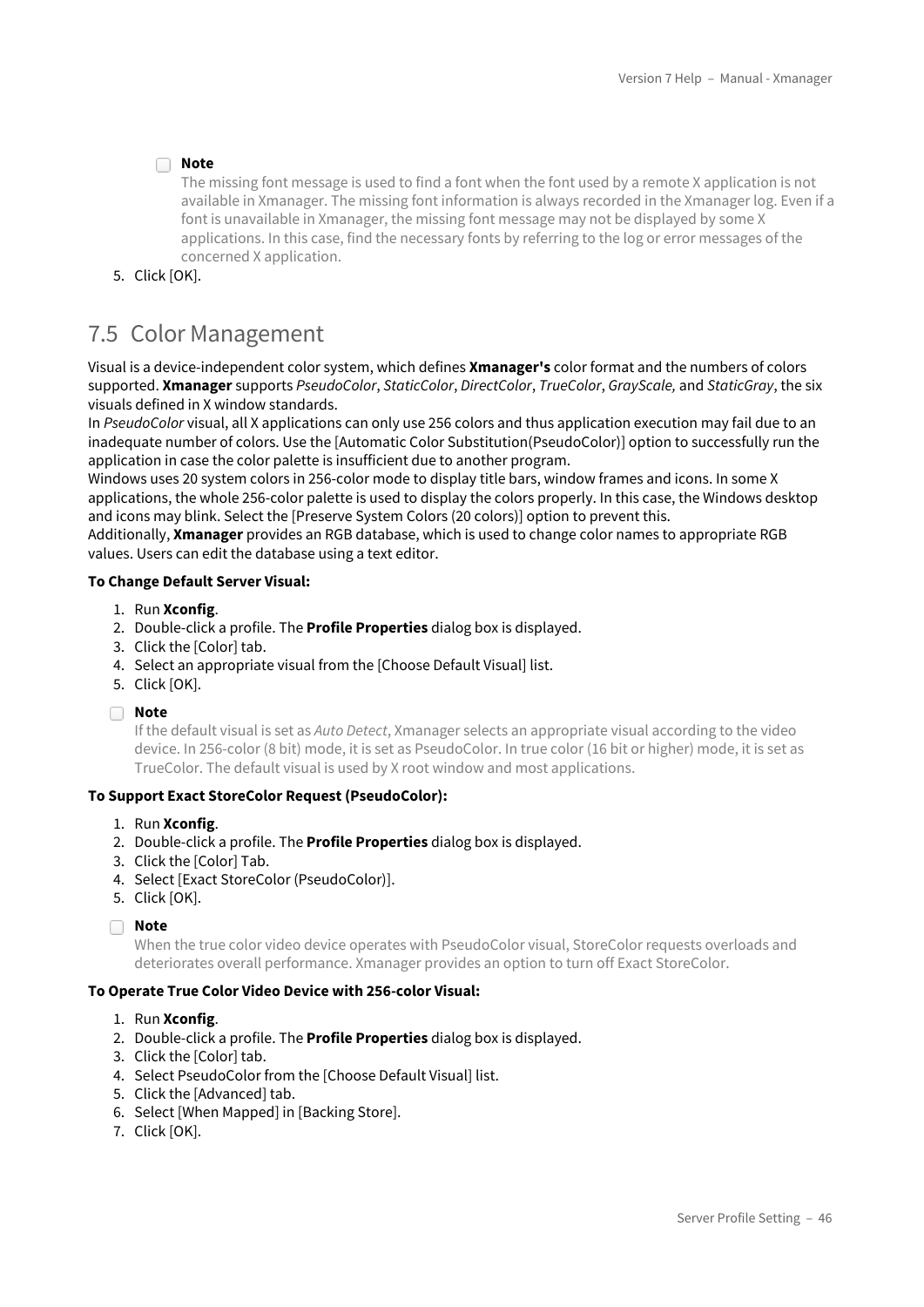> **Note**
> The missing font message is used to find a font when the font used by a remote X application is not available in Xmanager. The missing font information is always recorded in the Xmanager log. Even if a font is unavailable in Xmanager, the missing font message may not be displayed by some X applications. In this case, find the necessary fonts by referring to the log or error messages of the concerned X application.

5. Click [OK].

## 7.5 Color Management

Visual is a device-independent color system, which defines **Xmanager's** color format and the numbers of colors supported. **Xmanager** supports *PseudoColor*, *StaticColor*, *DirectColor*, *TrueColor*, *GrayScale,* and *StaticGray*, the six visuals defined in X window standards.
In *PseudoColor* visual, all X applications can only use 256 colors and thus application execution may fail due to an inadequate number of colors. Use the [Automatic Color Substitution(PseudoColor)] option to successfully run the application in case the color palette is insufficient due to another program.
Windows uses 20 system colors in 256-color mode to display title bars, window frames and icons. In some X applications, the whole 256-color palette is used to display the colors properly. In this case, the Windows desktop and icons may blink. Select the [Preserve System Colors (20 colors)] option to prevent this.
Additionally, **Xmanager** provides an RGB database, which is used to change color names to appropriate RGB values. Users can edit the database using a text editor.

**To Change Default Server Visual:**

1. Run **Xconfig**.
2. Double-click a profile. The **Profile Properties** dialog box is displayed.
3. Click the [Color] tab.
4. Select an appropriate visual from the [Choose Default Visual] list.
5. Click [OK].

> **Note**
> If the default visual is set as *Auto Detect*, Xmanager selects an appropriate visual according to the video device. In 256-color (8 bit) mode, it is set as PseudoColor. In true color (16 bit or higher) mode, it is set as TrueColor. The default visual is used by X root window and most applications.

**To Support Exact StoreColor Request (PseudoColor):**

1. Run **Xconfig**.
2. Double-click a profile. The **Profile Properties** dialog box is displayed.
3. Click the [Color] Tab.
4. Select [Exact StoreColor (PseudoColor)].
5. Click [OK].

> **Note**
> When the true color video device operates with PseudoColor visual, StoreColor requests overloads and deteriorates overall performance. Xmanager provides an option to turn off Exact StoreColor.

**To Operate True Color Video Device with 256-color Visual:**

1. Run **Xconfig**.
2. Double-click a profile. The **Profile Properties** dialog box is displayed.
3. Click the [Color] tab.
4. Select PseudoColor from the [Choose Default Visual] list.
5. Click the [Advanced] tab.
6. Select [When Mapped] in [Backing Store].
7. Click [OK].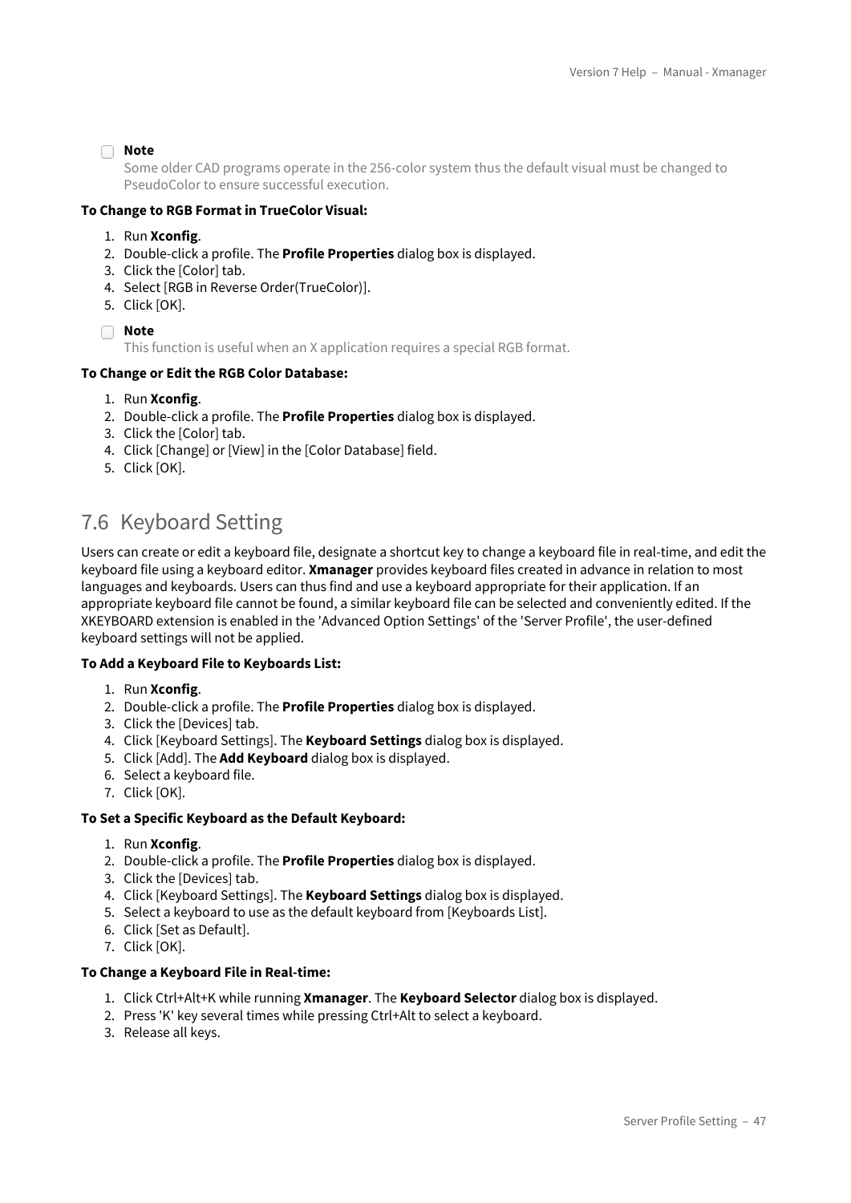**Note**

Some older CAD programs operate in the 256-color system thus the default visual must be changed to PseudoColor to ensure successful execution.

**To Change to RGB Format in TrueColor Visual:**

1. Run **Xconfig**.
2. Double-click a profile. The **Profile Properties** dialog box is displayed.
3. Click the [Color] tab.
4. Select [RGB in Reverse Order(TrueColor)].
5. Click [OK].

**Note**

This function is useful when an X application requires a special RGB format.

**To Change or Edit the RGB Color Database:**

1. Run **Xconfig**.
2. Double-click a profile. The **Profile Properties** dialog box is displayed.
3. Click the [Color] tab.
4. Click [Change] or [View] in the [Color Database] field.
5. Click [OK].

## 7.6 Keyboard Setting

Users can create or edit a keyboard file, designate a shortcut key to change a keyboard file in real-time, and edit the keyboard file using a keyboard editor. **Xmanager** provides keyboard files created in advance in relation to most languages and keyboards. Users can thus find and use a keyboard appropriate for their application. If an appropriate keyboard file cannot be found, a similar keyboard file can be selected and conveniently edited. If the XKEYBOARD extension is enabled in the 'Advanced Option Settings' of the 'Server Profile', the user-defined keyboard settings will not be applied.

**To Add a Keyboard File to Keyboards List:**

1. Run **Xconfig**.
2. Double-click a profile. The **Profile Properties** dialog box is displayed.
3. Click the [Devices] tab.
4. Click [Keyboard Settings]. The **Keyboard Settings** dialog box is displayed.
5. Click [Add]. The **Add Keyboard** dialog box is displayed.
6. Select a keyboard file.
7. Click [OK].

**To Set a Specific Keyboard as the Default Keyboard:**

1. Run **Xconfig**.
2. Double-click a profile. The **Profile Properties** dialog box is displayed.
3. Click the [Devices] tab.
4. Click [Keyboard Settings]. The **Keyboard Settings** dialog box is displayed.
5. Select a keyboard to use as the default keyboard from [Keyboards List].
6. Click [Set as Default].
7. Click [OK].

**To Change a Keyboard File in Real-time:**

1. Click Ctrl+Alt+K while running **Xmanager**. The **Keyboard Selector** dialog box is displayed.
2. Press 'K' key several times while pressing Ctrl+Alt to select a keyboard.
3. Release all keys.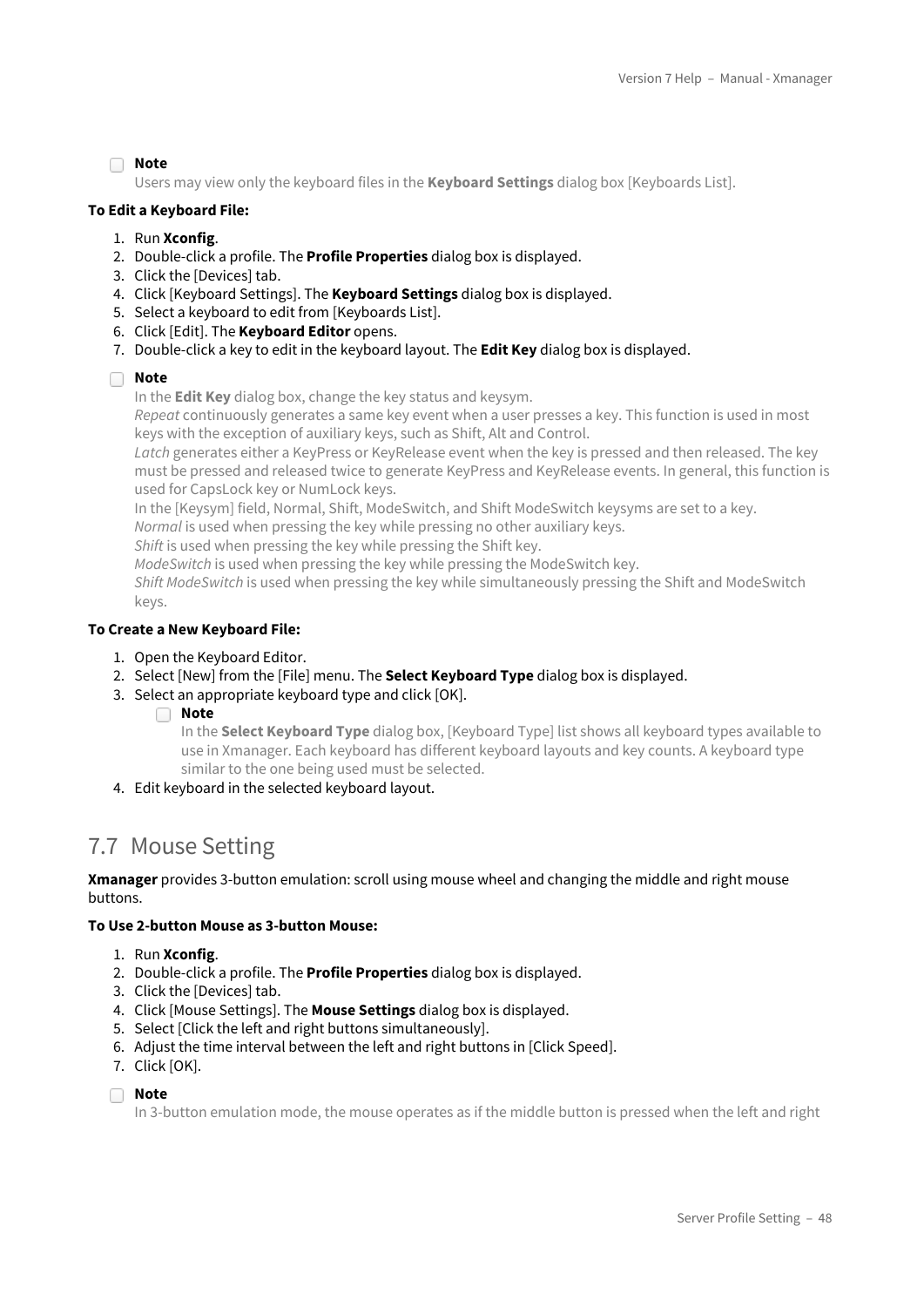**Note**

Users may view only the keyboard files in the **Keyboard Settings** dialog box [Keyboards List].

**To Edit a Keyboard File:**

1. Run **Xconfig**.
2. Double-click a profile. The **Profile Properties** dialog box is displayed.
3. Click the [Devices] tab.
4. Click [Keyboard Settings]. The **Keyboard Settings** dialog box is displayed.
5. Select a keyboard to edit from [Keyboards List].
6. Click [Edit]. The **Keyboard Editor** opens.
7. Double-click a key to edit in the keyboard layout. The **Edit Key** dialog box is displayed.

**Note**

In the **Edit Key** dialog box, change the key status and keysym.
*Repeat* continuously generates a same key event when a user presses a key. This function is used in most keys with the exception of auxiliary keys, such as Shift, Alt and Control.
*Latch* generates either a KeyPress or KeyRelease event when the key is pressed and then released. The key must be pressed and released twice to generate KeyPress and KeyRelease events. In general, this function is used for CapsLock key or NumLock keys.
In the [Keysym] field, Normal, Shift, ModeSwitch, and Shift ModeSwitch keysyms are set to a key.
*Normal* is used when pressing the key while pressing no other auxiliary keys.
*Shift* is used when pressing the key while pressing the Shift key.
*ModeSwitch* is used when pressing the key while pressing the ModeSwitch key.
*Shift ModeSwitch* is used when pressing the key while simultaneously pressing the Shift and ModeSwitch keys.

**To Create a New Keyboard File:**

1. Open the Keyboard Editor.
2. Select [New] from the [File] menu. The **Select Keyboard Type** dialog box is displayed.
3. Select an appropriate keyboard type and click [OK].

   **Note**

   In the **Select Keyboard Type** dialog box, [Keyboard Type] list shows all keyboard types available to use in Xmanager. Each keyboard has different keyboard layouts and key counts. A keyboard type similar to the one being used must be selected.

4. Edit keyboard in the selected keyboard layout.

## 7.7 Mouse Setting

**Xmanager** provides 3-button emulation: scroll using mouse wheel and changing the middle and right mouse buttons.

**To Use 2-button Mouse as 3-button Mouse:**

1. Run **Xconfig**.
2. Double-click a profile. The **Profile Properties** dialog box is displayed.
3. Click the [Devices] tab.
4. Click [Mouse Settings]. The **Mouse Settings** dialog box is displayed.
5. Select [Click the left and right buttons simultaneously].
6. Adjust the time interval between the left and right buttons in [Click Speed].
7. Click [OK].

**Note**

In 3-button emulation mode, the mouse operates as if the middle button is pressed when the left and right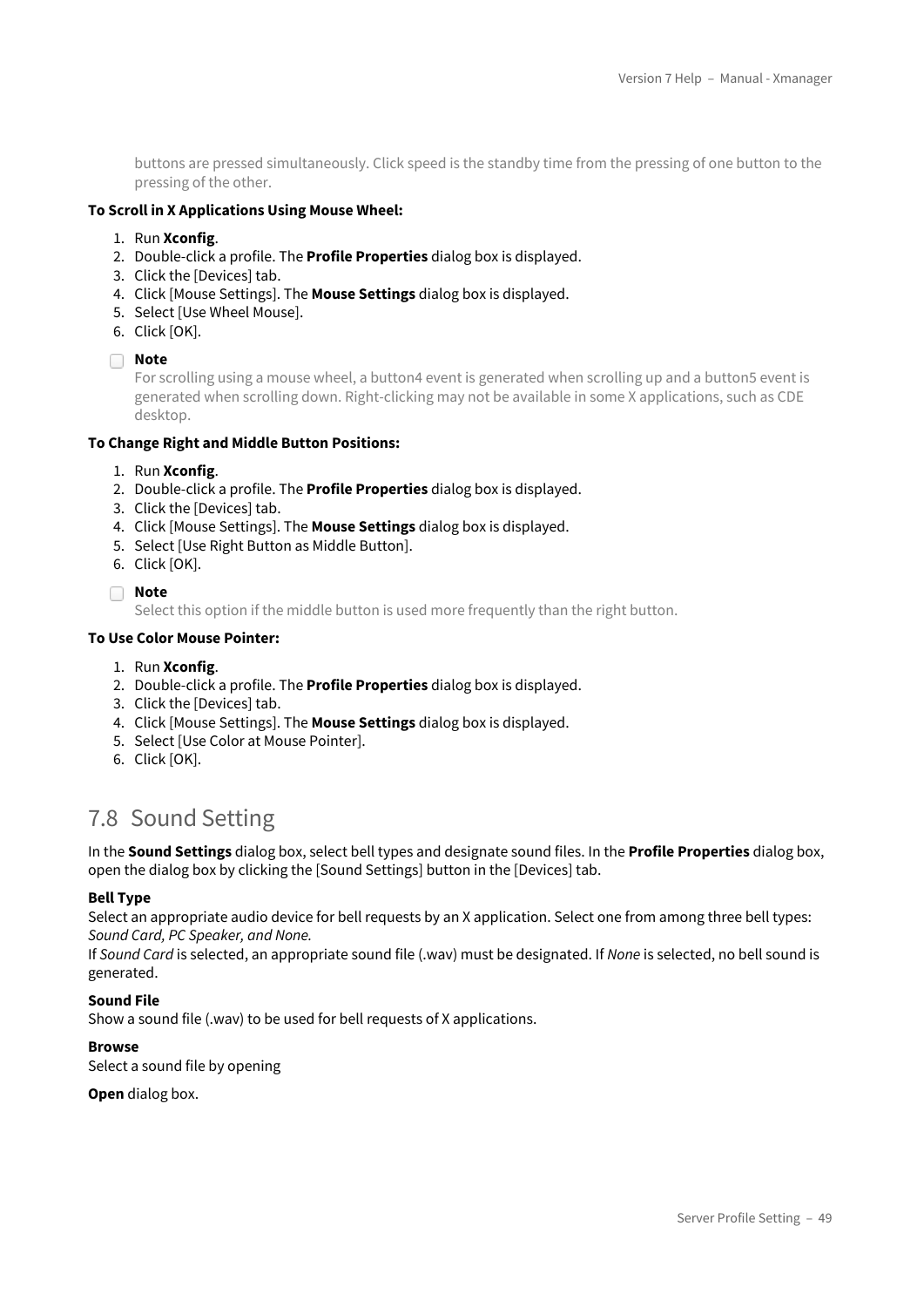buttons are pressed simultaneously. Click speed is the standby time from the pressing of one button to the pressing of the other.

**To Scroll in X Applications Using Mouse Wheel:**

1. Run **Xconfig**.
2. Double-click a profile. The **Profile Properties** dialog box is displayed.
3. Click the [Devices] tab.
4. Click [Mouse Settings]. The **Mouse Settings** dialog box is displayed.
5. Select [Use Wheel Mouse].
6. Click [OK].

> **Note**
> For scrolling using a mouse wheel, a button4 event is generated when scrolling up and a button5 event is generated when scrolling down. Right-clicking may not be available in some X applications, such as CDE desktop.

**To Change Right and Middle Button Positions:**

1. Run **Xconfig**.
2. Double-click a profile. The **Profile Properties** dialog box is displayed.
3. Click the [Devices] tab.
4. Click [Mouse Settings]. The **Mouse Settings** dialog box is displayed.
5. Select [Use Right Button as Middle Button].
6. Click [OK].

> **Note**
> Select this option if the middle button is used more frequently than the right button.

**To Use Color Mouse Pointer:**

1. Run **Xconfig**.
2. Double-click a profile. The **Profile Properties** dialog box is displayed.
3. Click the [Devices] tab.
4. Click [Mouse Settings]. The **Mouse Settings** dialog box is displayed.
5. Select [Use Color at Mouse Pointer].
6. Click [OK].

## 7.8 Sound Setting

In the **Sound Settings** dialog box, select bell types and designate sound files. In the **Profile Properties** dialog box, open the dialog box by clicking the [Sound Settings] button in the [Devices] tab.

**Bell Type**
Select an appropriate audio device for bell requests by an X application. Select one from among three bell types: *Sound Card, PC Speaker, and None.*
If *Sound Card* is selected, an appropriate sound file (.wav) must be designated. If *None* is selected, no bell sound is generated.

**Sound File**
Show a sound file (.wav) to be used for bell requests of X applications.

**Browse**
Select a sound file by opening

**Open** dialog box.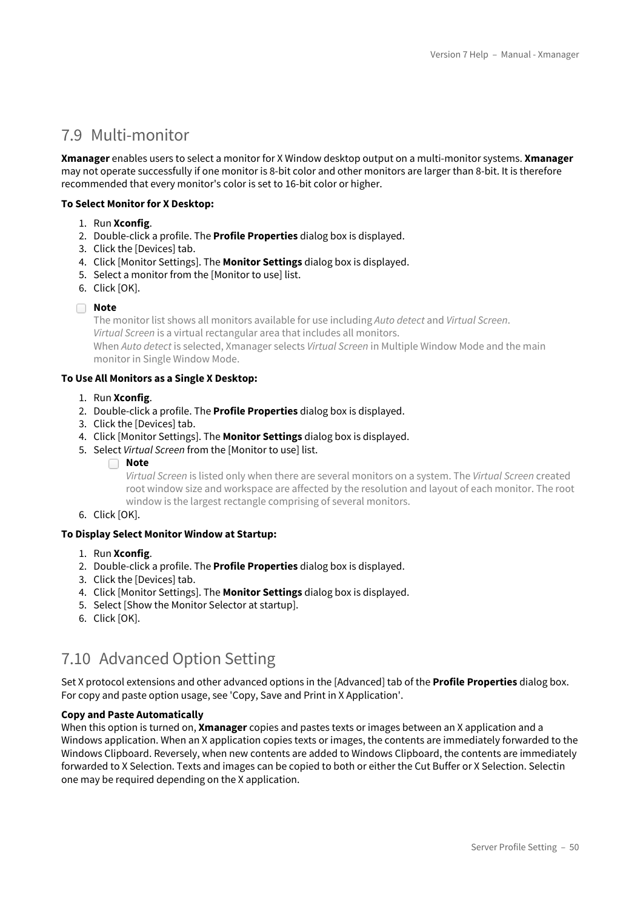## 7.9 Multi-monitor

**Xmanager** enables users to select a monitor for X Window desktop output on a multi-monitor systems. **Xmanager** may not operate successfully if one monitor is 8-bit color and other monitors are larger than 8-bit. It is therefore recommended that every monitor's color is set to 16-bit color or higher.

**To Select Monitor for X Desktop:**

1. Run **Xconfig**.
2. Double-click a profile. The **Profile Properties** dialog box is displayed.
3. Click the [Devices] tab.
4. Click [Monitor Settings]. The **Monitor Settings** dialog box is displayed.
5. Select a monitor from the [Monitor to use] list.
6. Click [OK].

> **Note**
> The monitor list shows all monitors available for use including *Auto detect* and *Virtual Screen*.
> *Virtual Screen* is a virtual rectangular area that includes all monitors.
> When *Auto detect* is selected, Xmanager selects *Virtual Screen* in Multiple Window Mode and the main monitor in Single Window Mode.

**To Use All Monitors as a Single X Desktop:**

1. Run **Xconfig**.
2. Double-click a profile. The **Profile Properties** dialog box is displayed.
3. Click the [Devices] tab.
4. Click [Monitor Settings]. The **Monitor Settings** dialog box is displayed.
5. Select *Virtual Screen* from the [Monitor to use] list.

   > **Note**
   > *Virtual Screen* is listed only when there are several monitors on a system. The *Virtual Screen* created root window size and workspace are affected by the resolution and layout of each monitor. The root window is the largest rectangle comprising of several monitors.

6. Click [OK].

**To Display Select Monitor Window at Startup:**

1. Run **Xconfig**.
2. Double-click a profile. The **Profile Properties** dialog box is displayed.
3. Click the [Devices] tab.
4. Click [Monitor Settings]. The **Monitor Settings** dialog box is displayed.
5. Select [Show the Monitor Selector at startup].
6. Click [OK].

## 7.10 Advanced Option Setting

Set X protocol extensions and other advanced options in the [Advanced] tab of the **Profile Properties** dialog box. For copy and paste option usage, see 'Copy, Save and Print in X Application'.

**Copy and Paste Automatically**
When this option is turned on, **Xmanager** copies and pastes texts or images between an X application and a Windows application. When an X application copies texts or images, the contents are immediately forwarded to the Windows Clipboard. Reversely, when new contents are added to Windows Clipboard, the contents are immediately forwarded to X Selection. Texts and images can be copied to both or either the Cut Buffer or X Selection. Selectin one may be required depending on the X application.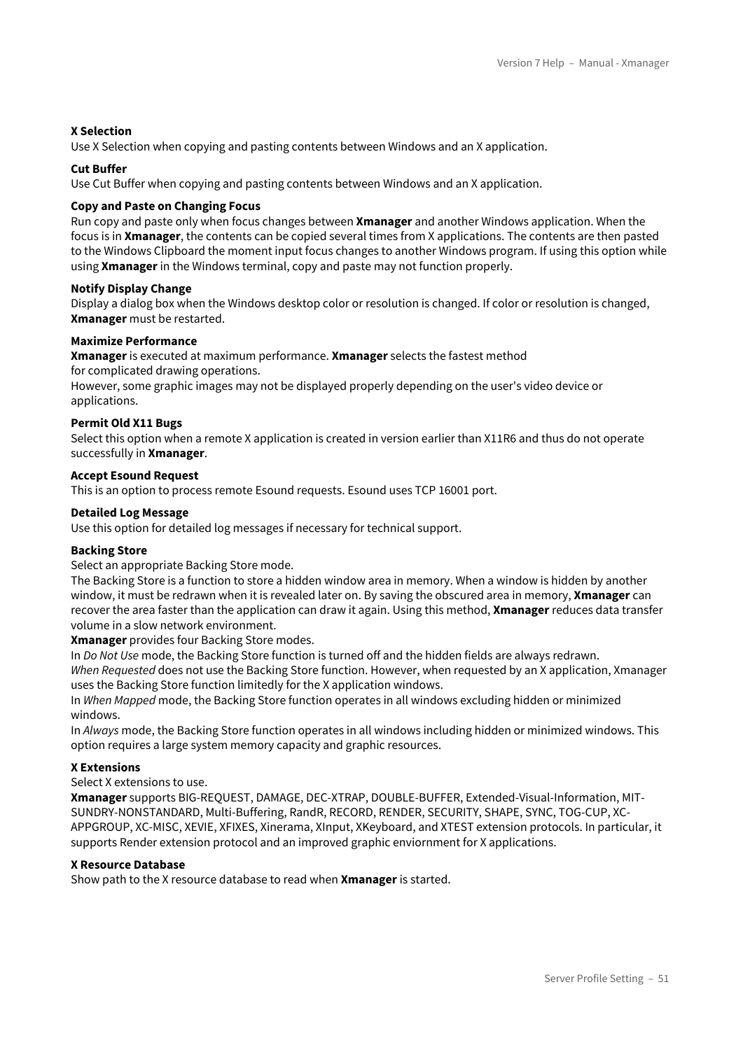**X Selection**
Use X Selection when copying and pasting contents between Windows and an X application.

**Cut Buffer**
Use Cut Buffer when copying and pasting contents between Windows and an X application.

**Copy and Paste on Changing Focus**
Run copy and paste only when focus changes between **Xmanager** and another Windows application. When the focus is in **Xmanager**, the contents can be copied several times from X applications. The contents are then pasted to the Windows Clipboard the moment input focus changes to another Windows program. If using this option while using **Xmanager** in the Windows terminal, copy and paste may not function properly.

**Notify Display Change**
Display a dialog box when the Windows desktop color or resolution is changed. If color or resolution is changed, **Xmanager** must be restarted.

**Maximize Performance**
**Xmanager** is executed at maximum performance. **Xmanager** selects the fastest method for complicated drawing operations.
However, some graphic images may not be displayed properly depending on the user's video device or applications.

**Permit Old X11 Bugs**
Select this option when a remote X application is created in version earlier than X11R6 and thus do not operate successfully in **Xmanager**.

**Accept Esound Request**
This is an option to process remote Esound requests. Esound uses TCP 16001 port.

**Detailed Log Message**
Use this option for detailed log messages if necessary for technical support.

**Backing Store**
Select an appropriate Backing Store mode.
The Backing Store is a function to store a hidden window area in memory. When a window is hidden by another window, it must be redrawn when it is revealed later on. By saving the obscured area in memory, **Xmanager** can recover the area faster than the application can draw it again. Using this method, **Xmanager** reduces data transfer volume in a slow network environment.
**Xmanager** provides four Backing Store modes.
In *Do Not Use* mode, the Backing Store function is turned off and the hidden fields are always redrawn.
*When Requested* does not use the Backing Store function. However, when requested by an X application, Xmanager uses the Backing Store function limitedly for the X application windows.
In *When Mapped* mode, the Backing Store function operates in all windows excluding hidden or minimized windows.
In *Always* mode, the Backing Store function operates in all windows including hidden or minimized windows. This option requires a large system memory capacity and graphic resources.

**X Extensions**
Select X extensions to use.
**Xmanager** supports BIG-REQUEST, DAMAGE, DEC-XTRAP, DOUBLE-BUFFER, Extended-Visual-Information, MIT-SUNDRY-NONSTANDARD, Multi-Buffering, RandR, RECORD, RENDER, SECURITY, SHAPE, SYNC, TOG-CUP, XC-APPGROUP, XC-MISC, XEVIE, XFIXES, Xinerama, XInput, XKeyboard, and XTEST extension protocols. In particular, it supports Render extension protocol and an improved graphic enviornment for X applications.

**X Resource Database**
Show path to the X resource database to read when **Xmanager** is started.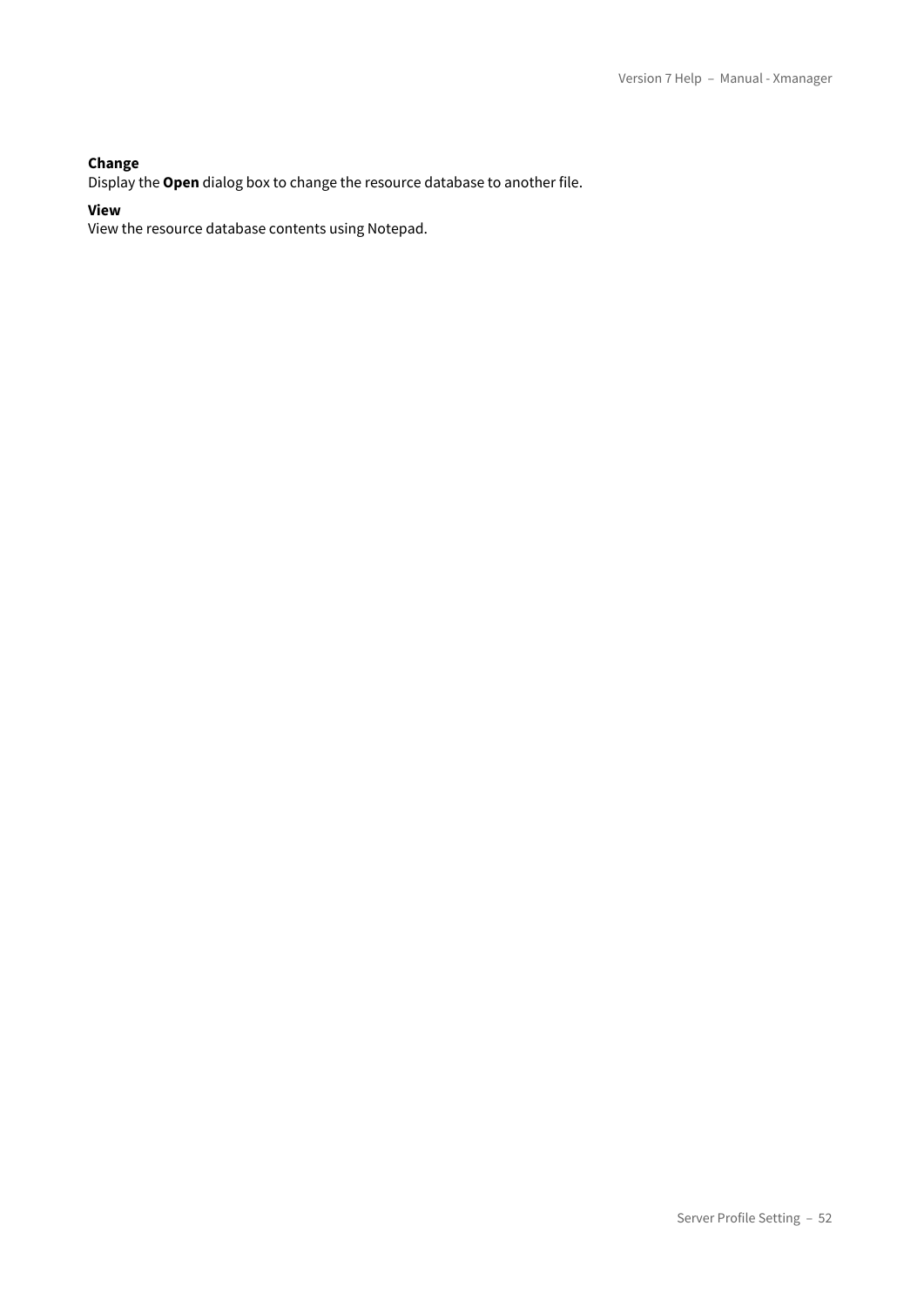**Change**
Display the **Open** dialog box to change the resource database to another file.

**View**
View the resource database contents using Notepad.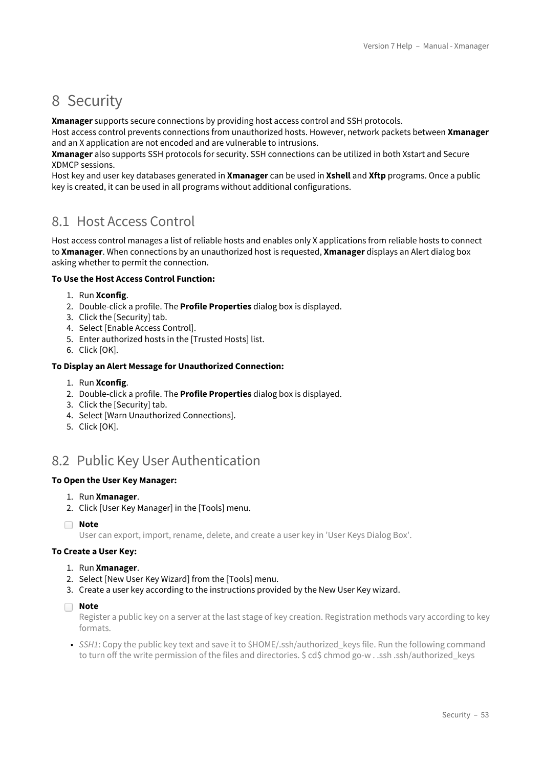# 8 Security

**Xmanager** supports secure connections by providing host access control and SSH protocols.
Host access control prevents connections from unauthorized hosts. However, network packets between **Xmanager** and an X application are not encoded and are vulnerable to intrusions.
**Xmanager** also supports SSH protocols for security. SSH connections can be utilized in both Xstart and Secure XDMCP sessions.
Host key and user key databases generated in **Xmanager** can be used in **Xshell** and **Xftp** programs. Once a public key is created, it can be used in all programs without additional configurations.

## 8.1 Host Access Control

Host access control manages a list of reliable hosts and enables only X applications from reliable hosts to connect to **Xmanager**. When connections by an unauthorized host is requested, **Xmanager** displays an Alert dialog box asking whether to permit the connection.

**To Use the Host Access Control Function:**

1. Run **Xconfig**.
2. Double-click a profile. The **Profile Properties** dialog box is displayed.
3. Click the [Security] tab.
4. Select [Enable Access Control].
5. Enter authorized hosts in the [Trusted Hosts] list.
6. Click [OK].

**To Display an Alert Message for Unauthorized Connection:**

1. Run **Xconfig**.
2. Double-click a profile. The **Profile Properties** dialog box is displayed.
3. Click the [Security] tab.
4. Select [Warn Unauthorized Connections].
5. Click [OK].

## 8.2 Public Key User Authentication

**To Open the User Key Manager:**

1. Run **Xmanager**.
2. Click [User Key Manager] in the [Tools] menu.

**Note**
User can export, import, rename, delete, and create a user key in 'User Keys Dialog Box'.

**To Create a User Key:**

1. Run **Xmanager**.
2. Select [New User Key Wizard] from the [Tools] menu.
3. Create a user key according to the instructions provided by the New User Key wizard.

**Note**
Register a public key on a server at the last stage of key creation. Registration methods vary according to key formats.

- *SSH1*: Copy the public key text and save it to $HOME/.ssh/authorized_keys file. Run the following command to turn off the write permission of the files and directories. $ cd$ chmod go-w . .ssh .ssh/authorized_keys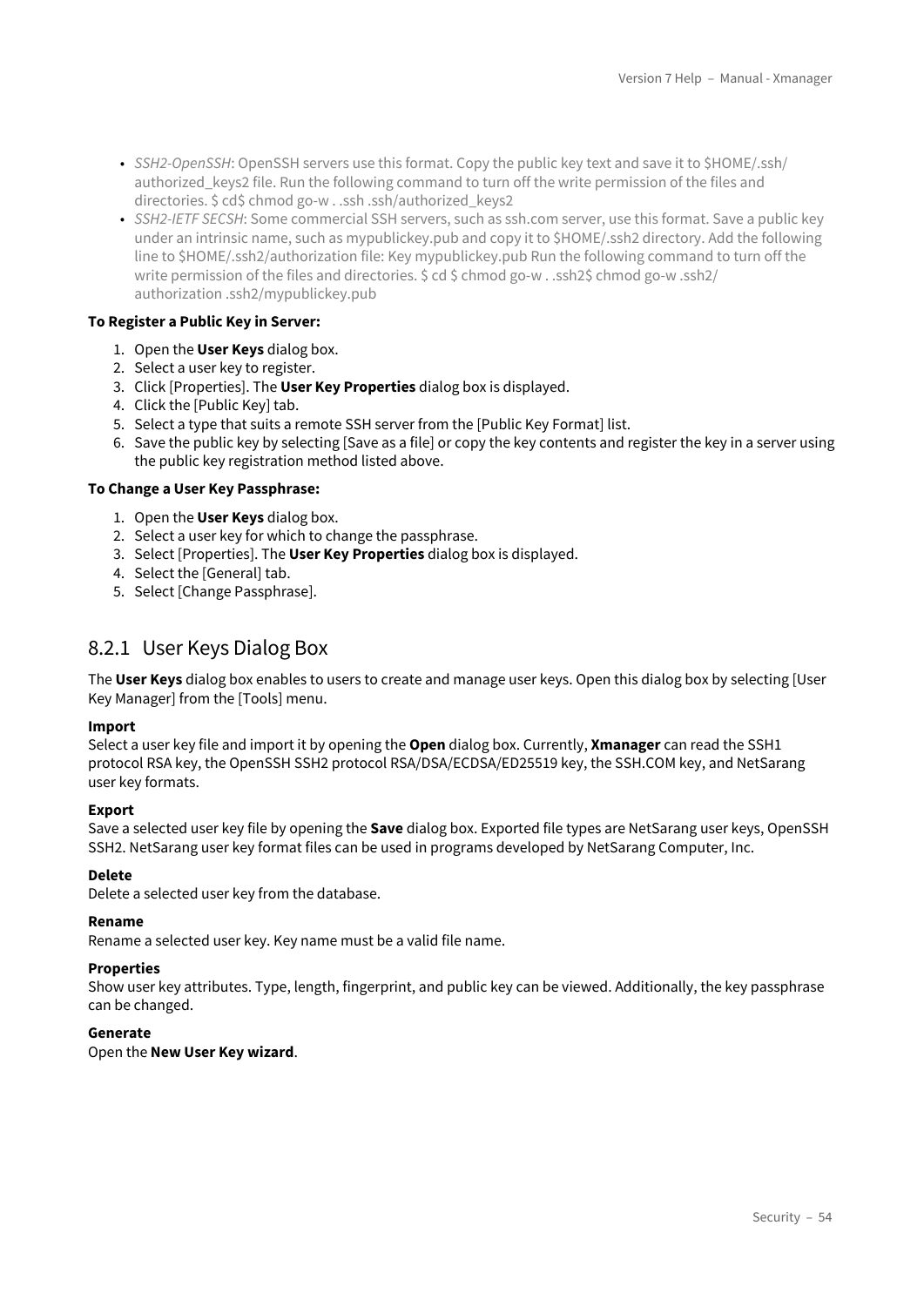- *SSH2-OpenSSH*: OpenSSH servers use this format. Copy the public key text and save it to $HOME/.ssh/authorized_keys2 file. Run the following command to turn off the write permission of the files and directories. $ cd$ chmod go-w . .ssh .ssh/authorized_keys2
- *SSH2-IETF SECSH*: Some commercial SSH servers, such as ssh.com server, use this format. Save a public key under an intrinsic name, such as mypublickey.pub and copy it to $HOME/.ssh2 directory. Add the following line to $HOME/.ssh2/authorization file: Key mypublickey.pub Run the following command to turn off the write permission of the files and directories. $ cd $ chmod go-w . .ssh2$ chmod go-w .ssh2/authorization .ssh2/mypublickey.pub

**To Register a Public Key in Server:**

1. Open the **User Keys** dialog box.
2. Select a user key to register.
3. Click [Properties]. The **User Key Properties** dialog box is displayed.
4. Click the [Public Key] tab.
5. Select a type that suits a remote SSH server from the [Public Key Format] list.
6. Save the public key by selecting [Save as a file] or copy the key contents and register the key in a server using the public key registration method listed above.

**To Change a User Key Passphrase:**

1. Open the **User Keys** dialog box.
2. Select a user key for which to change the passphrase.
3. Select [Properties]. The **User Key Properties** dialog box is displayed.
4. Select the [General] tab.
5. Select [Change Passphrase].

## 8.2.1 User Keys Dialog Box

The **User Keys** dialog box enables to users to create and manage user keys. Open this dialog box by selecting [User Key Manager] from the [Tools] menu.

**Import**
Select a user key file and import it by opening the **Open** dialog box. Currently, **Xmanager** can read the SSH1 protocol RSA key, the OpenSSH SSH2 protocol RSA/DSA/ECDSA/ED25519 key, the SSH.COM key, and NetSarang user key formats.

**Export**
Save a selected user key file by opening the **Save** dialog box. Exported file types are NetSarang user keys, OpenSSH SSH2. NetSarang user key format files can be used in programs developed by NetSarang Computer, Inc.

**Delete**
Delete a selected user key from the database.

**Rename**
Rename a selected user key. Key name must be a valid file name.

**Properties**
Show user key attributes. Type, length, fingerprint, and public key can be viewed. Additionally, the key passphrase can be changed.

**Generate**
Open the **New User Key wizard**.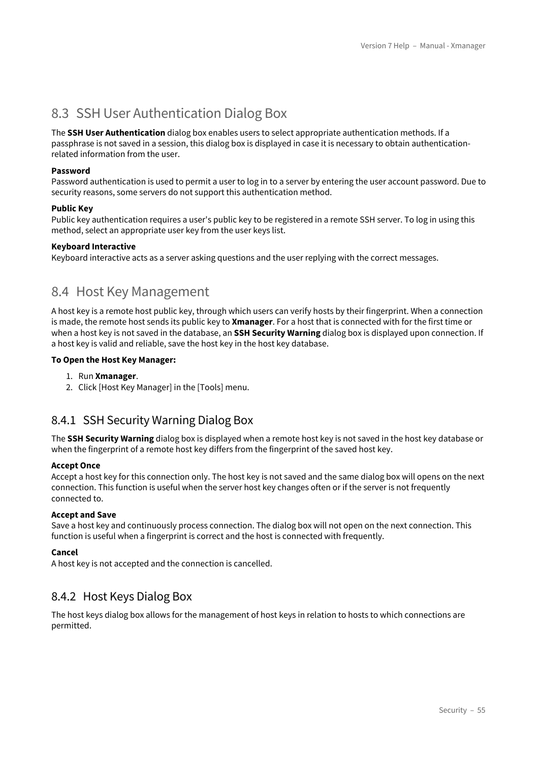## 8.3 SSH User Authentication Dialog Box

The **SSH User Authentication** dialog box enables users to select appropriate authentication methods. If a passphrase is not saved in a session, this dialog box is displayed in case it is necessary to obtain authentication-related information from the user.

**Password**
Password authentication is used to permit a user to log in to a server by entering the user account password. Due to security reasons, some servers do not support this authentication method.

**Public Key**
Public key authentication requires a user's public key to be registered in a remote SSH server. To log in using this method, select an appropriate user key from the user keys list.

**Keyboard Interactive**
Keyboard interactive acts as a server asking questions and the user replying with the correct messages.

## 8.4 Host Key Management

A host key is a remote host public key, through which users can verify hosts by their fingerprint. When a connection is made, the remote host sends its public key to **Xmanager**. For a host that is connected with for the first time or when a host key is not saved in the database, an **SSH Security Warning** dialog box is displayed upon connection. If a host key is valid and reliable, save the host key in the host key database.

**To Open the Host Key Manager:**

1. Run **Xmanager**.
2. Click [Host Key Manager] in the [Tools] menu.

### 8.4.1 SSH Security Warning Dialog Box

The **SSH Security Warning** dialog box is displayed when a remote host key is not saved in the host key database or when the fingerprint of a remote host key differs from the fingerprint of the saved host key.

**Accept Once**
Accept a host key for this connection only. The host key is not saved and the same dialog box will opens on the next connection. This function is useful when the server host key changes often or if the server is not frequently connected to.

**Accept and Save**
Save a host key and continuously process connection. The dialog box will not open on the next connection. This function is useful when a fingerprint is correct and the host is connected with frequently.

**Cancel**
A host key is not accepted and the connection is cancelled.

### 8.4.2 Host Keys Dialog Box

The host keys dialog box allows for the management of host keys in relation to hosts to which connections are permitted.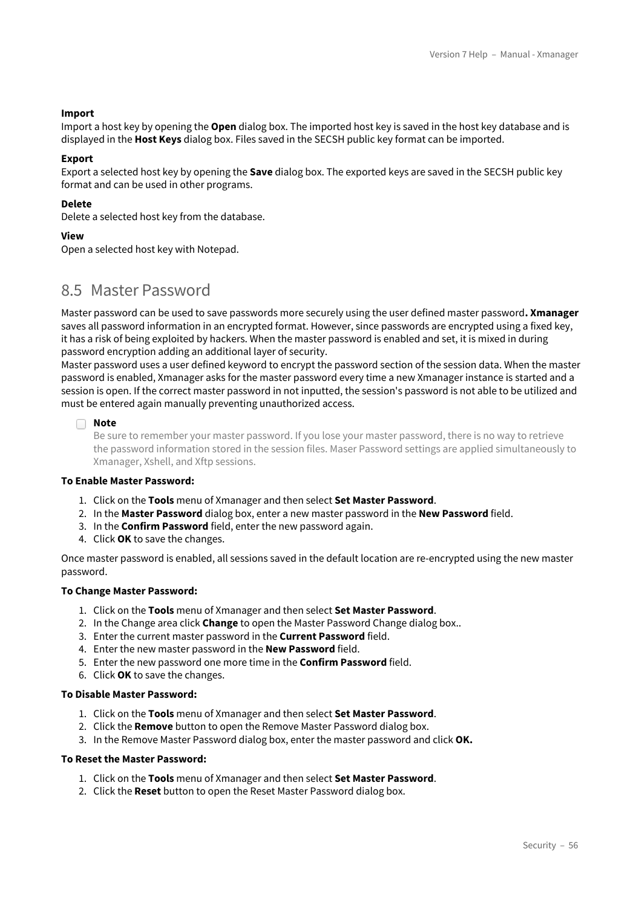**Import**

Import a host key by opening the **Open** dialog box. The imported host key is saved in the host key database and is displayed in the **Host Keys** dialog box. Files saved in the SECSH public key format can be imported.

**Export**

Export a selected host key by opening the **Save** dialog box. The exported keys are saved in the SECSH public key format and can be used in other programs.

**Delete**

Delete a selected host key from the database.

**View**

Open a selected host key with Notepad.

## 8.5 Master Password

Master password can be used to save passwords more securely using the user defined master password**. Xmanager** saves all password information in an encrypted format. However, since passwords are encrypted using a fixed key, it has a risk of being exploited by hackers. When the master password is enabled and set, it is mixed in during password encryption adding an additional layer of security.

Master password uses a user defined keyword to encrypt the password section of the session data. When the master password is enabled, Xmanager asks for the master password every time a new Xmanager instance is started and a session is open. If the correct master password in not inputted, the session's password is not able to be utilized and must be entered again manually preventing unauthorized access.

> **Note**
>
> Be sure to remember your master password. If you lose your master password, there is no way to retrieve the password information stored in the session files. Maser Password settings are applied simultaneously to Xmanager, Xshell, and Xftp sessions.

**To Enable Master Password:**

1. Click on the **Tools** menu of Xmanager and then select **Set Master Password**.
2. In the **Master Password** dialog box, enter a new master password in the **New Password** field.
3. In the **Confirm Password** field, enter the new password again.
4. Click **OK** to save the changes.

Once master password is enabled, all sessions saved in the default location are re-encrypted using the new master password.

**To Change Master Password:**

1. Click on the **Tools** menu of Xmanager and then select **Set Master Password**.
2. In the Change area click **Change** to open the Master Password Change dialog box..
3. Enter the current master password in the **Current Password** field.
4. Enter the new master password in the **New Password** field.
5. Enter the new password one more time in the **Confirm Password** field.
6. Click **OK** to save the changes.

**To Disable Master Password:**

1. Click on the **Tools** menu of Xmanager and then select **Set Master Password**.
2. Click the **Remove** button to open the Remove Master Password dialog box.
3. In the Remove Master Password dialog box, enter the master password and click **OK.**

**To Reset the Master Password:**

1. Click on the **Tools** menu of Xmanager and then select **Set Master Password**.
2. Click the **Reset** button to open the Reset Master Password dialog box.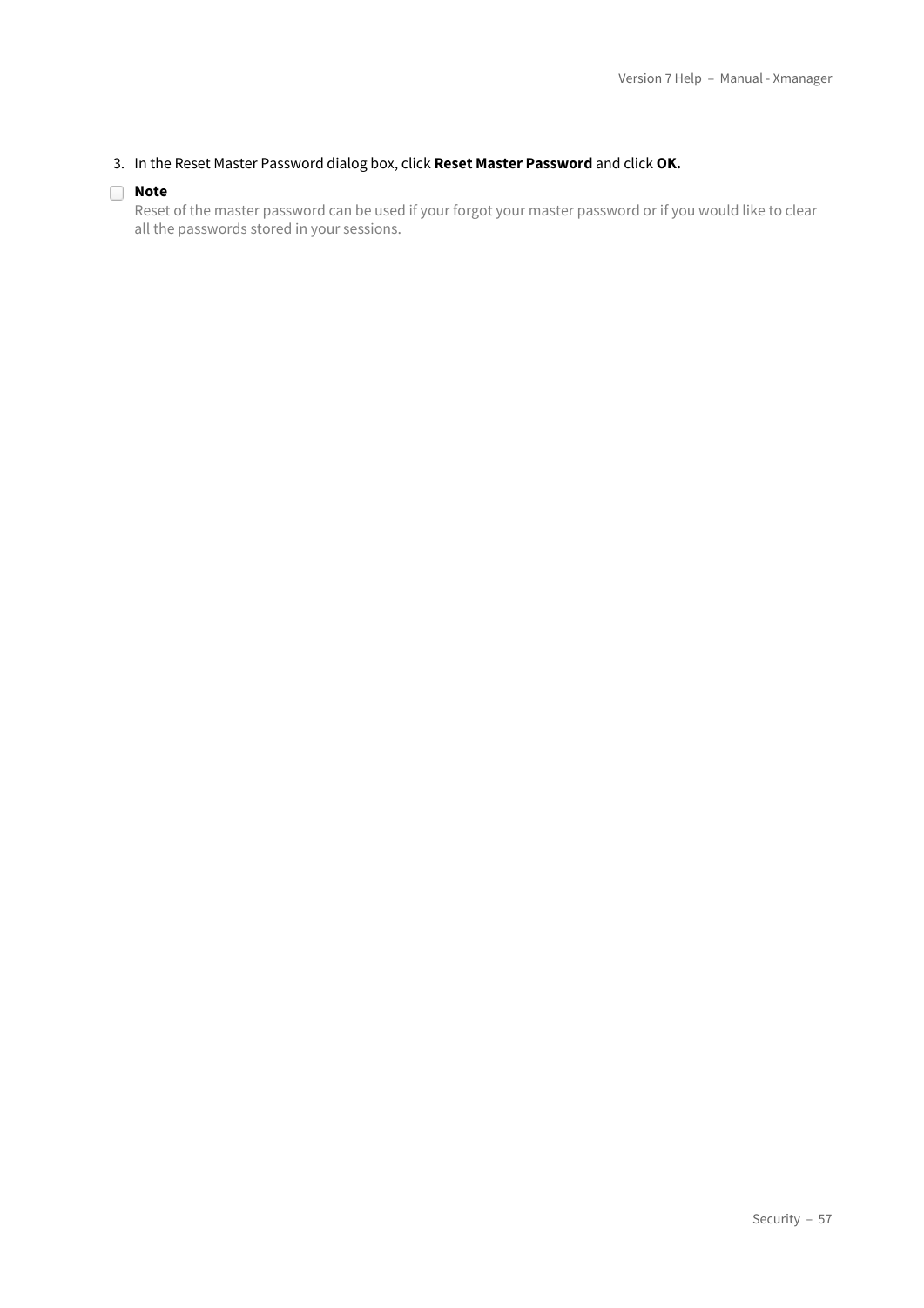3. In the Reset Master Password dialog box, click **Reset Master Password** and click **OK.**

**Note**
Reset of the master password can be used if your forgot your master password or if you would like to clear all the passwords stored in your sessions.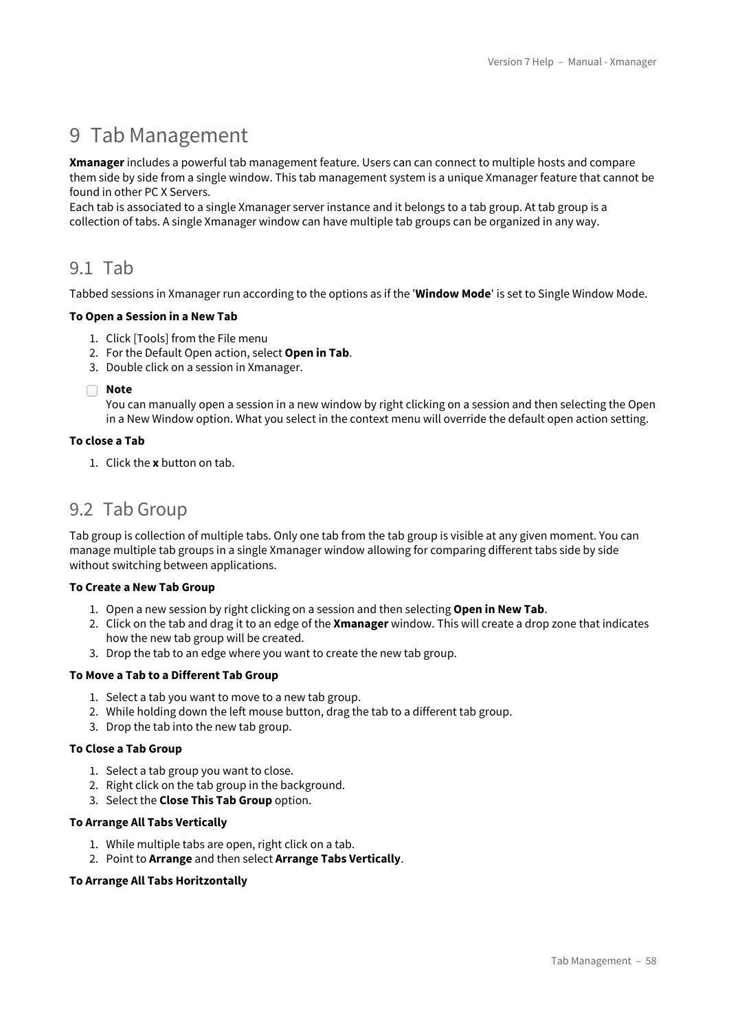# 9 Tab Management

**Xmanager** includes a powerful tab management feature. Users can can connect to multiple hosts and compare them side by side from a single window. This tab management system is a unique Xmanager feature that cannot be found in other PC X Servers.
Each tab is associated to a single Xmanager server instance and it belongs to a tab group. At tab group is a collection of tabs. A single Xmanager window can have multiple tab groups can be organized in any way.

## 9.1 Tab

Tabbed sessions in Xmanager run according to the options as if the '**Window Mode**' is set to Single Window Mode.

**To Open a Session in a New Tab**

1. Click [Tools] from the File menu
2. For the Default Open action, select **Open in Tab**.
3. Double click on a session in Xmanager.

**Note**
You can manually open a session in a new window by right clicking on a session and then selecting the Open in a New Window option. What you select in the context menu will override the default open action setting.

**To close a Tab**

1. Click the **x** button on tab.

## 9.2 Tab Group

Tab group is collection of multiple tabs. Only one tab from the tab group is visible at any given moment. You can manage multiple tab groups in a single Xmanager window allowing for comparing different tabs side by side without switching between applications.

**To Create a New Tab Group**

1. Open a new session by right clicking on a session and then selecting **Open in New Tab**.
2. Click on the tab and drag it to an edge of the **Xmanager** window. This will create a drop zone that indicates how the new tab group will be created.
3. Drop the tab to an edge where you want to create the new tab group.

**To Move a Tab to a Different Tab Group**

1. Select a tab you want to move to a new tab group.
2. While holding down the left mouse button, drag the tab to a different tab group.
3. Drop the tab into the new tab group.

**To Close a Tab Group**

1. Select a tab group you want to close.
2. Right click on the tab group in the background.
3. Select the **Close This Tab Group** option.

**To Arrange All Tabs Vertically**

1. While multiple tabs are open, right click on a tab.
2. Point to **Arrange** and then select **Arrange Tabs Vertically**.

**To Arrange All Tabs Horitzontally**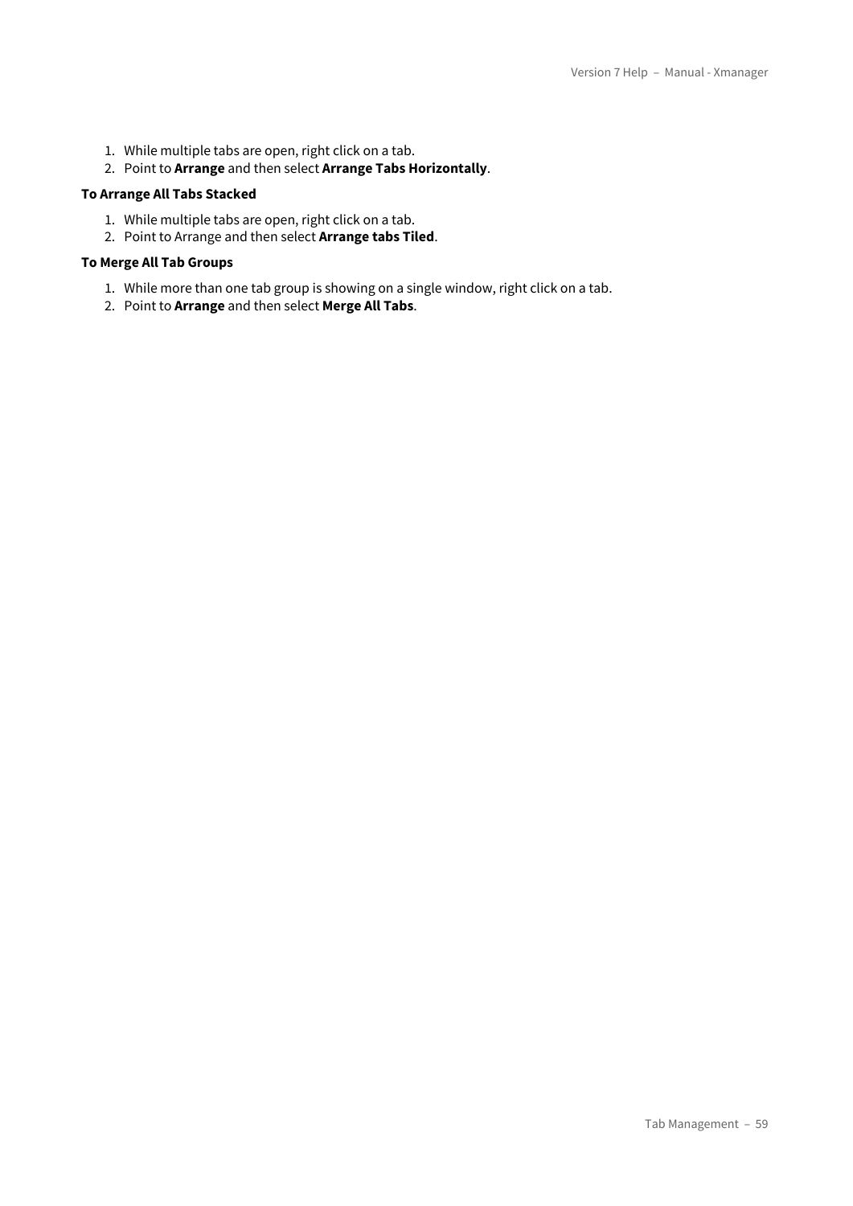1. While multiple tabs are open, right click on a tab.
2. Point to **Arrange** and then select **Arrange Tabs Horizontally**.

**To Arrange All Tabs Stacked**

1. While multiple tabs are open, right click on a tab.
2. Point to Arrange and then select **Arrange tabs Tiled**.

**To Merge All Tab Groups**

1. While more than one tab group is showing on a single window, right click on a tab.
2. Point to **Arrange** and then select **Merge All Tabs**.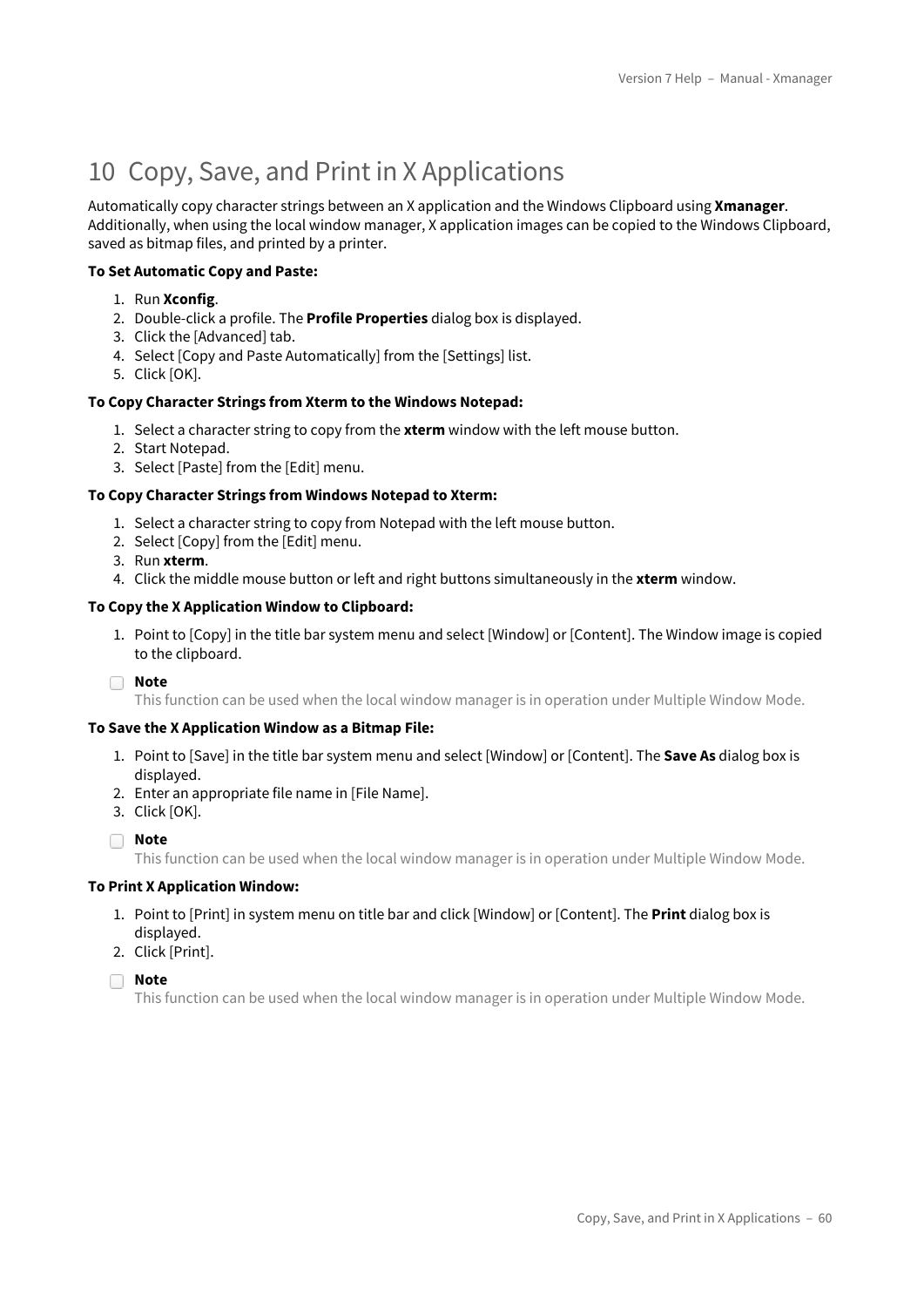# 10 Copy, Save, and Print in X Applications

Automatically copy character strings between an X application and the Windows Clipboard using **Xmanager**. Additionally, when using the local window manager, X application images can be copied to the Windows Clipboard, saved as bitmap files, and printed by a printer.

**To Set Automatic Copy and Paste:**

1. Run **Xconfig**.
2. Double-click a profile. The **Profile Properties** dialog box is displayed.
3. Click the [Advanced] tab.
4. Select [Copy and Paste Automatically] from the [Settings] list.
5. Click [OK].

**To Copy Character Strings from Xterm to the Windows Notepad:**

1. Select a character string to copy from the **xterm** window with the left mouse button.
2. Start Notepad.
3. Select [Paste] from the [Edit] menu.

**To Copy Character Strings from Windows Notepad to Xterm:**

1. Select a character string to copy from Notepad with the left mouse button.
2. Select [Copy] from the [Edit] menu.
3. Run **xterm**.
4. Click the middle mouse button or left and right buttons simultaneously in the **xterm** window.

**To Copy the X Application Window to Clipboard:**

1. Point to [Copy] in the title bar system menu and select [Window] or [Content]. The Window image is copied to the clipboard.

> **Note**
> This function can be used when the local window manager is in operation under Multiple Window Mode.

**To Save the X Application Window as a Bitmap File:**

1. Point to [Save] in the title bar system menu and select [Window] or [Content]. The **Save As** dialog box is displayed.
2. Enter an appropriate file name in [File Name].
3. Click [OK].

> **Note**
> This function can be used when the local window manager is in operation under Multiple Window Mode.

**To Print X Application Window:**

1. Point to [Print] in system menu on title bar and click [Window] or [Content]. The **Print** dialog box is displayed.
2. Click [Print].

> **Note**
> This function can be used when the local window manager is in operation under Multiple Window Mode.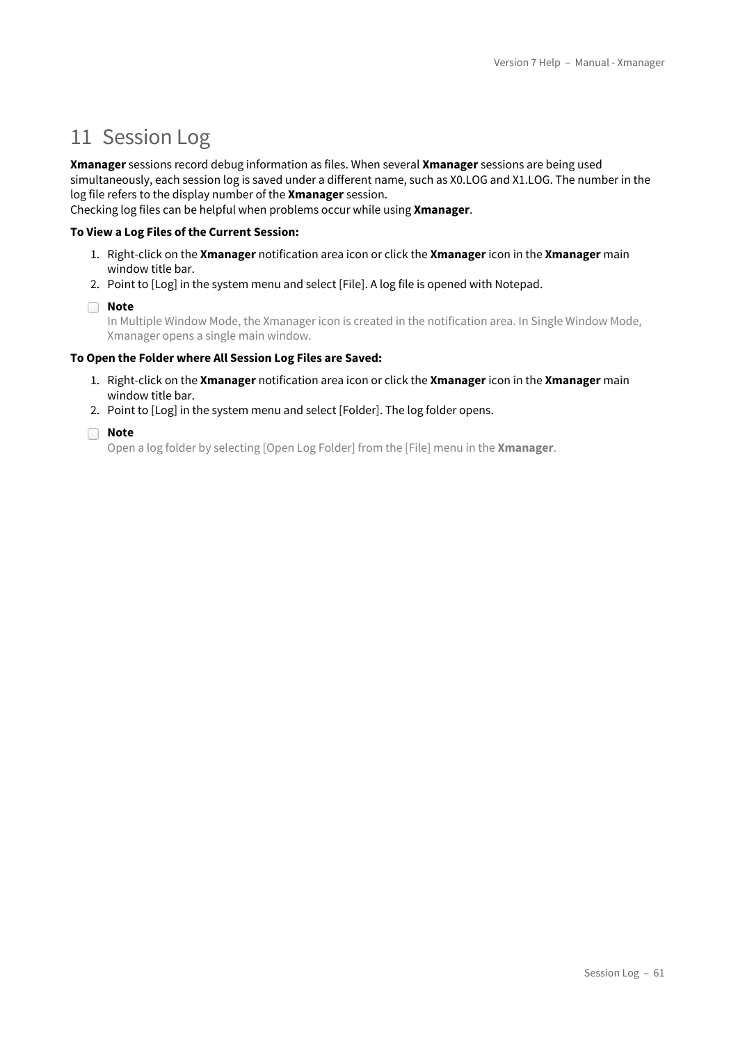# 11 Session Log

**Xmanager** sessions record debug information as files. When several **Xmanager** sessions are being used simultaneously, each session log is saved under a different name, such as X0.LOG and X1.LOG. The number in the log file refers to the display number of the **Xmanager** session.
Checking log files can be helpful when problems occur while using **Xmanager**.

**To View a Log Files of the Current Session:**

1. Right-click on the **Xmanager** notification area icon or click the **Xmanager** icon in the **Xmanager** main window title bar.
2. Point to [Log] in the system menu and select [File]. A log file is opened with Notepad.

**Note**
In Multiple Window Mode, the Xmanager icon is created in the notification area. In Single Window Mode, Xmanager opens a single main window.

**To Open the Folder where All Session Log Files are Saved:**

1. Right-click on the **Xmanager** notification area icon or click the **Xmanager** icon in the **Xmanager** main window title bar.
2. Point to [Log] in the system menu and select [Folder]. The log folder opens.

**Note**
Open a log folder by selecting [Open Log Folder] from the [File] menu in the **Xmanager**.